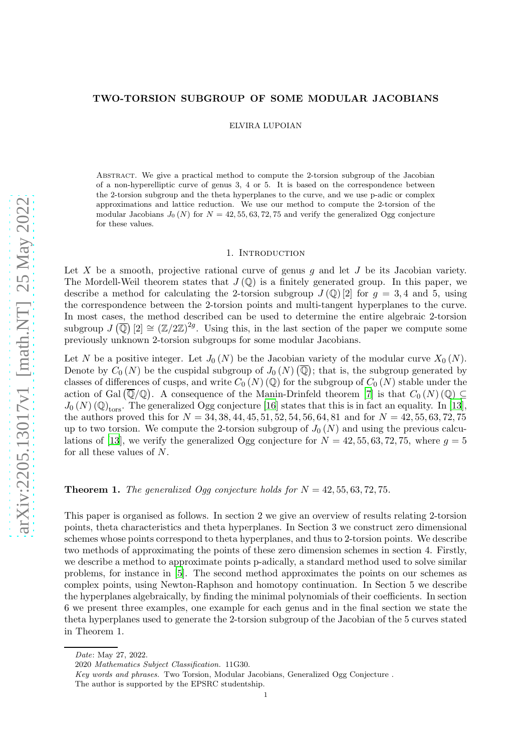# TWO-TORSION SUBGROUP OF SOME MODULAR JACOBIANS

ELVIRA LUPOIAN

Abstract. We give a practical method to compute the 2-torsion subgroup of the Jacobian of a non-hyperelliptic curve of genus 3, 4 or 5. It is based on the correspondence between the 2-torsion subgroup and the theta hyperplanes to the curve, and we use p-adic or complex approximations and lattice reduction. We use our method to compute the 2-torsion of the modular Jacobians $J_0(N)$ for $N = 42, 55, 63, 72, 75$ and verify the generalized Ogg conjecture for these values.

## 1. Introduction

Let $X$ be a smooth, projective rational curve of genus $g$ and let $J$ be its Jacobian variety. The Mordell-Weil theorem states that $J(\mathbb{Q})$ is a finitely generated group. In this paper, we describe a method for calculating the 2-torsion subgroup $J(\mathbb{Q})[2]$ for $g = 3, 4$ and $5$, using the correspondence between the 2-torsion points and multi-tangent hyperplanes to the curve. In most cases, the method described can be used to determine the entire algebraic 2-torsion subgroup $J(\overline{\mathbb{Q}})[2] \cong (\mathbb{Z}/2\mathbb{Z})^{2g}$. Using this, in the last section of the paper we compute some previously unknown 2-torsion subgroups for some modular Jacobians.

Let $N$ be a positive integer. Let $J_0(N)$ be the Jacobian variety of the modular curve $X_0(N)$. Denote by $C_0(N)$ be the cuspidal subgroup of $J_0(N)(\overline{\mathbb{Q}})$; that is, the subgroup generated by classes of differences of cusps, and write $C_0(N)(\mathbb{Q})$ for the subgroup of $C_0(N)$ stable under the action of $\mathrm{Gal}(\overline{\mathbb{Q}}/\mathbb{Q})$. A consequence of the Manin-Drinfeld theorem [7] is that $C_0(N)(\mathbb{Q}) \subseteq J_0(N)(\mathbb{Q})_{\mathrm{tors}}$. The generalized Ogg conjecture [16] states that this is in fact an equality. In [13], the authors proved this for $N = 34, 38, 44, 45, 51, 52, 54, 56, 64, 81$ and for $N = 42, 55, 63, 72, 75$ up to two torsion. We compute the 2-torsion subgroup of $J_0(N)$ and using the previous calculations of [13], we verify the generalized Ogg conjecture for $N = 42, 55, 63, 72, 75$, where $g = 5$ for all these values of $N$.

**Theorem 1.** *The generalized Ogg conjecture holds for $N = 42, 55, 63, 72, 75$.*

This paper is organised as follows. In section 2 we give an overview of results relating 2-torsion points, theta characteristics and theta hyperplanes. In Section 3 we construct zero dimensional schemes whose points correspond to theta hyperplanes, and thus to 2-torsion points. We describe two methods of approximating the points of these zero dimension schemes in section 4. Firstly, we describe a method to approximate points p-adically, a standard method used to solve similar problems, for instance in [5]. The second method approximates the points on our schemes as complex points, using Newton-Raphson and homotopy continuation. In Section 5 we describe the hyperplanes algebraically, by finding the minimal polynomials of their coefficients. In section 6 we present three examples, one example for each genus and in the final section we state the theta hyperplanes used to generate the 2-torsion subgroup of the Jacobian of the 5 curves stated in Theorem 1.

---

*Date*: May 27, 2022.

2020 *Mathematics Subject Classification.* 11G30.

*Key words and phrases.* Two Torsion, Modular Jacobians, Generalized Ogg Conjecture .

The author is supported by the EPSRC studentship.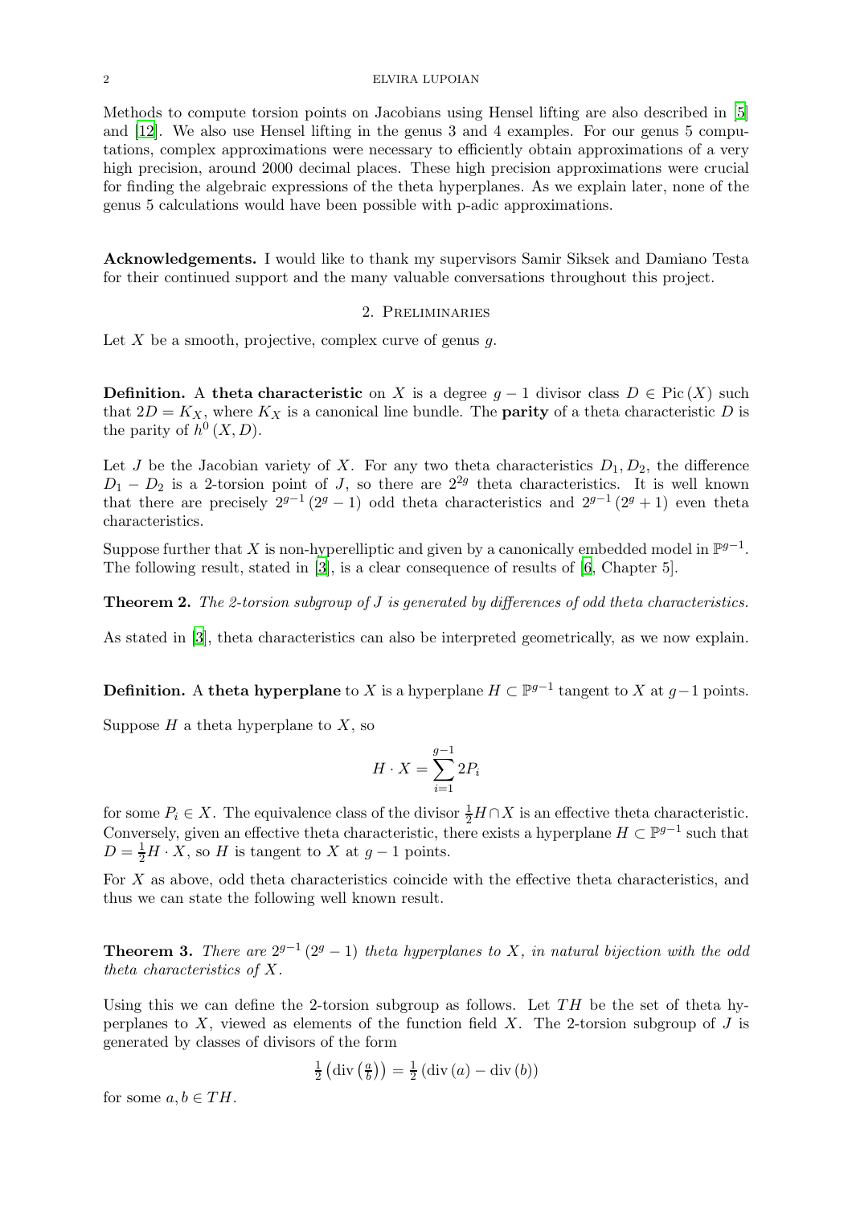Methods to compute torsion points on Jacobians using Hensel lifting are also described in [5] and [12]. We also use Hensel lifting in the genus 3 and 4 examples. For our genus 5 computations, complex approximations were necessary to efficiently obtain approximations of a very high precision, around 2000 decimal places. These high precision approximations were crucial for finding the algebraic expressions of the theta hyperplanes. As we explain later, none of the genus 5 calculations would have been possible with p-adic approximations.

**Acknowledgements.** I would like to thank my supervisors Samir Siksek and Damiano Testa for their continued support and the many valuable conversations throughout this project.

## 2. Preliminaries

Let $X$ be a smooth, projective, complex curve of genus $g$.

**Definition.** A **theta characteristic** on $X$ is a degree $g-1$ divisor class $D \in \mathrm{Pic}(X)$ such that $2D = K_X$, where $K_X$ is a canonical line bundle. The **parity** of a theta characteristic $D$ is the parity of $h^0(X, D)$.

Let $J$ be the Jacobian variety of $X$. For any two theta characteristics $D_1, D_2$, the difference $D_1 - D_2$ is a 2-torsion point of $J$, so there are $2^{2g}$ theta characteristics. It is well known that there are precisely $2^{g-1}(2^g - 1)$ odd theta characteristics and $2^{g-1}(2^g + 1)$ even theta characteristics.

Suppose further that $X$ is non-hyperelliptic and given by a canonically embedded model in $\mathbb{P}^{g-1}$. The following result, stated in [3], is a clear consequence of results of [6, Chapter 5].

**Theorem 2.** *The 2-torsion subgroup of $J$ is generated by differences of odd theta characteristics.*

As stated in [3], theta characteristics can also be interpreted geometrically, as we now explain.

**Definition.** A **theta hyperplane** to $X$ is a hyperplane $H \subset \mathbb{P}^{g-1}$ tangent to $X$ at $g-1$ points.

Suppose $H$ a theta hyperplane to $X$, so

$$H \cdot X = \sum_{i=1}^{g-1} 2P_i$$

for some $P_i \in X$. The equivalence class of the divisor $\frac{1}{2}H \cap X$ is an effective theta characteristic. Conversely, given an effective theta characteristic, there exists a hyperplane $H \subset \mathbb{P}^{g-1}$ such that $D = \frac{1}{2}H \cdot X$, so $H$ is tangent to $X$ at $g-1$ points.

For $X$ as above, odd theta characteristics coincide with the effective theta characteristics, and thus we can state the following well known result.

**Theorem 3.** *There are $2^{g-1}(2^g - 1)$ theta hyperplanes to $X$, in natural bijection with the odd theta characteristics of $X$.*

Using this we can define the 2-torsion subgroup as follows. Let $TH$ be the set of theta hyperplanes to $X$, viewed as elements of the function field $X$. The 2-torsion subgroup of $J$ is generated by classes of divisors of the form

$$\tfrac{1}{2}\left(\mathrm{div}\left(\tfrac{a}{b}\right)\right) = \tfrac{1}{2}\left(\mathrm{div}(a) - \mathrm{div}(b)\right)$$

for some $a, b \in TH$.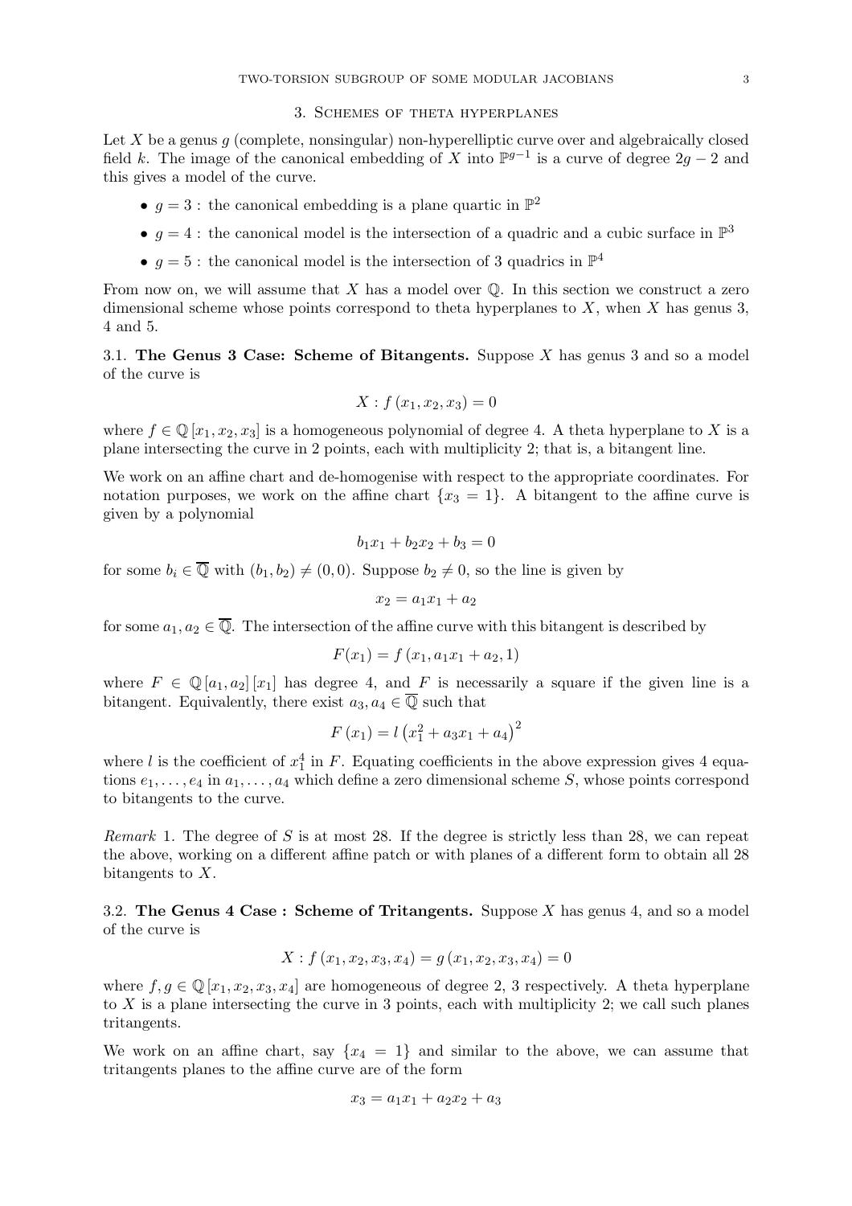## 3. Schemes of theta hyperplanes

Let $X$ be a genus $g$ (complete, nonsingular) non-hyperelliptic curve over and algebraicly closed field $k$. The image of the canonical embedding of $X$ into $\mathbb{P}^{g-1}$ is a curve of degree $2g-2$ and this gives a model of the curve.

- $g = 3$ : the canonical embedding is a plane quartic in $\mathbb{P}^2$
- $g = 4$ : the canonical model is the intersection of a quadric and a cubic surface in $\mathbb{P}^3$
- $g = 5$ : the canonical model is the intersection of 3 quadrics in $\mathbb{P}^4$

From now on, we will assume that $X$ has a model over $\mathbb{Q}$. In this section we construct a zero dimensional scheme whose points correspond to theta hyperplanes to $X$, when $X$ has genus 3, 4 and 5.

### 3.1. The Genus 3 Case: Scheme of Bitangents.

Suppose $X$ has genus 3 and so a model of the curve is

$$X : f(x_1, x_2, x_3) = 0$$

where $f \in \mathbb{Q}[x_1, x_2, x_3]$ is a homogeneous polynomial of degree 4. A theta hyperplane to $X$ is a plane intersecting the curve in 2 points, each with multiplicity 2; that is, a bitangent line.

We work on an affine chart and de-homogenise with respect to the appropriate coordinates. For notation purposes, we work on the affine chart $\{x_3 = 1\}$. A bitangent to the affine curve is given by a polynomial

$$b_1x_1 + b_2x_2 + b_3 = 0$$

for some $b_i \in \overline{\mathbb{Q}}$ with $(b_1, b_2) \neq (0, 0)$. Suppose $b_2 \neq 0$, so the line is given by

$$x_2 = a_1x_1 + a_2$$

for some $a_1, a_2 \in \overline{\mathbb{Q}}$. The intersection of the affine curve with this bitangent is described by

$$F(x_1) = f(x_1, a_1x_1 + a_2, 1)$$

where $F \in \mathbb{Q}[a_1, a_2][x_1]$ has degree 4, and $F$ is necessarily a square if the given line is a bitangent. Equivalently, there exist $a_3, a_4 \in \overline{\mathbb{Q}}$ such that

$$F(x_1) = l\left(x_1^2 + a_3x_1 + a_4\right)^2$$

where $l$ is the coefficient of $x_1^4$ in $F$. Equating coefficients in the above expression gives 4 equations $e_1, \ldots, e_4$ in $a_1, \ldots, a_4$ which define a zero dimensional scheme $S$, whose points correspond to bitangents to the curve.

*Remark* 1. The degree of $S$ is at most 28. If the degree is strictly less than 28, we can repeat the above, working on a different affine patch or with planes of a different form to obtain all 28 bitangents to $X$.

### 3.2. The Genus 4 Case : Scheme of Tritangents.

Suppose $X$ has genus 4, and so a model of the curve is

$$X : f(x_1, x_2, x_3, x_4) = g(x_1, x_2, x_3, x_4) = 0$$

where $f, g \in \mathbb{Q}[x_1, x_2, x_3, x_4]$ are homogeneous of degree 2, 3 respectively. A theta hyperplane to $X$ is a plane intersecting the curve in 3 points, each with multiplicity 2; we call such planes tritangents.

We work on an affine chart, say $\{x_4 = 1\}$ and similar to the above, we can assume that tritangents planes to the affine curve are of the form

$$x_3 = a_1x_1 + a_2x_2 + a_3$$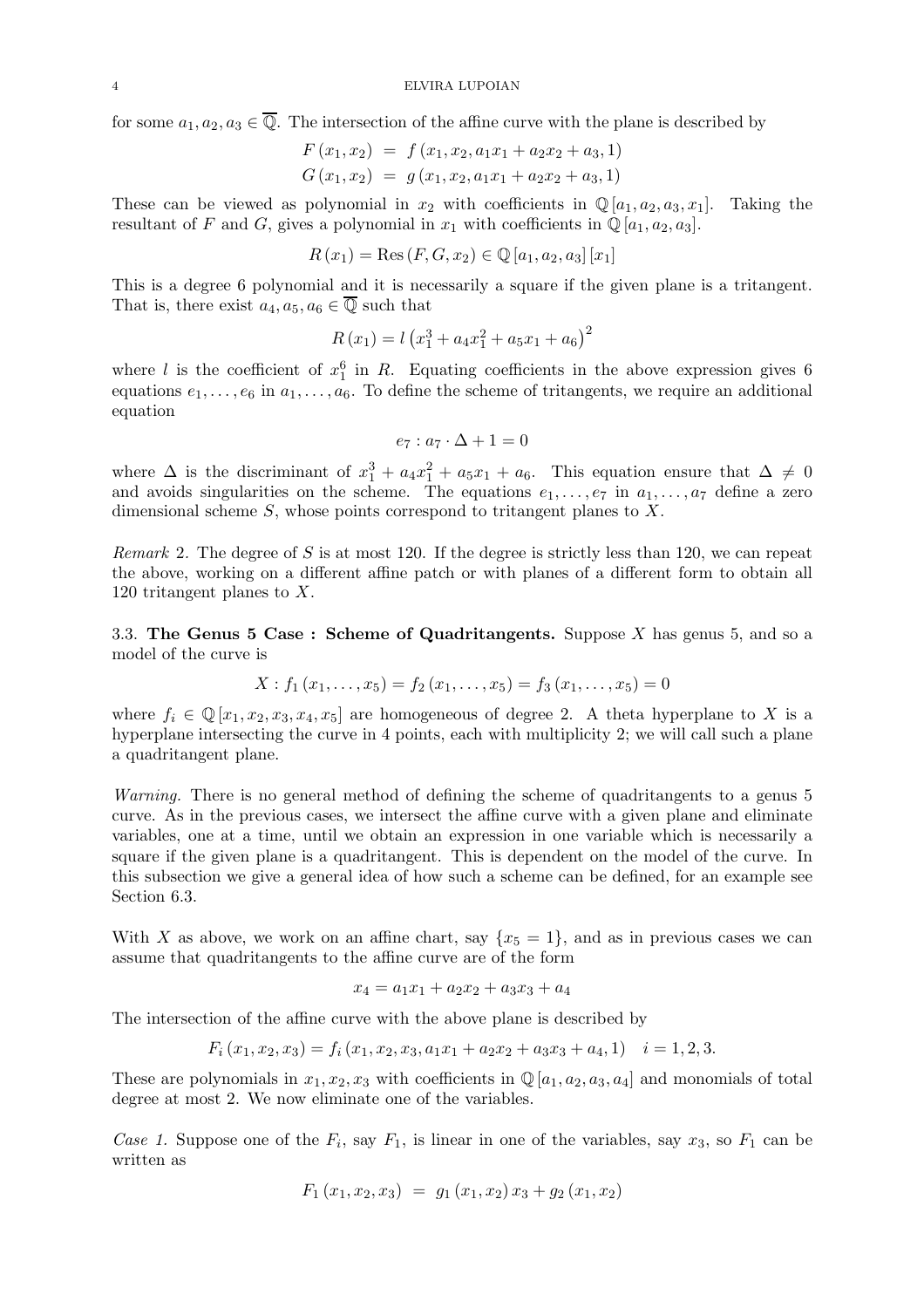for some $a_1, a_2, a_3 \in \overline{\mathbb{Q}}$. The intersection of the affine curve with the plane is described by

$$F(x_1, x_2) = f(x_1, x_2, a_1x_1 + a_2x_2 + a_3, 1)$$
$$G(x_1, x_2) = g(x_1, x_2, a_1x_1 + a_2x_2 + a_3, 1)$$

These can be viewed as polynomial in $x_2$ with coefficients in $\mathbb{Q}[a_1, a_2, a_3, x_1]$. Taking the resultant of $F$ and $G$, gives a polynomial in $x_1$ with coefficients in $\mathbb{Q}[a_1, a_2, a_3]$.

$$R(x_1) = \operatorname{Res}(F, G, x_2) \in \mathbb{Q}[a_1, a_2, a_3][x_1]$$

This is a degree 6 polynomial and it is necessarily a square if the given plane is a tritangent. That is, there exist $a_4, a_5, a_6 \in \overline{\mathbb{Q}}$ such that

$$R(x_1) = l\left(x_1^3 + a_4x_1^2 + a_5x_1 + a_6\right)^2$$

where $l$ is the coefficient of $x_1^6$ in $R$. Equating coefficients in the above expression gives 6 equations $e_1, \ldots, e_6$ in $a_1, \ldots, a_6$. To define the scheme of tritangents, we require an additional equation

$$e_7 : a_7 \cdot \Delta + 1 = 0$$

where $\Delta$ is the discriminant of $x_1^3 + a_4x_1^2 + a_5x_1 + a_6$. This equation ensure that $\Delta \neq 0$ and avoids singularities on the scheme. The equations $e_1, \ldots, e_7$ in $a_1, \ldots, a_7$ define a zero dimensional scheme $S$, whose points correspond to tritangent planes to $X$.

*Remark* 2. The degree of $S$ is at most 120. If the degree is strictly less than 120, we can repeat the above, working on a different affine patch or with planes of a different form to obtain all 120 tritangent planes to $X$.

### 3.3. The Genus 5 Case : Scheme of Quadritangents.

Suppose $X$ has genus 5, and so a model of the curve is

$$X : f_1(x_1, \ldots, x_5) = f_2(x_1, \ldots, x_5) = f_3(x_1, \ldots, x_5) = 0$$

where $f_i \in \mathbb{Q}[x_1, x_2, x_3, x_4, x_5]$ are homogeneous of degree 2. A theta hyperplane to $X$ is a hyperplane intersecting the curve in 4 points, each with multiplicity 2; we will call such a plane a quadritangent plane.

*Warning.* There is no general method of defining the scheme of quadritangents to a genus 5 curve. As in the previous cases, we intersect the affine curve with a given plane and eliminate variables, one at a time, until we obtain an expression in one variable which is necessarily a square if the given plane is a quadritangent. This is dependent on the model of the curve. In this subsection we give a general idea of how such a scheme can be defined, for an example see Section 6.3.

With $X$ as above, we work on an affine chart, say $\{x_5 = 1\}$, and as in previous cases we can assume that quadritangents to the affine curve are of the form

$$x_4 = a_1x_1 + a_2x_2 + a_3x_3 + a_4$$

The intersection of the affine curve with the above plane is described by

$$F_i(x_1, x_2, x_3) = f_i(x_1, x_2, x_3, a_1x_1 + a_2x_2 + a_3x_3 + a_4, 1) \quad i = 1, 2, 3.$$

These are polynomials in $x_1, x_2, x_3$ with coefficients in $\mathbb{Q}[a_1, a_2, a_3, a_4]$ and monomials of total degree at most 2. We now eliminate one of the variables.

*Case 1.* Suppose one of the $F_i$, say $F_1$, is linear in one of the variables, say $x_3$, so $F_1$ can be written as

$$F_1(x_1, x_2, x_3) = g_1(x_1, x_2)\,x_3 + g_2(x_1, x_2)$$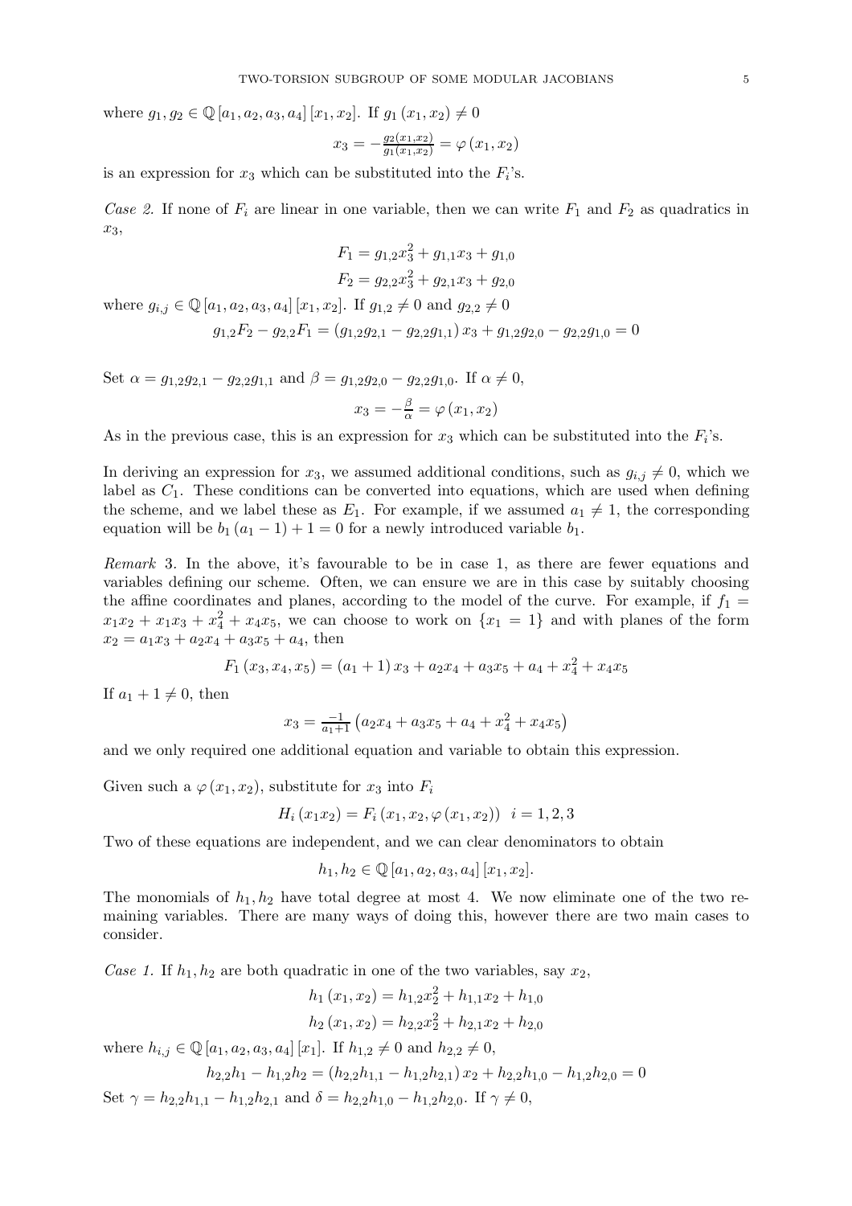where $g_1, g_2 \in \mathbb{Q}[a_1, a_2, a_3, a_4][x_1, x_2]$. If $g_1(x_1, x_2) \neq 0$

$$x_3 = -\frac{g_2(x_1,x_2)}{g_1(x_1,x_2)} = \varphi(x_1, x_2)$$

is an expression for $x_3$ which can be substituted into the $F_i$'s.

*Case 2.* If none of $F_i$ are linear in one variable, then we can write $F_1$ and $F_2$ as quadratics in $x_3$,

$$F_1 = g_{1,2}x_3^2 + g_{1,1}x_3 + g_{1,0}$$
$$F_2 = g_{2,2}x_3^2 + g_{2,1}x_3 + g_{2,0}$$

where $g_{i,j} \in \mathbb{Q}[a_1, a_2, a_3, a_4][x_1, x_2]$. If $g_{1,2} \neq 0$ and $g_{2,2} \neq 0$

$$g_{1,2}F_2 - g_{2,2}F_1 = (g_{1,2}g_{2,1} - g_{2,2}g_{1,1})x_3 + g_{1,2}g_{2,0} - g_{2,2}g_{1,0} = 0$$

Set $\alpha = g_{1,2}g_{2,1} - g_{2,2}g_{1,1}$ and $\beta = g_{1,2}g_{2,0} - g_{2,2}g_{1,0}$. If $\alpha \neq 0$,

$$x_3 = -\frac{\beta}{\alpha} = \varphi(x_1, x_2)$$

As in the previous case, this is an expression for $x_3$ which can be substituted into the $F_i$'s.

In deriving an expression for $x_3$, we assumed additional conditions, such as $g_{i,j} \neq 0$, which we label as $C_1$. These conditions can be converted into equations, which are used when defining the scheme, and we label these as $E_1$. For example, if we assumed $a_1 \neq 1$, the corresponding equation will be $b_1(a_1 - 1) + 1 = 0$ for a newly introduced variable $b_1$.

*Remark* 3. In the above, it's favourable to be in case 1, as there are fewer equations and variables defining our scheme. Often, we can ensure we are in this case by suitably choosing the affine coordinates and planes, according to the model of the curve. For example, if $f_1 = x_1x_2 + x_1x_3 + x_4^2 + x_4x_5$, we can choose to work on $\{x_1 = 1\}$ and with planes of the form $x_2 = a_1x_3 + a_2x_4 + a_3x_5 + a_4$, then

$$F_1(x_3, x_4, x_5) = (a_1 + 1)x_3 + a_2x_4 + a_3x_5 + a_4 + x_4^2 + x_4x_5$$

If $a_1 + 1 \neq 0$, then

$$x_3 = \frac{-1}{a_1+1}\left(a_2x_4 + a_3x_5 + a_4 + x_4^2 + x_4x_5\right)$$

and we only required one additional equation and variable to obtain this expression.

Given such a $\varphi(x_1, x_2)$, substitute for $x_3$ into $F_i$

$$H_i(x_1x_2) = F_i(x_1, x_2, \varphi(x_1, x_2)) \quad i = 1, 2, 3$$

Two of these equations are independent, and we can clear denominators to obtain

$$h_1, h_2 \in \mathbb{Q}[a_1, a_2, a_3, a_4][x_1, x_2].$$

The monomials of $h_1, h_2$ have total degree at most 4. We now eliminate one of the two remaining variables. There are many ways of doing this, however there are two main cases to consider.

*Case 1.* If $h_1, h_2$ are both quadratic in one of the two variables, say $x_2$,

$$h_1(x_1, x_2) = h_{1,2}x_2^2 + h_{1,1}x_2 + h_{1,0}$$
$$h_2(x_1, x_2) = h_{2,2}x_2^2 + h_{2,1}x_2 + h_{2,0}$$

where $h_{i,j} \in \mathbb{Q}[a_1, a_2, a_3, a_4][x_1]$. If $h_{1,2} \neq 0$ and $h_{2,2} \neq 0$,

$$h_{2,2}h_1 - h_{1,2}h_2 = (h_{2,2}h_{1,1} - h_{1,2}h_{2,1})x_2 + h_{2,2}h_{1,0} - h_{1,2}h_{2,0} = 0$$

Set $\gamma = h_{2,2}h_{1,1} - h_{1,2}h_{2,1}$ and $\delta = h_{2,2}h_{1,0} - h_{1,2}h_{2,0}$. If $\gamma \neq 0$,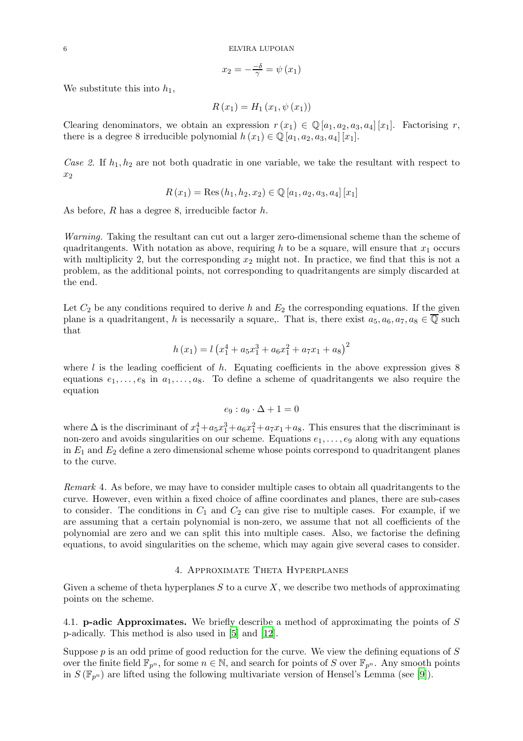$$x_2 = -\frac{-\delta}{\gamma} = \psi(x_1)$$

We substitute this into $h_1$,

$$R(x_1) = H_1(x_1, \psi(x_1))$$

Clearing denominators, we obtain an expression $r(x_1) \in \mathbb{Q}[a_1, a_2, a_3, a_4][x_1]$. Factorising $r$, there is a degree 8 irreducible polynomial $h(x_1) \in \mathbb{Q}[a_1, a_2, a_3, a_4][x_1]$.

*Case 2.* If $h_1, h_2$ are not both quadratic in one variable, we take the resultant with respect to $x_2$

$$R(x_1) = \operatorname{Res}(h_1, h_2, x_2) \in \mathbb{Q}[a_1, a_2, a_3, a_4][x_1]$$

As before, $R$ has a degree 8, irreducible factor $h$.

*Warning.* Taking the resultant can cut out a larger zero-dimensional scheme than the scheme of quadritangents. With notation as above, requiring $h$ to be a square, will ensure that $x_1$ occurs with multiplicity 2, but the corresponding $x_2$ might not. In practice, we find that this is not a problem, as the additional points, not corresponding to quadritangents are simply discarded at the end.

Let $C_2$ be any conditions required to derive $h$ and $E_2$ the corresponding equations. If the given plane is a quadritangent, $h$ is necessarily a square,. That is, there exist $a_5, a_6, a_7, a_8 \in \overline{\mathbb{Q}}$ such that

$$h(x_1) = l\left(x_1^4 + a_5 x_1^3 + a_6 x_1^2 + a_7 x_1 + a_8\right)^2$$

where $l$ is the leading coefficient of $h$. Equating coefficients in the above expression gives 8 equations $e_1, \ldots, e_8$ in $a_1, \ldots, a_8$. To define a scheme of quadritangents we also require the equation

$$e_9 : a_9 \cdot \Delta + 1 = 0$$

where $\Delta$ is the discriminant of $x_1^4 + a_5 x_1^3 + a_6 x_1^2 + a_7 x_1 + a_8$. This ensures that the discriminant is non-zero and avoids singularities on our scheme. Equations $e_1, \ldots, e_9$ along with any equations in $E_1$ and $E_2$ define a zero dimensional scheme whose points correspond to quadritangent planes to the curve.

*Remark* 4. As before, we may have to consider multiple cases to obtain all quadritangents to the curve. However, even within a fixed choice of affine coordinates and planes, there are sub-cases to consider. The conditions in $C_1$ and $C_2$ can give rise to multiple cases. For example, if we are assuming that a certain polynomial is non-zero, we assume that not all coefficients of the polynomial are zero and we can split this into multiple cases. Also, we factorise the defining equations, to avoid singularities on the scheme, which may again give several cases to consider.

## 4. Approximate Theta Hyperplanes

Given a scheme of theta hyperplanes $S$ to a curve $X$, we describe two methods of approximating points on the scheme.

### 4.1. p-adic Approximates.

We briefly describe a method of approximating the points of $S$ p-adically. This method is also used in [5] and [12].

Suppose $p$ is an odd prime of good reduction for the curve. We view the defining equations of $S$ over the finite field $\mathbb{F}_{p^n}$, for some $n \in \mathbb{N}$, and search for points of $S$ over $\mathbb{F}_{p^n}$. Any smooth points in $S(\mathbb{F}_{p^n})$ are lifted using the following multivariate version of Hensel's Lemma (see [9]).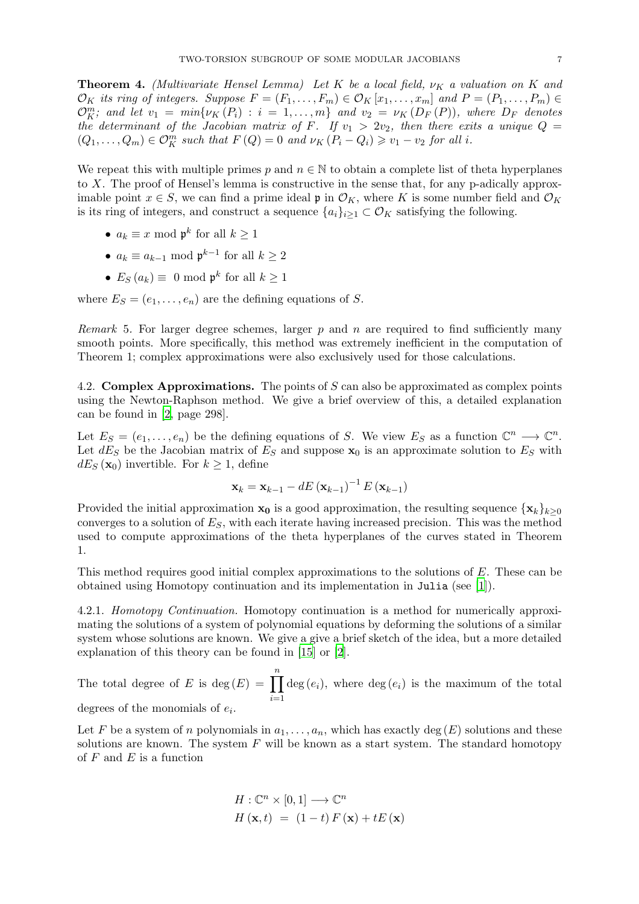**Theorem 4.** *(Multivariate Hensel Lemma) Let $K$ be a local field, $\nu_K$ a valuation on $K$ and $\mathcal{O}_K$ its ring of integers. Suppose $F = (F_1, \ldots, F_m) \in \mathcal{O}_K[x_1, \ldots, x_m]$ and $P = (P_1, \ldots, P_m) \in \mathcal{O}_K^m$; and let $v_1 = min\{\nu_K(P_i) : i = 1, \ldots, m\}$ and $v_2 = \nu_K(D_F(P))$, where $D_F$ denotes the determinant of the Jacobian matrix of $F$. If $v_1 > 2v_2$, then there exits a unique $Q = (Q_1, \ldots, Q_m) \in \mathcal{O}_K^m$ such that $F(Q) = 0$ and $\nu_K(P_i - Q_i) \geqslant v_1 - v_2$ for all $i$.*

We repeat this with multiple primes $p$ and $n \in \mathbb{N}$ to obtain a complete list of theta hyperplanes to $X$. The proof of Hensel's lemma is constructive in the sense that, for any p-adically approximable point $x \in S$, we can find a prime ideal $\mathfrak{p}$ in $\mathcal{O}_K$, where $K$ is some number field and $\mathcal{O}_K$ is its ring of integers, and construct a sequence $\{a_i\}_{i\geq 1} \subset \mathcal{O}_K$ satisfying the following.

- $a_k \equiv x \mod \mathfrak{p}^k$ for all $k \geq 1$
- $a_k \equiv a_{k-1} \mod \mathfrak{p}^{k-1}$ for all $k \geq 2$
- $E_S(a_k) \equiv 0 \mod \mathfrak{p}^k$ for all $k \geq 1$

where $E_S = (e_1, \ldots, e_n)$ are the defining equations of $S$.

*Remark* 5. For larger degree schemes, larger $p$ and $n$ are required to find sufficiently many smooth points. More specifically, this method was extremely inefficient in the computation of Theorem 1; complex approximations were also exclusively used for those calculations.

### 4.2. Complex Approximations.

The points of $S$ can also be approximated as complex points using the Newton-Raphson method. We give a brief overview of this, a detailed explanation can be found in [2, page 298].

Let $E_S = (e_1, \ldots, e_n)$ be the defining equations of $S$. We view $E_S$ as a function $\mathbb{C}^n \longrightarrow \mathbb{C}^n$. Let $dE_S$ be the Jacobian matrix of $E_S$ and suppose $\mathbf{x}_0$ is an approximate solution to $E_S$ with $dE_S(\mathbf{x}_0)$ invertible. For $k \geq 1$, define

$$\mathbf{x}_k = \mathbf{x}_{k-1} - dE(\mathbf{x}_{k-1})^{-1} E(\mathbf{x}_{k-1})$$

Provided the initial approximation $\mathbf{x_0}$ is a good approximation, the resulting sequence $\{\mathbf{x}_k\}_{k\geq 0}$ converges to a solution of $E_S$, with each iterate having increased precision. This was the method used to compute approximations of the theta hyperplanes of the curves stated in Theorem 1.

This method requires good initial complex approximations to the solutions of $E$. These can be obtained using Homotopy continuation and its implementation in `Julia` (see [1]).

#### 4.2.1. *Homotopy Continuation.*

Homotopy continuation is a method for numerically approximating the solutions of a system of polynomial equations by deforming the solutions of a similar system whose solutions are known. We give a give a brief sketch of the idea, but a more detailed explanation of this theory can be found in [15] or [2].

The total degree of $E$ is $\deg(E) = \prod_{i=1}^{n} \deg(e_i)$, where $\deg(e_i)$ is the maximum of the total degrees of the monomials of $e_i$.

Let $F$ be a system of $n$ polynomials in $a_1, \ldots, a_n$, which has exactly $\deg(E)$ solutions and these solutions are known. The system $F$ will be known as a start system. The standard homotopy of $F$ and $E$ is a function

$$\begin{aligned} H &: \mathbb{C}^n \times [0,1] \longrightarrow \mathbb{C}^n \\ H(\mathbf{x}, t) &= (1-t) F(\mathbf{x}) + tE(\mathbf{x}) \end{aligned}$$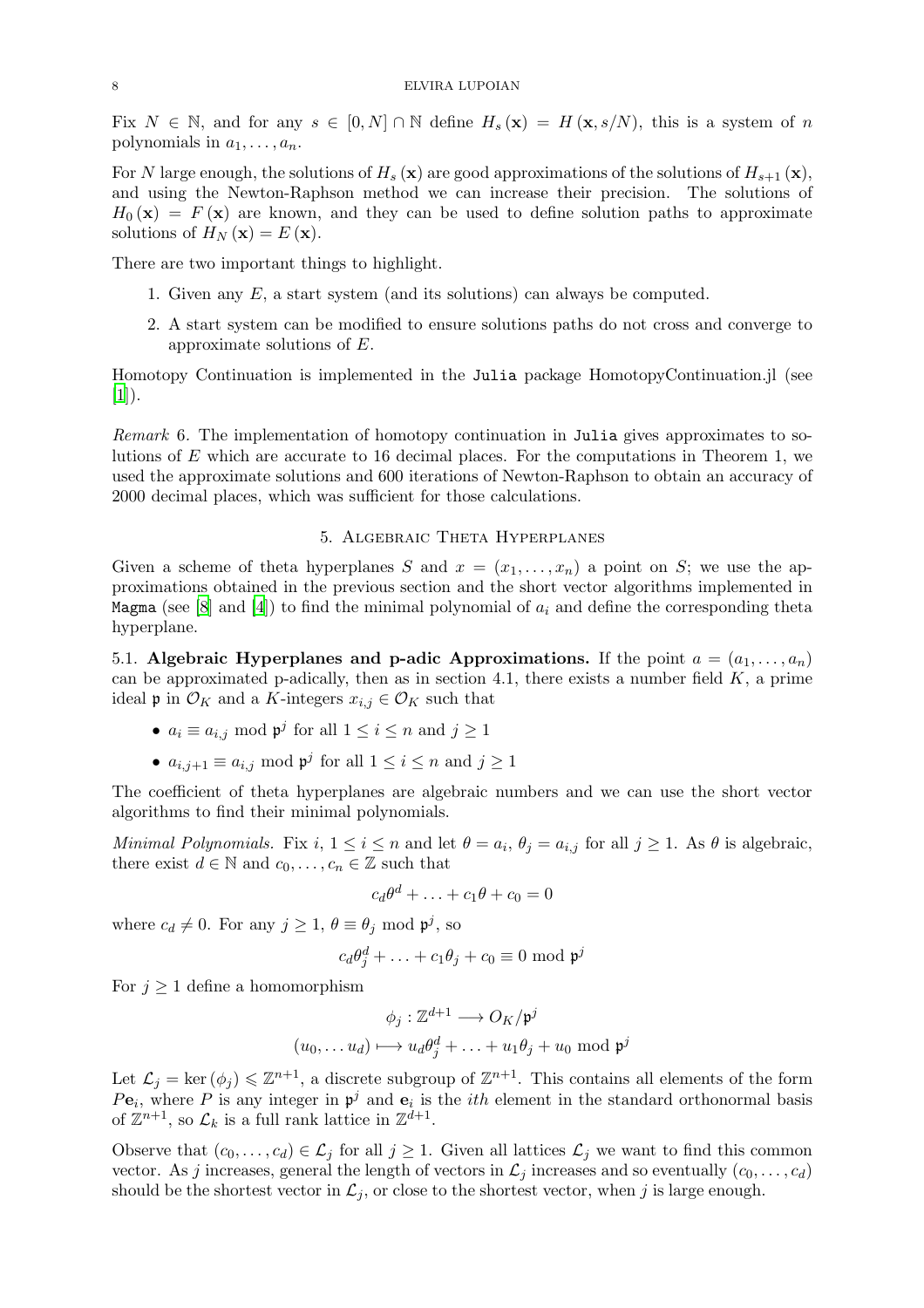Fix $N \in \mathbb{N}$, and for any $s \in [0, N] \cap \mathbb{N}$ define $H_s(\mathbf{x}) = H(\mathbf{x}, s/N)$, this is a system of $n$ polynomials in $a_1, \ldots, a_n$.

For $N$ large enough, the solutions of $H_s(\mathbf{x})$ are good approximations of the solutions of $H_{s+1}(\mathbf{x})$, and using the Newton-Raphson method we can increase their precision. The solutions of $H_0(\mathbf{x}) = F(\mathbf{x})$ are known, and they can be used to define solution paths to approximate solutions of $H_N(\mathbf{x}) = E(\mathbf{x})$.

There are two important things to highlight.

1. Given any $E$, a start system (and its solutions) can always be computed.
2. A start system can be modified to ensure solutions paths do not cross and converge to approximate solutions of $E$.

Homotopy Continuation is implemented in the `Julia` package HomotopyContinuation.jl (see [1]).

*Remark* 6. The implementation of homotopy continuation in `Julia` gives approximates to solutions of $E$ which are accurate to 16 decimal places. For the computations in Theorem 1, we used the approximate solutions and 600 iterations of Newton-Raphson to obtain an accuracy of 2000 decimal places, which was sufficient for those calculations.

## 5. Algebraic Theta Hyperplanes

Given a scheme of theta hyperplanes $S$ and $x = (x_1, \ldots, x_n)$ a point on $S$; we use the approximations obtained in the previous section and the short vector algorithms implemented in `Magma` (see [8] and [4]) to find the minimal polynomial of $a_i$ and define the corresponding theta hyperplane.

**5.1. Algebraic Hyperplanes and p-adic Approximations.** If the point $a = (a_1, \ldots, a_n)$ can be approximated p-adically, then as in section 4.1, there exists a number field $K$, a prime ideal $\mathfrak{p}$ in $\mathcal{O}_K$ and a $K$-integers $x_{i,j} \in \mathcal{O}_K$ such that

- $a_i \equiv a_{i,j} \bmod \mathfrak{p}^j$ for all $1 \leq i \leq n$ and $j \geq 1$
- $a_{i,j+1} \equiv a_{i,j} \bmod \mathfrak{p}^j$ for all $1 \leq i \leq n$ and $j \geq 1$

The coefficient of theta hyperplanes are algebraic numbers and we can use the short vector algorithms to find their minimal polynomials.

*Minimal Polynomials.* Fix $i$, $1 \leq i \leq n$ and let $\theta = a_i$, $\theta_j = a_{i,j}$ for all $j \geq 1$. As $\theta$ is algebraic, there exist $d \in \mathbb{N}$ and $c_0, \ldots, c_n \in \mathbb{Z}$ such that

$$c_d\theta^d + \ldots + c_1\theta + c_0 = 0$$

where $c_d \neq 0$. For any $j \geq 1$, $\theta \equiv \theta_j \bmod \mathfrak{p}^j$, so

$$c_d\theta_j^d + \ldots + c_1\theta_j + c_0 \equiv 0 \bmod \mathfrak{p}^j$$

For $j \geq 1$ define a homomorphism

$$\phi_j : \mathbb{Z}^{d+1} \longrightarrow O_K/\mathfrak{p}^j$$
$$(u_0, \ldots u_d) \longmapsto u_d\theta_j^d + \ldots + u_1\theta_j + u_0 \bmod \mathfrak{p}^j$$

Let $\mathcal{L}_j = \ker(\phi_j) \leqslant \mathbb{Z}^{n+1}$, a discrete subgroup of $\mathbb{Z}^{n+1}$. This contains all elements of the form $P\mathbf{e}_i$, where $P$ is any integer in $\mathfrak{p}^j$ and $\mathbf{e}_i$ is the $ith$ element in the standard orthonormal basis of $\mathbb{Z}^{n+1}$, so $\mathcal{L}_k$ is a full rank lattice in $\mathbb{Z}^{d+1}$.

Observe that $(c_0, \ldots, c_d) \in \mathcal{L}_j$ for all $j \geq 1$. Given all lattices $\mathcal{L}_j$ we want to find this common vector. As $j$ increases, general the length of vectors in $\mathcal{L}_j$ increases and so eventually $(c_0, \ldots, c_d)$ should be the shortest vector in $\mathcal{L}_j$, or close to the shortest vector, when $j$ is large enough.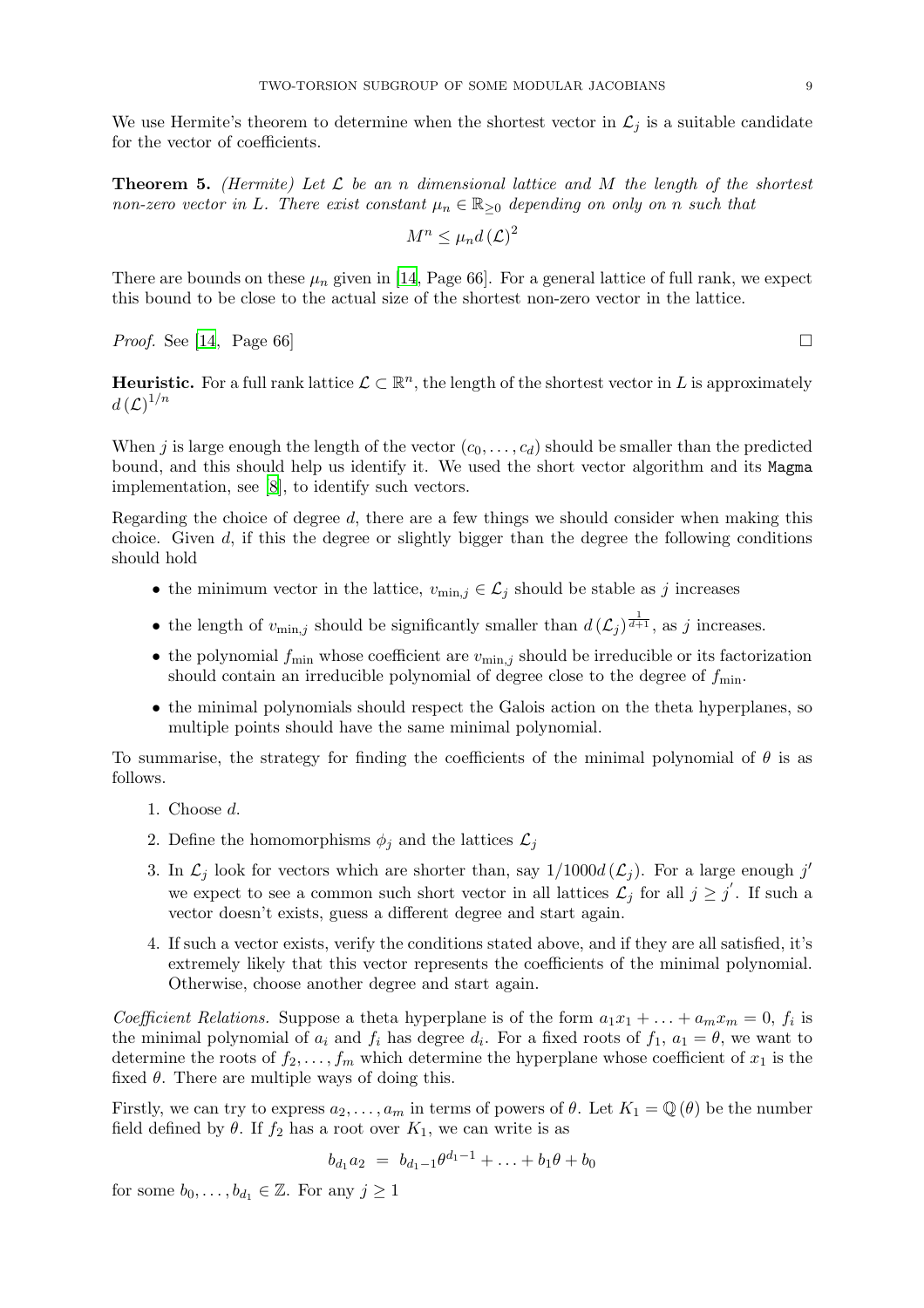We use Hermite's theorem to determine when the shortest vector in $\mathcal{L}_j$ is a suitable candidate for the vector of coefficients.

**Theorem 5.** *(Hermite) Let $\mathcal{L}$ be an $n$ dimensional lattice and $M$ the length of the shortest non-zero vector in $L$. There exist constant $\mu_n \in \mathbb{R}_{\geq 0}$ depending on only on $n$ such that*

$$M^n \leq \mu_n d(\mathcal{L})^2$$

There are bounds on these $\mu_n$ given in [14, Page 66]. For a general lattice of full rank, we expect this bound to be close to the actual size of the shortest non-zero vector in the lattice.

*Proof.* See [14, Page 66] □

**Heuristic.** For a full rank lattice $\mathcal{L} \subset \mathbb{R}^n$, the length of the shortest vector in $L$ is approximately $d(\mathcal{L})^{1/n}$

When $j$ is large enough the length of the vector $(c_0, \ldots, c_d)$ should be smaller than the predicted bound, and this should help us identify it. We used the short vector algorithm and its Magma implementation, see [8], to identify such vectors.

Regarding the choice of degree $d$, there are a few things we should consider when making this choice. Given $d$, if this the degree or slightly bigger than the degree the following conditions should hold

- the minimum vector in the lattice, $v_{\min,j} \in \mathcal{L}_j$ should be stable as $j$ increases
- the length of $v_{\min,j}$ should be significantly smaller than $d(\mathcal{L}_j)^{\frac{1}{d+1}}$, as $j$ increases.
- the polynomial $f_{\min}$ whose coefficient are $v_{\min,j}$ should be irreducible or its factorization should contain an irreducible polynomial of degree close to the degree of $f_{\min}$.
- the minimal polynomials should respect the Galois action on the theta hyperplanes, so multiple points should have the same minimal polynomial.

To summarise, the strategy for finding the coefficients of the minimal polynomial of $\theta$ is as follows.

1. Choose $d$.
2. Define the homomorphisms $\phi_j$ and the lattices $\mathcal{L}_j$
3. In $\mathcal{L}_j$ look for vectors which are shorter than, say $1/1000d(\mathcal{L}_j)$. For a large enough $j'$ we expect to see a common such short vector in all lattices $\mathcal{L}_j$ for all $j \geq j'$. If such a vector doesn't exists, guess a different degree and start again.
4. If such a vector exists, verify the conditions stated above, and if they are all satisfied, it's extremely likely that this vector represents the coefficients of the minimal polynomial. Otherwise, choose another degree and start again.

*Coefficient Relations.* Suppose a theta hyperplane is of the form $a_1x_1 + \ldots + a_mx_m = 0$, $f_i$ is the minimal polynomial of $a_i$ and $f_i$ has degree $d_i$. For a fixed roots of $f_1$, $a_1 = \theta$, we want to determine the roots of $f_2, \ldots, f_m$ which determine the hyperplane whose coefficient of $x_1$ is the fixed $\theta$. There are multiple ways of doing this.

Firstly, we can try to express $a_2, \ldots, a_m$ in terms of powers of $\theta$. Let $K_1 = \mathbb{Q}(\theta)$ be the number field defined by $\theta$. If $f_2$ has a root over $K_1$, we can write is as

$$b_{d_1}a_2 = b_{d_1-1}\theta^{d_1-1} + \ldots + b_1\theta + b_0$$

for some $b_0, \ldots, b_{d_1} \in \mathbb{Z}$. For any $j \geq 1$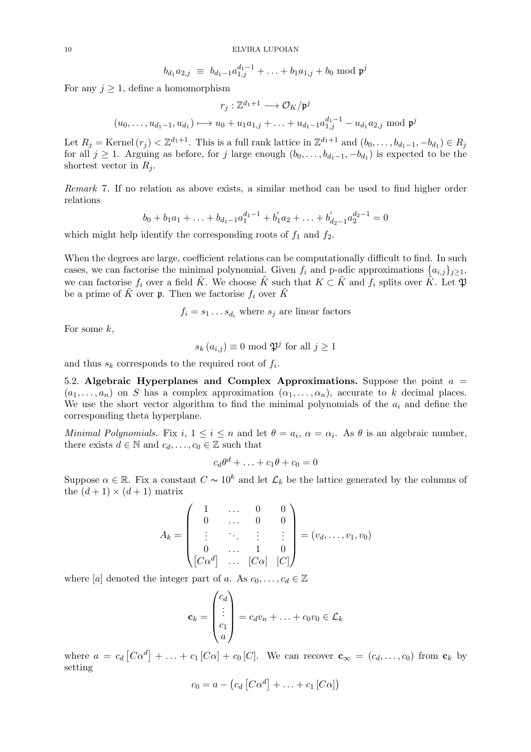$$b_{d_1} a_{2,j} \equiv b_{d_1-1} a_{1,j}^{d_1-1} + \ldots + b_1 a_{1,j} + b_0 \bmod \mathfrak{p}^j$$

For any $j \geq 1$, define a homomorphism

$$r_j : \mathbb{Z}^{d_1+1} \longrightarrow \mathcal{O}_K/\mathfrak{p}^j$$

$$(u_0, \ldots, u_{d_1-1}, u_{d_1}) \longmapsto u_0 + u_1 a_{1,j} + \ldots + u_{d_1-1} a_{1,j}^{d_1-1} - u_{d_1} a_{2,j} \bmod \mathfrak{p}^j$$

Let $R_j = \operatorname{Kernel}(r_j) < \mathbb{Z}^{d_1+1}$. This is a full rank lattice in $\mathbb{Z}^{d_1+1}$ and $(b_0, \ldots, b_{d_1-1}, -b_{d_1}) \in R_j$ for all $j \geq 1$. Arguing as before, for $j$ large enough $(b_0, \ldots, b_{d_1-1}, -b_{d_1})$ is expected to be the shortest vector in $R_j$.

*Remark* 7. If no relation as above exists, a similar method can be used to find higher order relations

$$b_0 + b_1 a_1 + \ldots + b_{d_1-1} a_1^{d_1-1} + b_1' a_2 + \ldots + b_{d_2-1}' a_2^{d_2-1} = 0$$

which might help identify the corresponding roots of $f_1$ and $f_2$.

When the degrees are large, coefficient relations can be computationally difficult to find. In such cases, we can factorise the minimal polynomial. Given $f_i$ and p-adic approximations $\{a_{i,j}\}_{j\geq 1}$, we can factorise $f_i$ over a field $\tilde{K}$. We choose $\tilde{K}$ such that $K \subset \tilde{K}$ and $f_i$ splits over $\tilde{K}$. Let $\mathfrak{P}$ be a prime of $\tilde{K}$ over $\mathfrak{p}$. Then we factorise $f_i$ over $\tilde{K}$

$$f_i = s_1 \ldots s_{d_i} \text{ where } s_j \text{ are linear factors}$$

For some $k$,

$$s_k(a_{i,j}) \equiv 0 \bmod \mathfrak{P}^j \text{ for all } j \geq 1$$

and thus $s_k$ corresponds to the required root of $f_i$.

### 5.2. Algebraic Hyperplanes and Complex Approximations.

Suppose the point $a = (a_1, \ldots, a_n)$ on $S$ has a complex approximation $(\alpha_1, \ldots, \alpha_n)$, accurate to $k$ decimal places. We use the short vector algorithm to find the minimal polynomials of the $a_i$ and define the corresponding theta hyperplane.

*Minimal Polynomials.* Fix $i$, $1 \leq i \leq n$ and let $\theta = a_i$, $\alpha = \alpha_i$. As $\theta$ is an algebraic number, there exists $d \in \mathbb{N}$ and $c_d, \ldots, c_0 \in \mathbb{Z}$ such that

$$c_d \theta^d + \ldots + c_1 \theta + c_0 = 0$$

Suppose $\alpha \in \mathbb{R}$. Fix a constant $C \sim 10^k$ and let $\mathcal{L}_k$ be the lattice generated by the columns of the $(d+1) \times (d+1)$ matrix

$$A_k = \begin{pmatrix} 1 & \ldots & 0 & 0 \\ 0 & \ldots & 0 & 0 \\ \vdots & \ddots & \vdots & \vdots \\ 0 & \ldots & 1 & 0 \\ [C\alpha^d] & \ldots & [C\alpha] & [C] \end{pmatrix} = (v_d, \ldots, v_1, v_0)$$

where $[a]$ denoted the integer part of $a$. As $c_0, \ldots, c_d \in \mathbb{Z}$

$$\mathbf{c}_k = \begin{pmatrix} c_d \\ \vdots \\ c_1 \\ a \end{pmatrix} = c_d v_n + \ldots + c_0 v_0 \in \mathcal{L}_k$$

where $a = c_d [C\alpha^d] + \ldots + c_1 [C\alpha] + c_0 [C]$. We can recover $\mathbf{c}_\infty = (c_d, \ldots, c_0)$ from $\mathbf{c}_k$ by setting

$$c_0 = a - (c_d [C\alpha^d] + \ldots + c_1 [C\alpha])$$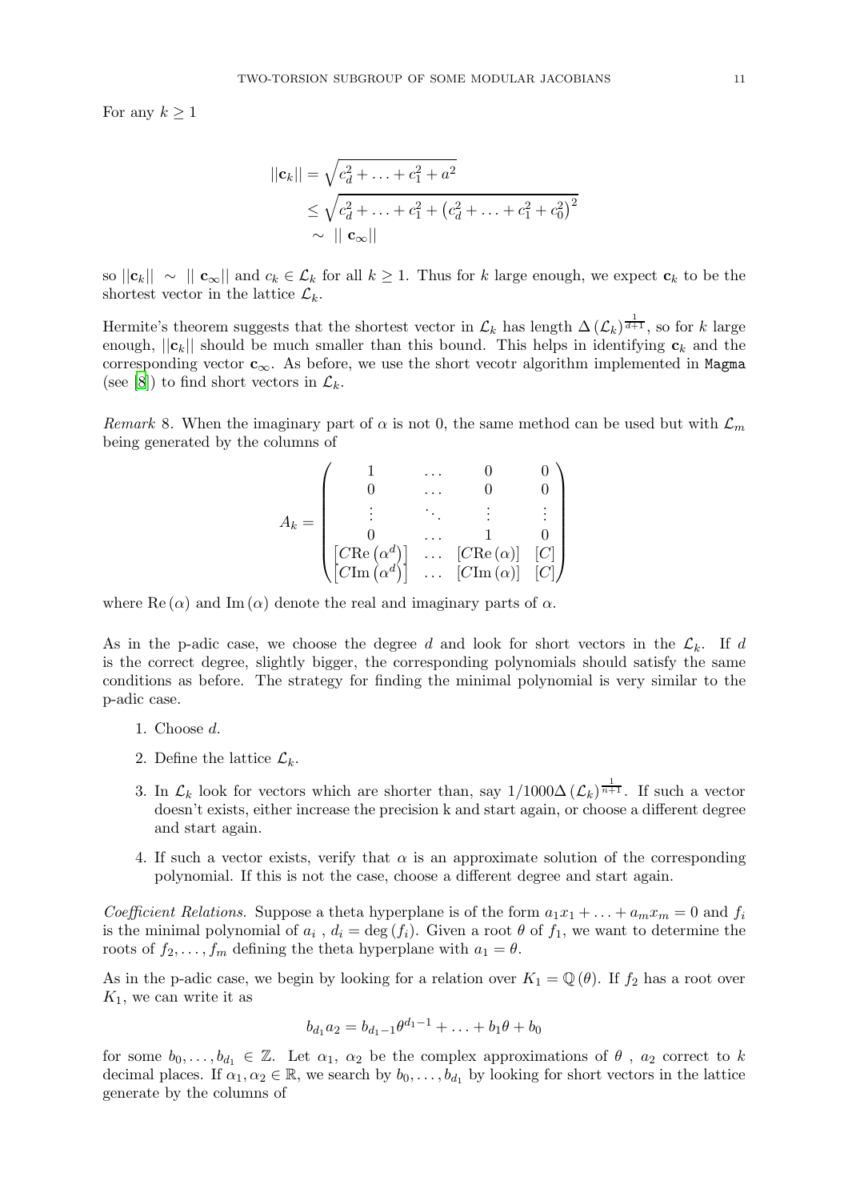For any $k \geq 1$

$$
\begin{aligned}
||\mathbf{c}_k|| &= \sqrt{c_d^2 + \ldots + c_1^2 + a^2} \\
&\leq \sqrt{c_d^2 + \ldots + c_1^2 + \left(c_d^2 + \ldots + c_1^2 + c_0^2\right)^2} \\
&\sim \ || \ \mathbf{c}_\infty||
\end{aligned}
$$

so $||\mathbf{c}_k|| \ \sim \ || \ \mathbf{c}_\infty||$ and $c_k \in \mathcal{L}_k$ for all $k \geq 1$. Thus for $k$ large enough, we expect $\mathbf{c}_k$ to be the shortest vector in the lattice $\mathcal{L}_k$.

Hermite's theorem suggests that the shortest vector in $\mathcal{L}_k$ has length $\Delta\left(\mathcal{L}_k\right)^{\frac{1}{d+1}}$, so for $k$ large enough, $||\mathbf{c}_k||$ should be much smaller than this bound. This helps in identifying $\mathbf{c}_k$ and the corresponding vector $\mathbf{c}_\infty$. As before, we use the short vecotr algorithm implemented in `Magma` (see [8]) to find short vectors in $\mathcal{L}_k$.

*Remark* 8. When the imaginary part of $\alpha$ is not 0, the same method can be used but with $\mathcal{L}_m$ being generated by the columns of

$$
A_k = \begin{pmatrix}
1 & \ldots & 0 & 0 \\
0 & \ldots & 0 & 0 \\
\vdots & \ddots & \vdots & \vdots \\
0 & \ldots & 1 & 0 \\
\left[C\mathrm{Re}\left(\alpha^d\right)\right] & \ldots & \left[C\mathrm{Re}\left(\alpha\right)\right] & [C] \\
\left[C\mathrm{Im}\left(\alpha^d\right)\right] & \ldots & \left[C\mathrm{Im}\left(\alpha\right)\right] & [C]
\end{pmatrix}
$$

where $\mathrm{Re}\left(\alpha\right)$ and $\mathrm{Im}\left(\alpha\right)$ denote the real and imaginary parts of $\alpha$.

As in the p-adic case, we choose the degree $d$ and look for short vectors in the $\mathcal{L}_k$. If $d$ is the correct degree, slightly bigger, the corresponding polynomials should satisfy the same conditions as before. The strategy for finding the minimal polynomial is very similar to the p-adic case.

1. Choose $d$.
2. Define the lattice $\mathcal{L}_k$.
3. In $\mathcal{L}_k$ look for vectors which are shorter than, say $1/1000\Delta\left(\mathcal{L}_k\right)^{\frac{1}{n+1}}$. If such a vector doesn't exists, either increase the precision k and start again, or choose a different degree and start again.
4. If such a vector exists, verify that $\alpha$ is an approximate solution of the corresponding polynomial. If this is not the case, choose a different degree and start again.

*Coefficient Relations.* Suppose a theta hyperplane is of the form $a_1x_1 + \ldots + a_mx_m = 0$ and $f_i$ is the minimal polynomial of $a_i$ , $d_i = \deg\left(f_i\right)$. Given a root $\theta$ of $f_1$, we want to determine the roots of $f_2, \ldots, f_m$ defining the theta hyperplane with $a_1 = \theta$.

As in the p-adic case, we begin by looking for a relation over $K_1 = \mathbb{Q}\left(\theta\right)$. If $f_2$ has a root over $K_1$, we can write it as

$$
b_{d_1}a_2 = b_{d_1-1}\theta^{d_1-1} + \ldots + b_1\theta + b_0
$$

for some $b_0, \ldots, b_{d_1} \in \mathbb{Z}$. Let $\alpha_1$, $\alpha_2$ be the complex approximations of $\theta$ , $a_2$ correct to $k$ decimal places. If $\alpha_1, \alpha_2 \in \mathbb{R}$, we search by $b_0, \ldots, b_{d_1}$ by looking for short vectors in the lattice generate by the columns of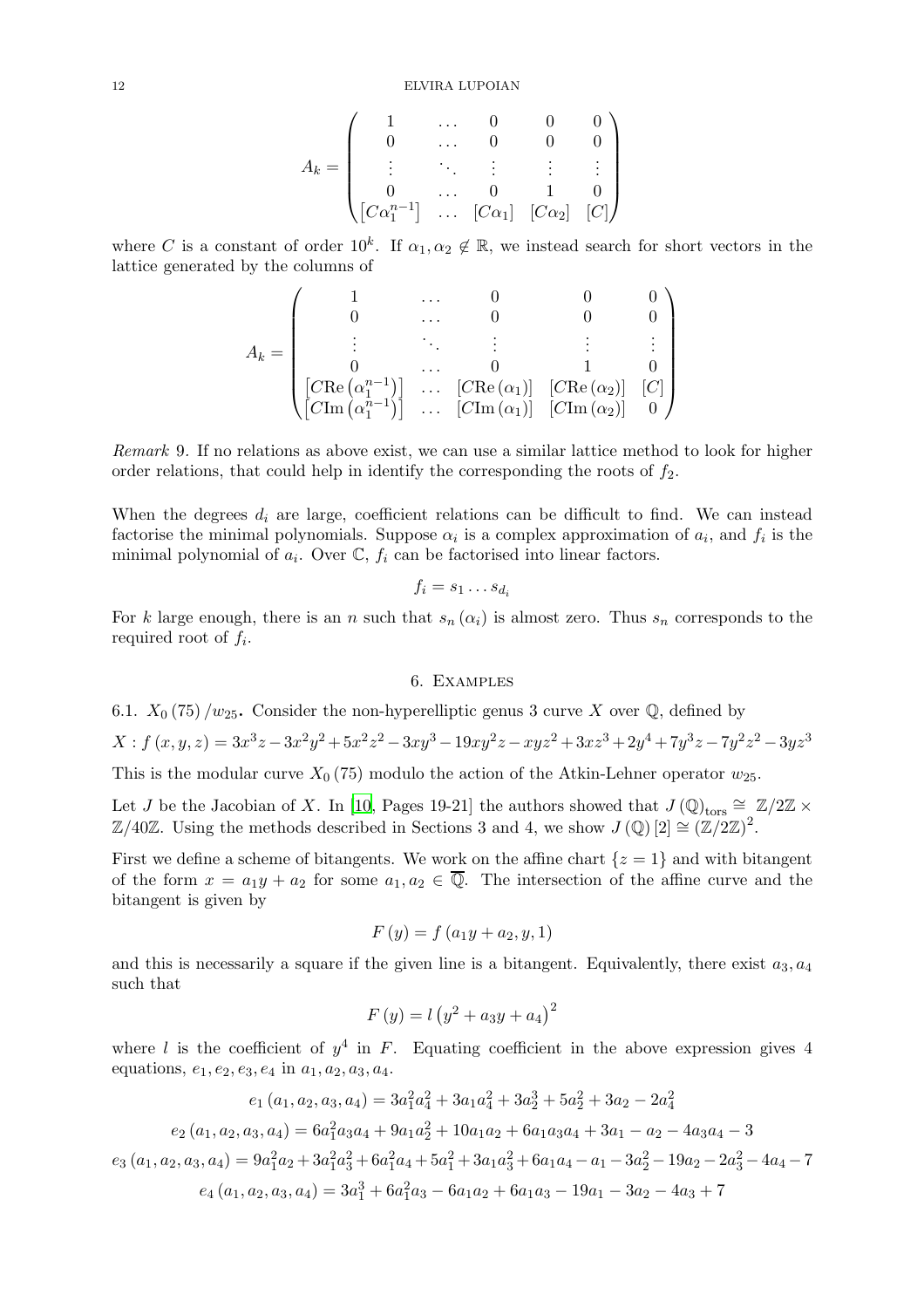$$A_k = \begin{pmatrix} 1 & \dots & 0 & 0 & 0 \\ 0 & \dots & 0 & 0 & 0 \\ \vdots & \ddots & \vdots & \vdots & \vdots \\ 0 & \dots & 0 & 1 & 0 \\ \left[C\alpha_1^{n-1}\right] & \dots & [C\alpha_1] & [C\alpha_2] & [C] \end{pmatrix}$$

where $C$ is a constant of order $10^k$. If $\alpha_1, \alpha_2 \notin \mathbb{R}$, we instead search for short vectors in the lattice generated by the columns of

$$A_k = \begin{pmatrix} 1 & \dots & 0 & 0 & 0 \\ 0 & \dots & 0 & 0 & 0 \\ \vdots & \ddots & \vdots & \vdots & \vdots \\ 0 & \dots & 0 & 1 & 0 \\ \left[C\mathrm{Re}\left(\alpha_1^{n-1}\right)\right] & \dots & [C\mathrm{Re}\left(\alpha_1\right)] & [C\mathrm{Re}\left(\alpha_2\right)] & [C] \\ \left[C\mathrm{Im}\left(\alpha_1^{n-1}\right)\right] & \dots & [C\mathrm{Im}\left(\alpha_1\right)] & [C\mathrm{Im}\left(\alpha_2\right)] & 0 \end{pmatrix}$$

*Remark* 9. If no relations as above exist, we can use a similar lattice method to look for higher order relations, that could help in identify the corresponding the roots of $f_2$.

When the degrees $d_i$ are large, coefficient relations can be difficult to find. We can instead factorise the minimal polynomials. Suppose $\alpha_i$ is a complex approximation of $a_i$, and $f_i$ is the minimal polynomial of $a_i$. Over $\mathbb{C}$, $f_i$ can be factorised into linear factors.

$$f_i = s_1 \dots s_{d_i}$$

For $k$ large enough, there is an $n$ such that $s_n(\alpha_i)$ is almost zero. Thus $s_n$ corresponds to the required root of $f_i$.

## 6. Examples

**6.1. $X_0(75)/w_{25}$.** Consider the non-hyperelliptic genus 3 curve $X$ over $\mathbb{Q}$, defined by

$$X : f(x,y,z) = 3x^3z - 3x^2y^2 + 5x^2z^2 - 3xy^3 - 19xy^2z - xyz^2 + 3xz^3 + 2y^4 + 7y^3z - 7y^2z^2 - 3yz^3$$

This is the modular curve $X_0(75)$ modulo the action of the Atkin-Lehner operator $w_{25}$.

Let $J$ be the Jacobian of $X$. In [10, Pages 19-21] the authors showed that $J(\mathbb{Q})_{\mathrm{tors}} \cong \mathbb{Z}/2\mathbb{Z} \times \mathbb{Z}/40\mathbb{Z}$. Using the methods described in Sections 3 and 4, we show $J(\mathbb{Q})[2] \cong (\mathbb{Z}/2\mathbb{Z})^2$.

First we define a scheme of bitangents. We work on the affine chart $\{z = 1\}$ and with bitangent of the form $x = a_1 y + a_2$ for some $a_1, a_2 \in \overline{\mathbb{Q}}$. The intersection of the affine curve and the bitangent is given by

$$F(y) = f(a_1 y + a_2, y, 1)$$

and this is necessarily a square if the given line is a bitangent. Equivalently, there exist $a_3, a_4$ such that

$$F(y) = l\left(y^2 + a_3 y + a_4\right)^2$$

where $l$ is the coefficient of $y^4$ in $F$. Equating coefficient in the above expression gives 4 equations, $e_1, e_2, e_3, e_4$ in $a_1, a_2, a_3, a_4$.

$$e_1(a_1,a_2,a_3,a_4) = 3a_1^2a_4^2 + 3a_1a_4^2 + 3a_2^3 + 5a_2^2 + 3a_2 - 2a_4^2$$

$$e_2(a_1,a_2,a_3,a_4) = 6a_1^2a_3a_4 + 9a_1a_2^2 + 10a_1a_2 + 6a_1a_3a_4 + 3a_1 - a_2 - 4a_3a_4 - 3$$

$$e_3(a_1,a_2,a_3,a_4) = 9a_1^2a_2 + 3a_1^2a_3^2 + 6a_1^2a_4 + 5a_1^2 + 3a_1a_3^2 + 6a_1a_4 - a_1 - 3a_2^2 - 19a_2 - 2a_3^2 - 4a_4 - 7$$

$$e_4(a_1,a_2,a_3,a_4) = 3a_1^3 + 6a_1^2a_3 - 6a_1a_2 + 6a_1a_3 - 19a_1 - 3a_2 - 4a_3 + 7$$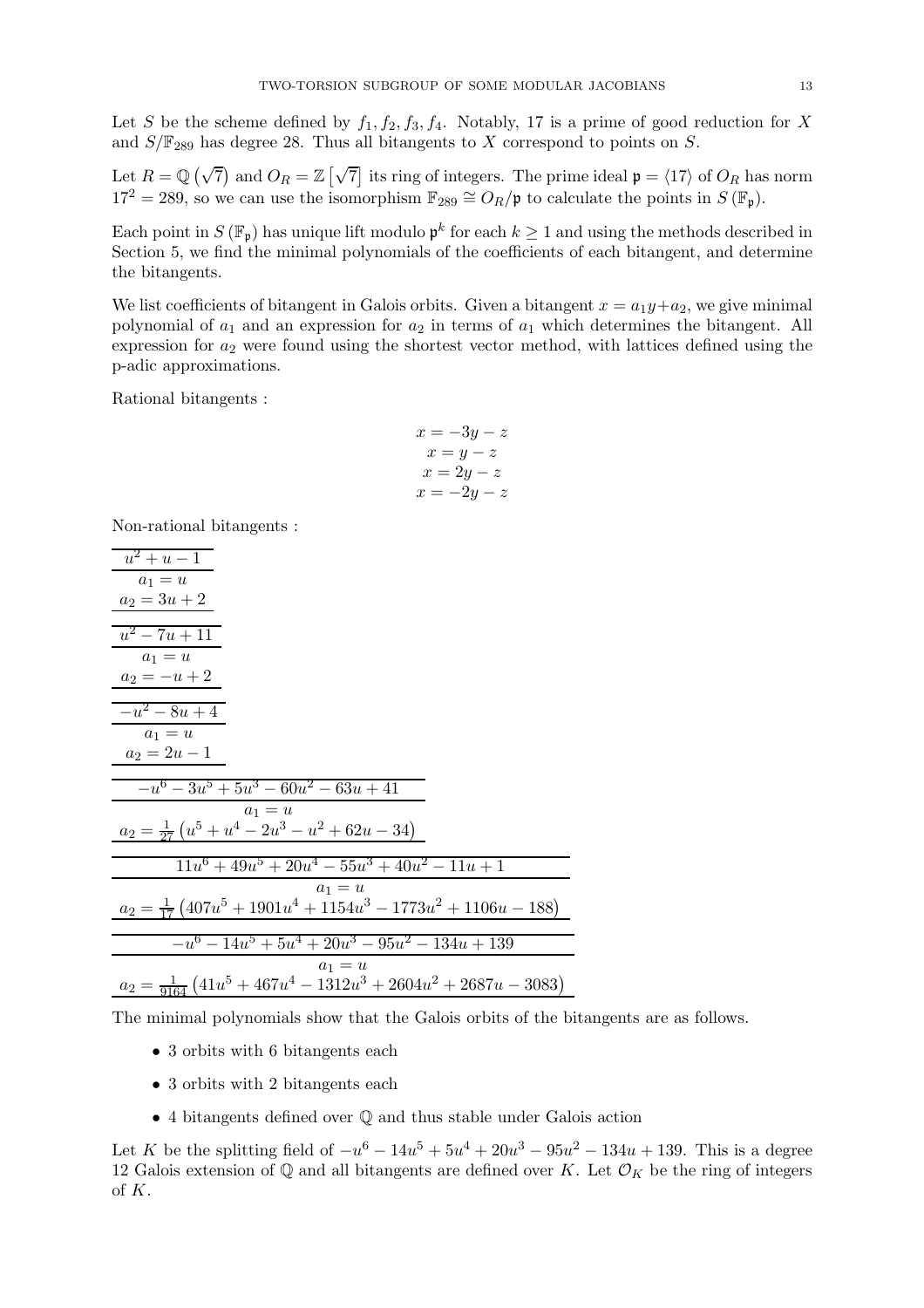Let $S$ be the scheme defined by $f_1, f_2, f_3, f_4$. Notably, 17 is a prime of good reduction for $X$ and $S/\mathbb{F}_{289}$ has degree 28. Thus all bitangents to $X$ correspond to points on $S$.

Let $R = \mathbb{Q}\left(\sqrt{7}\right)$ and $O_R = \mathbb{Z}\left[\sqrt{7}\right]$ its ring of integers. The prime ideal $\mathfrak{p} = \langle 17 \rangle$ of $O_R$ has norm $17^2 = 289$, so we can use the isomorphism $\mathbb{F}_{289} \cong O_R/\mathfrak{p}$ to calculate the points in $S\left(\mathbb{F}_{\mathfrak{p}}\right)$.

Each point in $S\left(\mathbb{F}_{\mathfrak{p}}\right)$ has unique lift modulo $\mathfrak{p}^k$ for each $k \geq 1$ and using the methods described in Section 5, we find the minimal polynomials of the coefficients of each bitangent, and determine the bitangents.

We list coefficients of bitangent in Galois orbits. Given a bitangent $x = a_1 y + a_2$, we give minimal polynomial of $a_1$ and an expression for $a_2$ in terms of $a_1$ which determines the bitangent. All expression for $a_2$ were found using the shortest vector method, with lattices defined using the p-adic approximations.

Rational bitangents :

$$x = -3y - z$$
$$x = y - z$$
$$x = 2y - z$$
$$x = -2y - z$$

Non-rational bitangents :

| $u^2 + u - 1$ |
|---|
| $a_1 = u$ |
| $a_2 = 3u + 2$ |

| $u^2 - 7u + 11$ |
|---|
| $a_1 = u$ |
| $a_2 = -u + 2$ |

| $-u^2 - 8u + 4$ |
|---|
| $a_1 = u$ |
| $a_2 = 2u - 1$ |

| $-u^6 - 3u^5 + 5u^3 - 60u^2 - 63u + 41$ |
|---|
| $a_1 = u$ |
| $a_2 = \frac{1}{27}\left(u^5 + u^4 - 2u^3 - u^2 + 62u - 34\right)$ |

| $11u^6 + 49u^5 + 20u^4 - 55u^3 + 40u^2 - 11u + 1$ |
|---|
| $a_1 = u$ |
| $a_2 = \frac{1}{17}\left(407u^5 + 1901u^4 + 1154u^3 - 1773u^2 + 1106u - 188\right)$ |

| $-u^6 - 14u^5 + 5u^4 + 20u^3 - 95u^2 - 134u + 139$ |
|---|
| $a_1 = u$ |
| $a_2 = \frac{1}{9164}\left(41u^5 + 467u^4 - 1312u^3 + 2604u^2 + 2687u - 3083\right)$ |

The minimal polynomials show that the Galois orbits of the bitangents are as follows.

- 3 orbits with 6 bitangents each
- 3 orbits with 2 bitangents each
- 4 bitangents defined over $\mathbb{Q}$ and thus stable under Galois action

Let $K$ be the splitting field of $-u^6 - 14u^5 + 5u^4 + 20u^3 - 95u^2 - 134u + 139$. This is a degree 12 Galois extension of $\mathbb{Q}$ and all bitangents are defined over $K$. Let $\mathcal{O}_K$ be the ring of integers of $K$.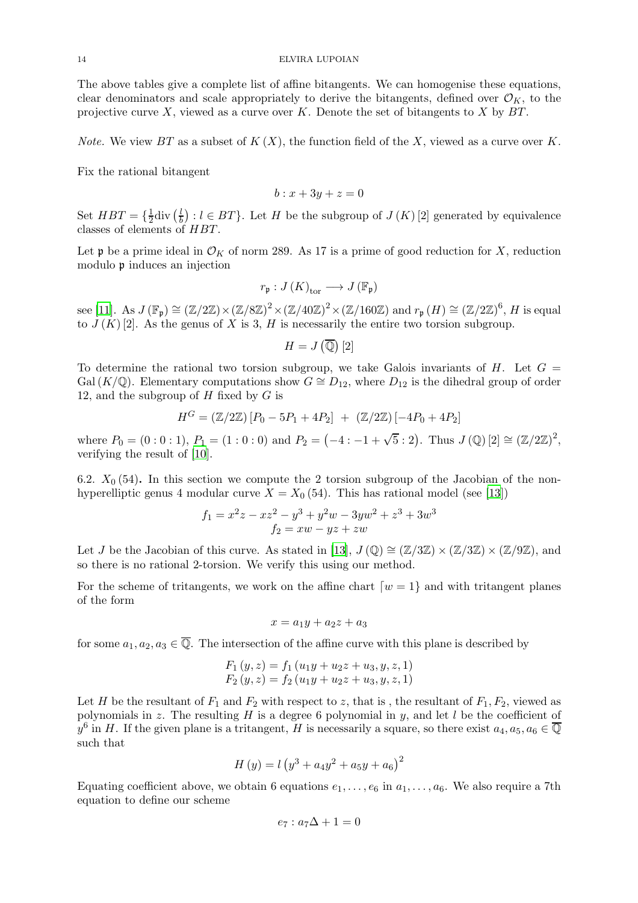The above tables give a complete list of affine bitangents. We can homogenise these equations, clear denominators and scale appropriately to derive the bitangents, defined over $\mathcal{O}_K$, to the projective curve $X$, viewed as a curve over $K$. Denote the set of bitangents to $X$ by $BT$.

*Note.* We view $BT$ as a subset of $K(X)$, the function field of the $X$, viewed as a curve over $K$.

Fix the rational bitangent

$$b : x + 3y + z = 0$$

Set $HBT = \{\frac{1}{2}\text{div}\left(\frac{l}{b}\right) : l \in BT\}$. Let $H$ be the subgroup of $J(K)[2]$ generated by equivalence classes of elements of $HBT$.

Let $\mathfrak{p}$ be a prime ideal in $\mathcal{O}_K$ of norm 289. As 17 is a prime of good reduction for $X$, reduction modulo $\mathfrak{p}$ induces an injection

$$r_{\mathfrak{p}} : J(K)_{\text{tor}} \longrightarrow J(\mathbb{F}_{\mathfrak{p}})$$

see [11]. As $J(\mathbb{F}_{\mathfrak{p}}) \cong (\mathbb{Z}/2\mathbb{Z}) \times (\mathbb{Z}/8\mathbb{Z})^2 \times (\mathbb{Z}/40\mathbb{Z})^2 \times (\mathbb{Z}/160\mathbb{Z})$ and $r_{\mathfrak{p}}(H) \cong (\mathbb{Z}/2\mathbb{Z})^6$, $H$ is equal to $J(K)[2]$. As the genus of $X$ is 3, $H$ is necessarily the entire two torsion subgroup.

$$H = J\left(\overline{\mathbb{Q}}\right)[2]$$

To determine the rational two torsion subgroup, we take Galois invariants of $H$. Let $G = \text{Gal}(K/\mathbb{Q})$. Elementary computations show $G \cong D_{12}$, where $D_{12}$ is the dihedral group of order 12, and the subgroup of $H$ fixed by $G$ is

$$H^G = (\mathbb{Z}/2\mathbb{Z})[P_0 - 5P_1 + 4P_2] \; + \; (\mathbb{Z}/2\mathbb{Z})[-4P_0 + 4P_2]$$

where $P_0 = (0:0:1)$, $P_1 = (1:0:0)$ and $P_2 = \left(-4 : -1 + \sqrt{5} : 2\right)$. Thus $J(\mathbb{Q})[2] \cong (\mathbb{Z}/2\mathbb{Z})^2$, verifying the result of [10].

6.2. $X_0(54)$**.** In this section we compute the 2 torsion subgroup of the Jacobian of the non-hyperelliptic genus 4 modular curve $X = X_0(54)$. This has rational model (see [13])

$$f_1 = x^2z - xz^2 - y^3 + y^2w - 3yw^2 + z^3 + 3w^3$$
$$f_2 = xw - yz + zw$$

Let $J$ be the Jacobian of this curve. As stated in [13], $J(\mathbb{Q}) \cong (\mathbb{Z}/3\mathbb{Z}) \times (\mathbb{Z}/3\mathbb{Z}) \times (\mathbb{Z}/9\mathbb{Z})$, and so there is no rational 2-torsion. We verify this using our method.

For the scheme of tritangents, we work on the affine chart $\lceil w = 1\}$ and with tritangent planes of the form

$$x = a_1y + a_2z + a_3$$

for some $a_1, a_2, a_3 \in \overline{\mathbb{Q}}$. The intersection of the affine curve with this plane is described by

$$F_1(y,z) = f_1(u_1y + u_2z + u_3, y, z, 1)$$
$$F_2(y,z) = f_2(u_1y + u_2z + u_3, y, z, 1)$$

Let $H$ be the resultant of $F_1$ and $F_2$ with respect to $z$, that is , the resultant of $F_1, F_2$, viewed as polynomials in $z$. The resulting $H$ is a degree 6 polynomial in $y$, and let $l$ be the coefficient of $y^6$ in $H$. If the given plane is a tritangent, $H$ is necessarily a square, so there exist $a_4, a_5, a_6 \in \overline{\mathbb{Q}}$ such that

$$H(y) = l\left(y^3 + a_4y^2 + a_5y + a_6\right)^2$$

Equating coefficient above, we obtain 6 equations $e_1, \ldots, e_6$ in $a_1, \ldots, a_6$. We also require a 7th equation to define our scheme

$$e_7 : a_7\Delta + 1 = 0$$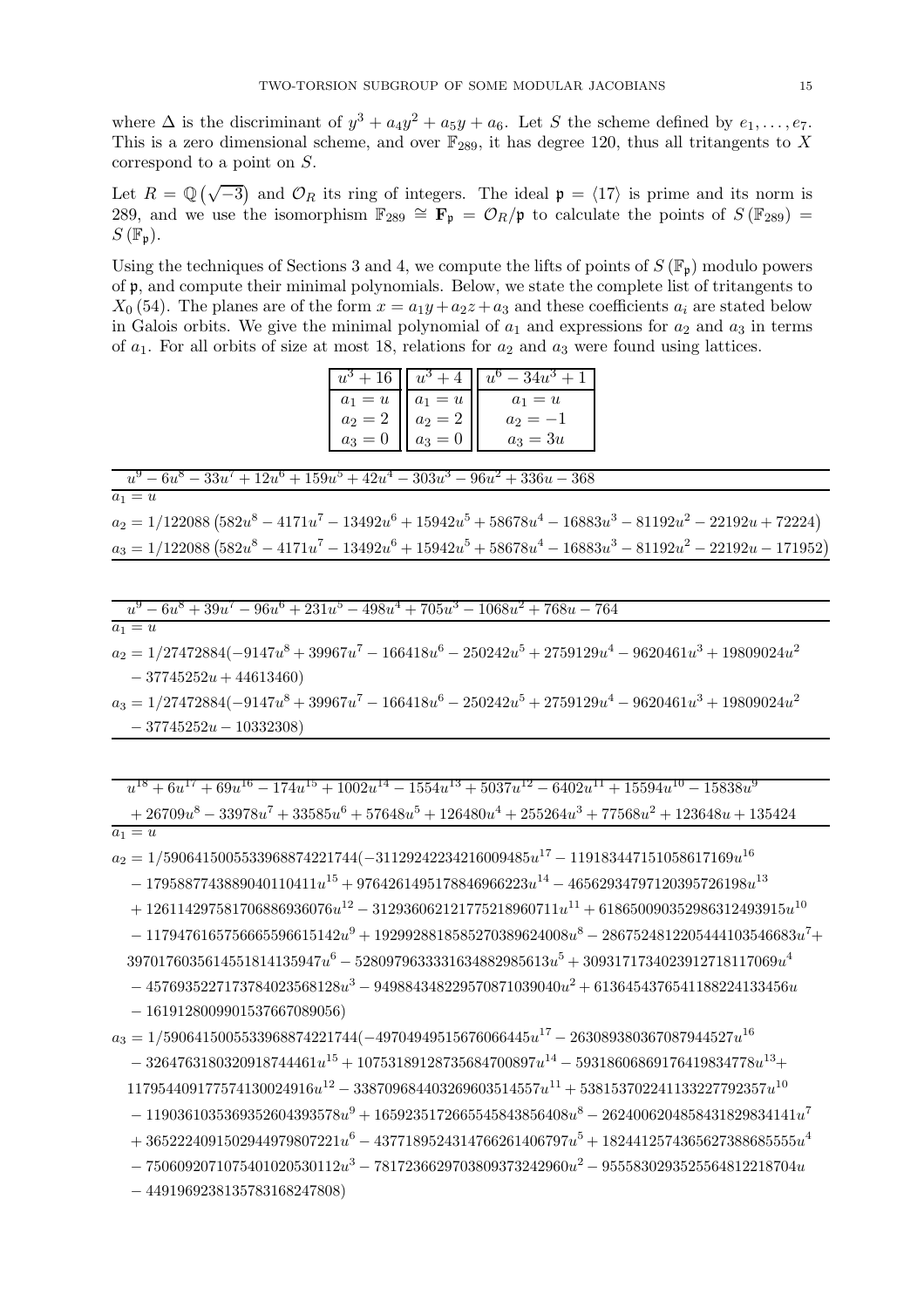where $\Delta$ is the discriminant of $y^3 + a_4y^2 + a_5y + a_6$. Let $S$ the scheme defined by $e_1, \ldots, e_7$. This is a zero dimensional scheme, and over $\mathbb{F}_{289}$, it has degree 120, thus all tritangents to $X$ correspond to a point on $S$.

Let $R = \mathbb{Q}\left(\sqrt{-3}\right)$ and $\mathcal{O}_R$ its ring of integers. The ideal $\mathfrak{p} = \langle 17 \rangle$ is prime and its norm is 289, and we use the isomorphism $\mathbb{F}_{289} \cong \mathbf{F}_{\mathfrak{p}} = \mathcal{O}_R/\mathfrak{p}$ to calculate the points of $S(\mathbb{F}_{289}) = S(\mathbb{F}_{\mathfrak{p}})$.

Using the techniques of Sections 3 and 4, we compute the lifts of points of $S(\mathbb{F}_{\mathfrak{p}})$ modulo powers of $\mathfrak{p}$, and compute their minimal polynomials. Below, we state the complete list of tritangents to $X_0(54)$. The planes are of the form $x = a_1y + a_2z + a_3$ and these coefficients $a_i$ are stated below in Galois orbits. We give the minimal polynomial of $a_1$ and expressions for $a_2$ and $a_3$ in terms of $a_1$. For all orbits of size at most 18, relations for $a_2$ and $a_3$ were found using lattices.

| $u^3 + 16$ |
| --- |
| $a_1 = u$ |
| $a_2 = 2$ |
| $a_3 = 0$ |

| $u^3 + 4$ |
| --- |
| $a_1 = u$ |
| $a_2 = 2$ |
| $a_3 = 0$ |

| $u^6 - 34u^3 + 1$ |
| --- |
| $a_1 = u$ |
| $a_2 = -1$ |
| $a_3 = 3u$ |

$u^9 - 6u^8 - 33u^7 + 12u^6 + 159u^5 + 42u^4 - 303u^3 - 96u^2 + 336u - 368$

$a_1 = u$

$a_2 = 1/122088\left(582u^8 - 4171u^7 - 13492u^6 + 15942u^5 + 58678u^4 - 16883u^3 - 81192u^2 - 22192u + 72224\right)$

$a_3 = 1/122088\left(582u^8 - 4171u^7 - 13492u^6 + 15942u^5 + 58678u^4 - 16883u^3 - 81192u^2 - 22192u - 171952\right)$

$u^9 - 6u^8 + 39u^7 - 96u^6 + 231u^5 - 498u^4 + 705u^3 - 1068u^2 + 768u - 764$

$a_1 = u$

$a_2 = 1/27472884(-9147u^8 + 39967u^7 - 166418u^6 - 250242u^5 + 2759129u^4 - 9620461u^3 + 19809024u^2 - 37745252u + 44613460)$

$a_3 = 1/27472884(-9147u^8 + 39967u^7 - 166418u^6 - 250242u^5 + 2759129u^4 - 9620461u^3 + 19809024u^2 - 37745252u - 10332308)$

$u^{18} + 6u^{17} + 69u^{16} - 174u^{15} + 1002u^{14} - 1554u^{13} + 5037u^{12} - 6402u^{11} + 15594u^{10} - 15838u^9 + 26709u^8 - 33978u^7 + 33585u^6 + 57648u^5 + 126480u^4 + 255264u^3 + 77568u^2 + 123648u + 135424$

$a_1 = u$

$a_2 = 1/5906415005533968874221744(-31129242234216009485u^{17} - 119183447151058617169u^{16} - 1795887743889040110411u^{15} + 9764261495178846966223u^{14} - 46562934797120395726198u^{13} + 126114297581706886936076u^{12} - 312936062121775218960711u^{11} + 618650090352986312493915u^{10} - 1179476165756665596615142u^9 + 1929928818585270389624008u^8 - 2867524812205444103546683u^7 + 3970176035614551814135947u^6 - 5280979633331634882985613u^5 + 3093171734023912718117069u^4 - 4576935227173784023568128u^3 - 9498843482295708710390400u^2 + 6136454376541188224133456u - 16191280099015376670890566)$

$a_3 = 1/5906415005533968874221744(-49704949515676066445u^{17} - 263089380367087944527u^{16} - 3264763180320918744461u^{15} + 10753189128735684700897u^{14} - 59318606869176419834778u^{13} + 117954409177574130024916u^{12} - 338709684403269603514557u^{11} + 538153702241133227792357u^{10} - 1190361035369352604393578u^9 + 1659235172665545843856408u^8 - 2624006204858431829834141u^7 + 3652224091502944979807221u^6 - 4377189524314766261406797u^5 + 1824412574365627388685555u^4 - 7506092071075401020530112u^3 - 7817236629703809373242960u^2 - 9555830293525564812218704u - 4491969238135783168247808)$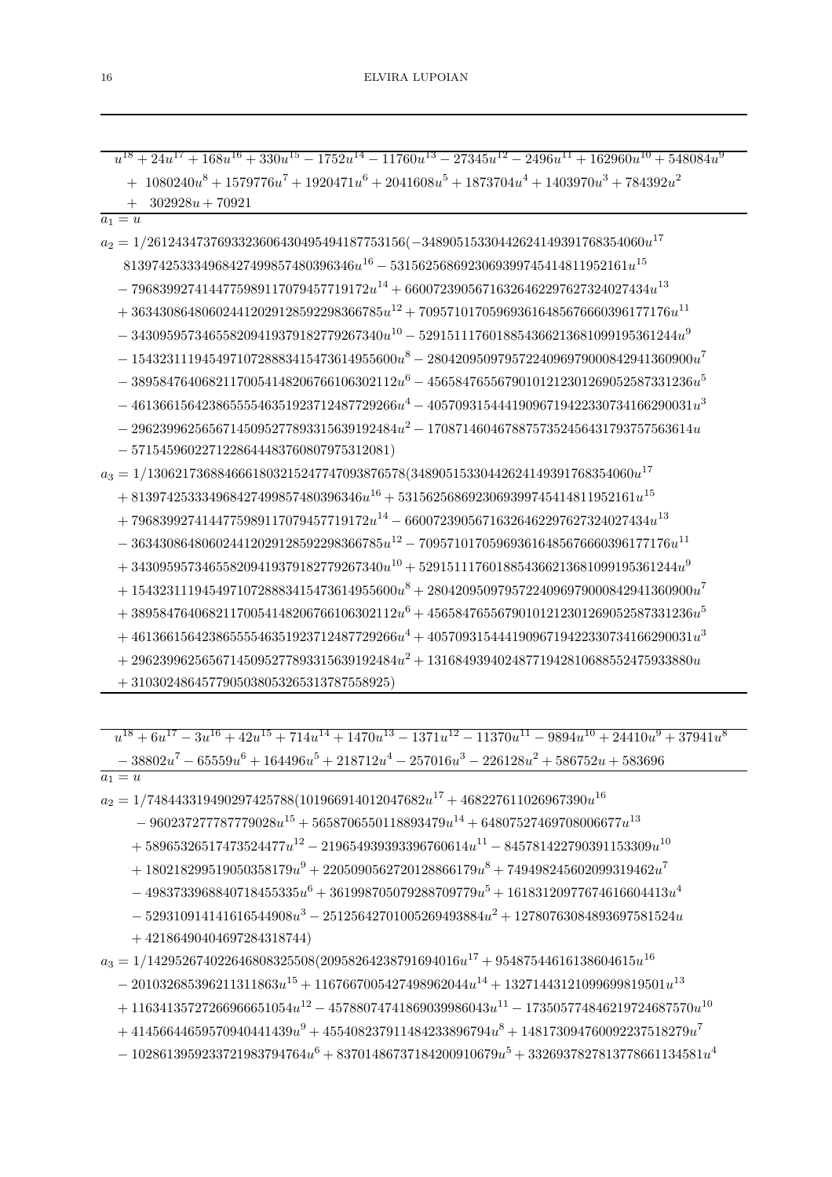$$u^{18} + 24u^{17} + 168u^{16} + 330u^{15} - 1752u^{14} - 11760u^{13} - 27345u^{12} - 2496u^{11} + 162960u^{10} + 548084u^{9} + 1080240u^{8} + 1579776u^{7} + 1920471u^{6} + 2041608u^{5} + 1873704u^{4} + 1403970u^{3} + 784392u^{2} + 302928u + 70921$$

$a_1 = u$

$$\begin{aligned}
a_2 = 1/261243473769332360643049549418775315 6(&-348905153304426241493917683540 60u^{17}\\
&81397425333496842749985748039634 6u^{16} - 53156256869230693997454148119521 61u^{15}\\
&- 79683992741447759891170794577191 72u^{14} + 66007239056716326462297627324027434u^{13}\\
&+ 363430864806024412029128592298366785u^{12} + 709571017059693616485676660396177176u^{11}\\
&- 343095957346558209419379182779267340u^{10} - 529151117601885436621368109919536124 4u^{9}\\
&- 1543231119454971072888341547361495560 0u^{8} - 2804209509795722409697900084294136090 0u^{7}\\
&- 3895847640682117005414820676610630211 2u^{6} - 4565847655679010121230126905258733123 6u^{5}\\
&- 4613661564238655554635192371248772926 6u^{4} - 4057093154441909671942233073416629003 1u^{3}\\
&- 2962399625656714509527789331563919248 4u^{2} - 1708714604678875735245643179375756361 4u\\
&- 5715459602271228644483760807975312081)
\end{aligned}$$

$$\begin{aligned}
a_3 = 1/130621736884666180321524774709387657 8(&34890515330442624149391768354060u^{17}\\
&+ 813974253334968427499857480396346u^{16} + 5315625686923069399745414811952161u^{15}\\
&+ 7968399274144775989117079457719172u^{14} - 66007239056716326462297627324027434u^{13}\\
&- 363430864806024412029128592298366785u^{12} - 709571017059693616485676660396177176u^{11}\\
&+ 343095957346558209419379182779267340u^{10} + 5291511176018854366213681099195361244u^{9}\\
&+ 15432311194549710728883415473614955600u^{8} + 28042095097957224096979000842941360900u^{7}\\
&+ 38958476406821170054148206766106302112u^{6} + 45658476556790101212301269052587331236u^{5}\\
&+ 46136615642386555546351923712487729266u^{4} + 40570931544419096719422330734166290031u^{3}\\
&+ 29623996256567145095277893315639192484u^{2} + 13168493940248771942810688552475933880u\\
&+ 3103024864577905038053265313787558925)
\end{aligned}$$

$$u^{18} + 6u^{17} - 3u^{16} + 42u^{15} + 714u^{14} + 1470u^{13} - 1371u^{12} - 11370u^{11} - 9894u^{10} + 24410u^{9} + 37941u^{8} - 38802u^{7} - 65559u^{6} + 164496u^{5} + 218712u^{4} - 257016u^{3} - 226128u^{2} + 586752u + 583696$$

$a_1 = u$

$$\begin{aligned}
a_2 = 1/748443319490297425788(&101966914012047682u^{17} + 468227611026967390u^{16}\\
&- 960237277787779028u^{15} + 5658706550118893479u^{14} + 64807527469708006677u^{13}\\
&+ 58965326517473524477u^{12} - 219654939393396760614u^{11} - 845781422790391153309u^{10}\\
&+ 180218299519050358179u^{9} + 2205090562720128866179u^{8} + 749498245602099319462u^{7}\\
&- 4983733968840718455335u^{6} + 3619987050792887097 79u^{5} + 16183120977674616604413u^{4}\\
&- 5293109141416165449 08u^{3} - 25125642701005269493884u^{2} + 12780763084893697581524u\\
&+ 42186490404697284318744)
\end{aligned}$$

$$\begin{aligned}
a_3 = 1/1429526740226468083255 08(&20958264238791694016u^{17} + 95487544616138604615u^{16}\\
&- 201032685396211311863u^{15} + 1167667005427498962044u^{14} + 13271443121099699819501u^{13}\\
&+ 11634135727266966651054u^{12} - 45788074741869039986043u^{11} - 173505774846219724687570u^{10}\\
&+ 41456644659570940441439u^{9} + 455408237911484233896794u^{8} + 148173094760092237518279u^{7}\\
&- 1028613959233721983794764u^{6} + 83701486737184200910679u^{5} + 3326937827813778661134581u^{4}
\end{aligned}$$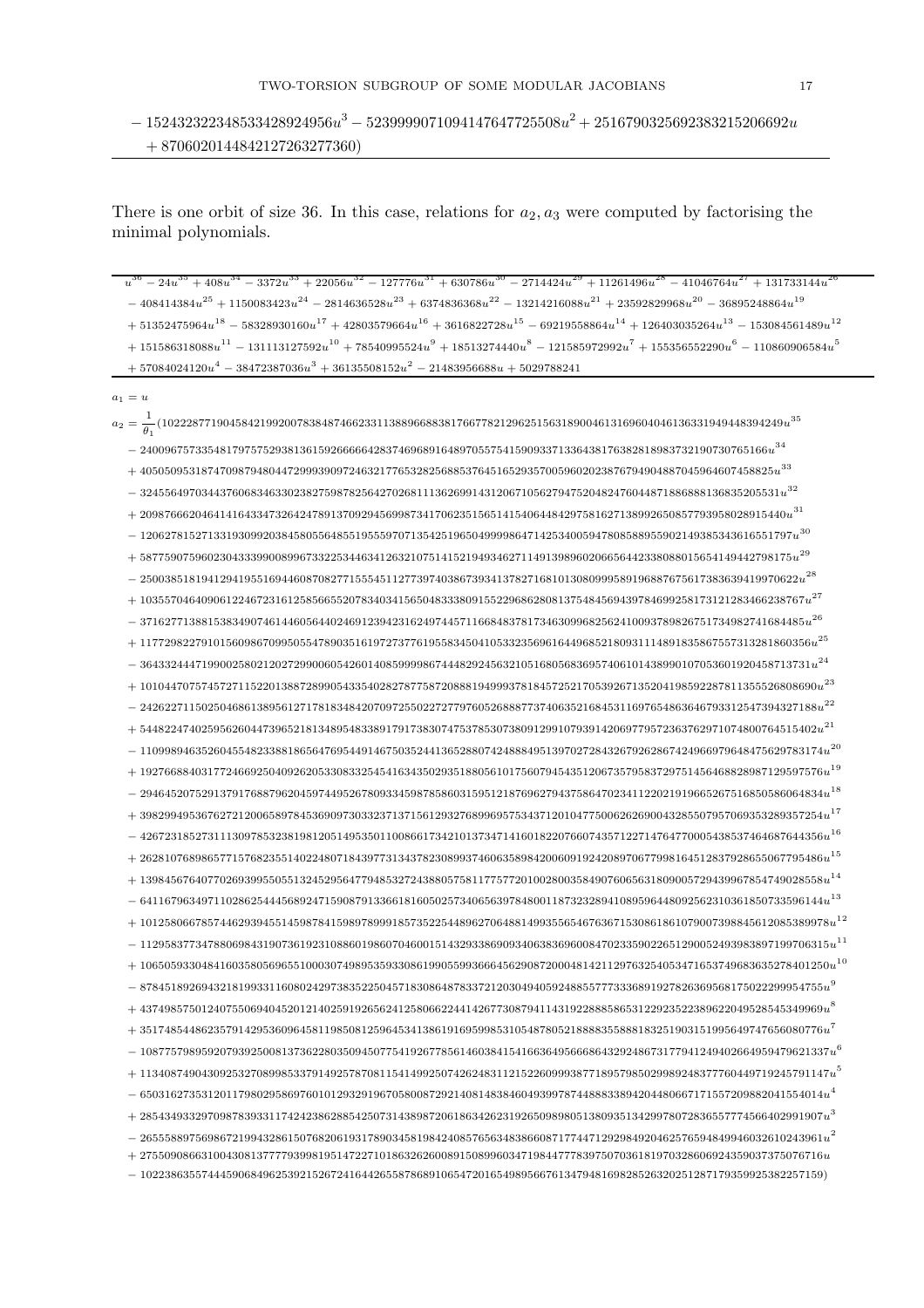$$
- 15243232234853342892 4956u^3 - 5239990710941476477255 08u^2 + 25167903256923832152 06692u + 870602014484212726 3277360)
$$

There is one orbit of size 36. In this case, relations for $a_2, a_3$ were computed by factorising the minimal polynomials.

$$
\begin{aligned}
& u^{36} - 24u^{35} + 408u^{34} - 3372u^{33} + 22056u^{32} - 127776u^{31} + 630786u^{30} - 2714424u^{29} + 11261496u^{28} - 41046764u^{27} + 131733144u^{26} \\
& - 408414384u^{25} + 1150083423u^{24} - 2814636528u^{23} + 6374836368u^{22} - 13214216088u^{21} + 23592829968u^{20} - 36895248864u^{19} \\
& + 51352475964u^{18} - 58328930160u^{17} + 42803579664u^{16} + 3616822728u^{15} - 69219558864u^{14} + 126403035264u^{13} - 153084561489u^{12} \\
& + 151586318088u^{11} - 131113127592u^{10} + 78540995524u^{9} + 18513274440u^{8} - 121585972992u^{7} + 155356552290u^{6} - 110860906584u^{5} \\
& + 57084024120u^{4} - 38472387036u^{3} + 36135508152u^{2} - 21483956688u + 5029788241
\end{aligned}
$$

$a_1 = u$

$$
\begin{aligned}
a_2 = \frac{1}{\theta_1}( & 102228771904584219920078384874662331138896688381766778212962515631890046131696040461363319494483942 49u^{35} \\
& - 240096757335481797575293813615926666642837469689164897055754159093371336438176382818983732190730765166u^{34} \\
& + 405050953187470987948044729993909724632177653282568853764516529357005960202387679490488704596460745 8825u^{33} \\
& - 324556497034437606834633023827598782564270268111362699143120671056279475204824760448718868881368352055 31u^{32} \\
& + 209876662046414164334732642478913709294569987341706235156514154064484297581627138992650857793958028915440u^{31} \\
& - 120627815271331930992038458055648551955597071354251965049999864714253400594780858895590214938534361655 1797u^{30} \\
& + 587759075960230433399008996733225344634126321075141521949346271149139896020665644233808801565414944279 8175u^{29} \\
& - 250038518194129419551694460870827715554511277397403867393413782716810130809995891968876756173836394199 70622u^{28} \\
& + 103557046409061224672316125856655207834034156504833380915522968628081375484569439784699258173121283466238767u^{27} \\
& - 371627713881538349074614460564402469123942316249744571166848378173463099682562410093789826751734982741684485u^{26} \\
& + 117729822791015609867099505547890351619727377619558345041053323569616449685218093111489183586755731328186 0356u^{25} \\
& - 364332444719900258021202729900605426014085999986744482924563210516805683695740610143899010705360192045871 3731u^{24} \\
& + 101044707575745727115220138872899054335402828778758720888194999378184572521705392671352041985922878113555 26808690u^{23} \\
& - 242622711502504686138956127178183484207097255022727797605268887737406352168453116976548636467933125473943 27188u^{22} \\
& + 544822474025956260447396521813489548338917917383074753785307380912991079391420697795723637629710748007645 15402u^{21} \\
& - 110998946352604554823388186564769544914675035244136528807424888495139702728432679262867424966979648475629 783174u^{20} \\
& + 192766884031772466925040926205330833254541634350293518805610175607945435120673575837297514564688289871295 97576u^{19} \\
& - 294645207529137917688796204597449526780933459878586031595121876962794375864702341122021919665267516850586 064834u^{18} \\
& + 398299495367627212006589784536909730332371371561293276899695753437120104775006262690043285507957069353289 357254u^{17} \\
& - 426723185273111309785323819812051495350110086617342101373471416018220766074357122714764770005438537464687 644356u^{16} \\
& + 262810768986577157682355140224807184397731343782308993746063589842006091924208970677998164512837928655077 795486u^{15} \\
& + 139845676407702693995505513245295647794853272438805758117757720100280035849076065631809005729439967854749 028558u^{14} \\
& - 641167963497110286254445689247159087913366181605025734065639784800118732328941089596448092562310361850733 596144u^{13} \\
& + 101258066785744629394551459878415989789991857352254489627064881499355654676367153086186107900739884561208 5389978u^{12} \\
& - 112958377347880698431907361923108860198607046001514329338690934063836960084702335902265129005249398389719 9706315u^{11} \\
& + 106505933048416035805696551000307498953593308619905599366645629087200048142112976325405347165374968363527 8401250u^{10} \\
& - 878451892694321819933116080242973835225045718308648783372120304940592488557773336891927826369568175022299 954755u^{9} \\
& + 437498575012407550694045201214025919265624125806622441426773087941143192288858653122923522389622049528545 349969u^{8} \\
& + 351748544862357914295360964581198508125964534138619169599853105487805218888355888183251903151995649747656 080776u^{7} \\
& - 108775798959207939250081373622803509450775419267785614603841541663649566686432924867317794124940266495 9479621337u^{6} \\
& + 113408749043092532708998533791492578708115414992507426248311215226099938771895798502998924837776044971 92457911 47u^{5} \\
& - 650316273531201179802958697601012932919670580087292140814838460493997874488833894204480667171557209882041 554014u^{4} \\
& + 285434933297098783933117424238628854250731438987206186342623192650989805138093513429978072836557774566402 991907u^{3} \\
& - 265558897569867219943286150768206193178903458198424084576563483866087177447129298492046257659484994603261 0243961u^{2} \\
& + 275509086631004308137777939981951472271018632620089150899603471984477783975070361819703286006924359037375 076716u \\
& - 102238635574445906849625392152672416442655878689106547201654989566761347948169828526320251287179359925382 257159)
\end{aligned}
$$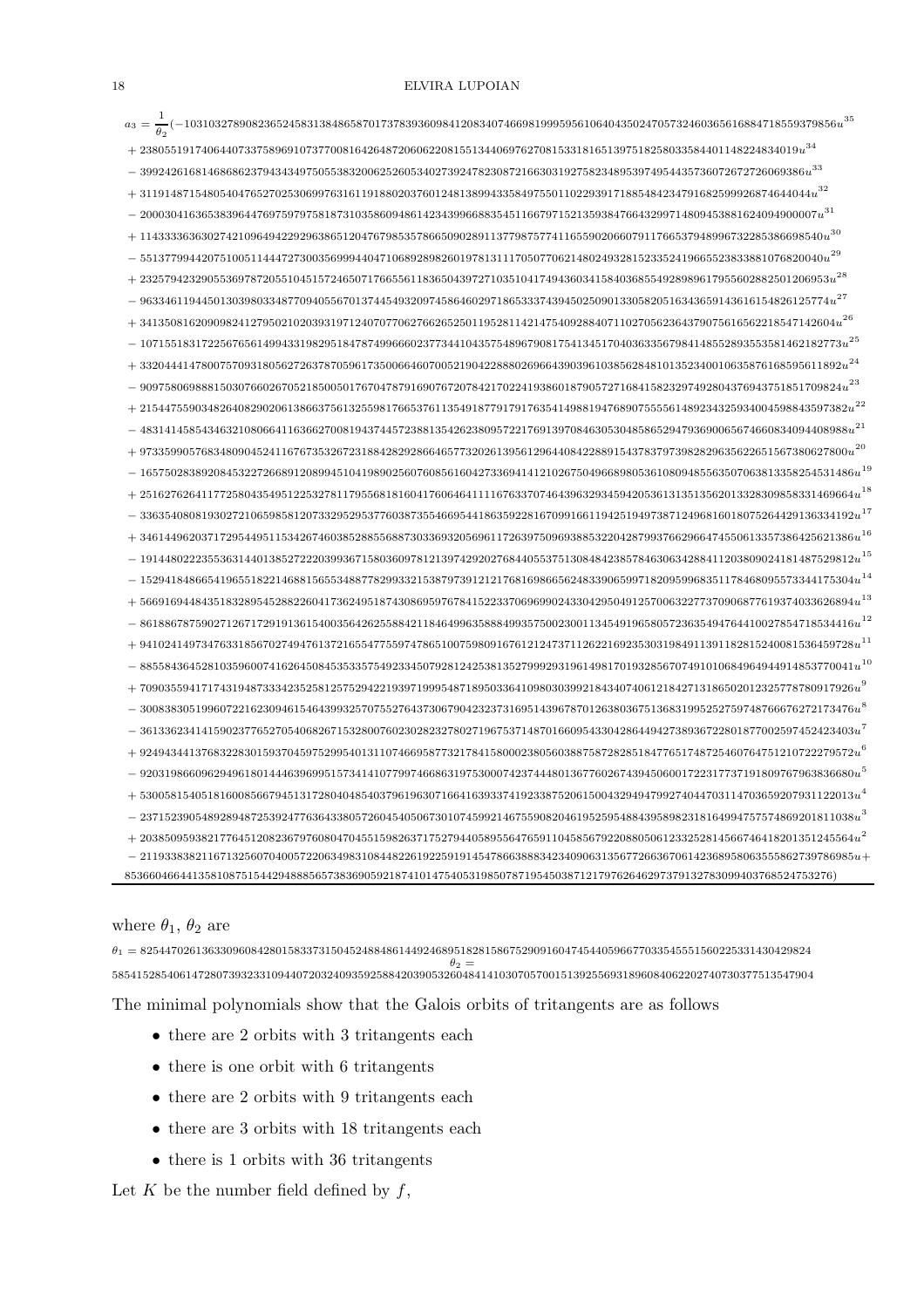$$
\begin{aligned}
a_3 = \frac{1}{\theta_2}(&-1031032789082365245831384865870173783936098412083407466981999595610640435024705732460365616884718559379856u^{35} \\
&+ 2380551917406440733758969107377008164264872060622081551344069762708153318165139751825803358440114822483401 9u^{34} \\
&- 3992426168146868623794343497505538320062526053402739247823087216630319275823489539749544357360726727260693 86u^{33} \\
&+ 3119148715480540476527025306997631611918802037601248138994335849755011022939171885484234791682599926874644 044u^{32} \\
&- 2000304163653839644769759797581873103586094861423439966883545116679715213593847664329971480945388162409490 0007u^{31} \\
&+ 1143333636302742109649422929638651204767985357866509028911377987577411655902066079117665379489967322853866 98540u^{30} \\
&- 5513779944207510051144472730035699944047106892898260197813111705077062148024932815233524196665523833881076 820040u^{29} \\
&+ 2325794232905536978720551045157246507176655611836504397271035104174943603415840368554928989617955602882501 206953u^{28} \\
&- 9633461194450130398033487709405567013744549320974586460297186533374394502509013305820516343659143616154826 125774u^{27} \\
&+ 3413508162090982412795021020393197124070770627662652501195281142147540928840711027056236437907561656221854 7142604u^{26} \\
&- 1071551831722567656149943319829518478749966602377344104357548967908175413451704036335679841485528935535814 62182773u^{25} \\
&+ 3320444147800757093180562726378705961735006646070052190422888029666439039610385628481013523400106358761685 95611892u^{24} \\
&- 9097580698881503076602670521850050176704787916907672078421702241938601879057271684158232974928043769437518 51709824u^{23} \\
&+ 2154475590348264082902061386637561325598176653761135491877917917635414988194768907555561489234325934004598 843597382u^{22} \\
&- 4831414585434632108066411636627008194374457238813542623809572217691397084630530485865294793690065674660834 094408988u^{21} \\
&+ 9733599057683480904524116767353267231884282928664657732026139561296440842288915437837973982829635622651567 380627800u^{20} \\
&- 1657502838920845322726689120899451041989025607608561604273369414121026750496689805361080948556350706381335 82545314 86u^{19} \\
&+ 2516276264117725804354951225327817179556818160417606464111167633707464396329345942053613135135620133283098 58331469664u^{18} \\
&- 3363540808193027210659858120733295295377603873554669544186359228167099166119425194973871249681601807526442 9136334192u^{17} \\
&+ 3461449620371729544951153426746038528855688730336932056961172639750996938853220428799376629664745506133573 86425621386u^{16} \\
&- 1914480222355363144013852722203993671580360978121397429202768440553751308484238578463063428841120380902418 1487529812u^{15} \\
&- 1529418486654196551822146881565534887782993321538797391212176816986656248339065997182095996835117846809557 3344175304u^{14} \\
&+ 5669169448435183289545288226041736249518743086959767841522337069699024330429504912570063227737090687761937 4033626894u^{13} \\
&- 8618867875902712671729191361540035642625588421184649963588849935750023001134549196580572363549476441002785 4718534416u^{12} \\
&+ 9410241497347633185670274947613721655477559747865100759809167612124737112622169235303198491139118281524008 1536459728u^{11} \\
&- 8855843645281035960074162645084535335754923345079281242538135279992931961498170193285670749101068496494491 4853770041u^{10} \\
&+ 7090355941717431948733342352581257529422193971999548718950336410980303992184340740612184271318650201232577 8780917926u^{9} \\
&- 3008383051996072216230946154643993257075527643730679042323731695143967870126380367513683199525275974876667 6272173476u^{8} \\
&- 3613362341415902377652705406826715328007602302823278027196753714870166095433042864494273893672280187700259 7452423403u^{7} \\
&+ 9249434413768322830159370459752995401311074669587732178415800023805603887587282851847765174872546076475121 0722279572u^{6} \\
&- 9203198660962949618014446396995157341410779974668631975300074237444801367760267439450600172231773719180976 7963836680u^{5} \\
&+ 5300581540518160085667945131728040485403796196307166416393374192338752061500432949479927404470311470365920 7931122013u^{4} \\
&- 2371523905489289487253924776364338057260454050673010745992146755908204619525954884395898231816499475757486 9201811038u^{3} \\
&+ 2038509593821776451208236797608047045515982637175279440589556476591104585679220880506123325281456674641820 1351245564u^{2} \\
&- 2119338382116713256070400572206349831084482261922591914547866388834234090631356772663670614236895806355586 2739786985u + \\
&8536604664413581087515442948885657383690592187410147540531985078719545038712179762646297379132783099403768524753276)
\end{aligned}
$$

where $\theta_1$, $\theta_2$ are

$\theta_1 = 8254470261363309608428015833731504524884861449246895182815867529091604745440596677033545551560225331430429824$

$\theta_2 = 5854152854061472807393233109440720324093592588420390532604841410307057001513925569318960840622027407303775135 47904$

The minimal polynomials show that the Galois orbits of tritangents are as follows

- there are 2 orbits with 3 tritangents each
- there is one orbit with 6 tritangents
- there are 2 orbits with 9 tritangents each
- there are 3 orbits with 18 tritangents each
- there is 1 orbits with 36 tritangents

Let $K$ be the number field defined by $f$,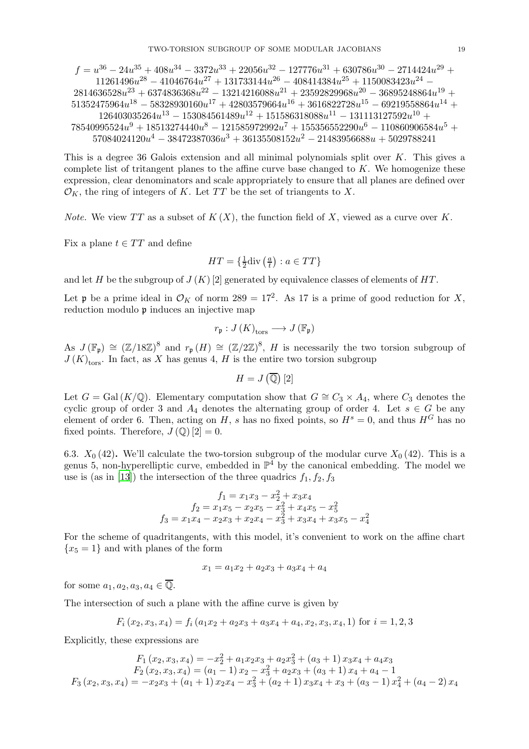$$f = u^{36} - 24u^{35} + 408u^{34} - 3372u^{33} + 22056u^{32} - 127776u^{31} + 630786u^{30} - 2714424u^{29} + 11261496u^{28} - 41046764u^{27} + 131733144u^{26} - 408414384u^{25} + 1150083423u^{24} - 2814636528u^{23} + 6374836368u^{22} - 13214216088u^{21} + 23592829968u^{20} - 36895248864u^{19} + 51352475964u^{18} - 58328930160u^{17} + 42803579664u^{16} + 3616822728u^{15} - 69219558864u^{14} + 126403035264u^{13} - 153084561489u^{12} + 151586318088u^{11} - 131113127592u^{10} + 78540995524u^{9} + 18513274440u^{8} - 121585972992u^{7} + 155356552290u^{6} - 110860906584u^{5} + 57084024120u^{4} - 38472387036u^{3} + 36135508152u^{2} - 21483956688u + 5029788241$$

This is a degree 36 Galois extension and all minimal polynomials split over $K$. This gives a complete list of tritangent planes to the affine curve base changed to $K$. We homogenize these expression, clear denominators and scale appropriately to ensure that all planes are defined over $\mathcal{O}_K$, the ring of integers of $K$. Let $TT$ be the set of triangents to $X$.

*Note.* We view $TT$ as a subset of $K(X)$, the function field of $X$, viewed as a curve over $K$.

Fix a plane $t \in TT$ and define

$$HT = \{\tfrac{1}{2}\mathrm{div}\left(\tfrac{a}{t}\right) : a \in TT\}$$

and let $H$ be the subgroup of $J(K)[2]$ generated by equivalence classes of elements of $HT$.

Let $\mathfrak{p}$ be a prime ideal in $\mathcal{O}_K$ of norm $289 = 17^2$. As 17 is a prime of good reduction for $X$, reduction modulo $\mathfrak{p}$ induces an injective map

$$r_{\mathfrak{p}} : J(K)_{\mathrm{tors}} \longrightarrow J(\mathbb{F}_{\mathfrak{p}})$$

As $J(\mathbb{F}_{\mathfrak{p}}) \cong (\mathbb{Z}/18\mathbb{Z})^8$ and $r_{\mathfrak{p}}(H) \cong (\mathbb{Z}/2\mathbb{Z})^8$, $H$ is necessarily the two torsion subgroup of $J(K)_{\mathrm{tors}}$. In fact, as $X$ has genus 4, $H$ is the entire two torsion subgroup

$$H = J\left(\overline{\mathbb{Q}}\right)[2]$$

Let $G = \mathrm{Gal}(K/\mathbb{Q})$. Elementary computation show that $G \cong C_3 \times A_4$, where $C_3$ denotes the cyclic group of order 3 and $A_4$ denotes the alternating group of order 4. Let $s \in G$ be any element of order 6. Then, acting on $H$, $s$ has no fixed points, so $H^s = 0$, and thus $H^G$ has no fixed points. Therefore, $J(\mathbb{Q})[2] = 0$.

6.3. $X_0(42)$**.** We'll calculate the two-torsion subgroup of the modular curve $X_0(42)$. This is a genus 5, non-hyperelliptic curve, embedded in $\mathbb{P}^4$ by the canonical embedding. The model we use is (as in [13]) the intersection of the three quadrics $f_1, f_2, f_3$

$$\begin{gathered} f_1 = x_1x_3 - x_2^2 + x_3x_4 \\ f_2 = x_1x_5 - x_2x_5 - x_3^2 + x_4x_5 - x_5^2 \\ f_3 = x_1x_4 - x_2x_3 + x_2x_4 - x_3^2 + x_3x_4 + x_3x_5 - x_4^2 \end{gathered}$$

For the scheme of quadritangents, with this model, it's convenient to work on the affine chart $\{x_5 = 1\}$ and with planes of the form

$$x_1 = a_1x_2 + a_2x_3 + a_3x_4 + a_4$$

for some $a_1, a_2, a_3, a_4 \in \overline{\mathbb{Q}}$.

The intersection of such a plane with the affine curve is given by

$$F_i(x_2, x_3, x_4) = f_i(a_1x_2 + a_2x_3 + a_3x_4 + a_4, x_2, x_3, x_4, 1) \text{ for } i = 1, 2, 3$$

Explicitly, these expressions are

$$\begin{gathered} F_1(x_2, x_3, x_4) = -x_2^2 + a_1x_2x_3 + a_2x_3^2 + (a_3+1)x_3x_4 + a_4x_3 \\ F_2(x_2, x_3, x_4) = (a_1-1)x_2 - x_3^2 + a_2x_3 + (a_3+1)x_4 + a_4 - 1 \\ F_3(x_2, x_3, x_4) = -x_2x_3 + (a_1+1)x_2x_4 - x_3^2 + (a_2+1)x_3x_4 + x_3 + (a_3-1)x_4^2 + (a_4-2)x_4 \end{gathered}$$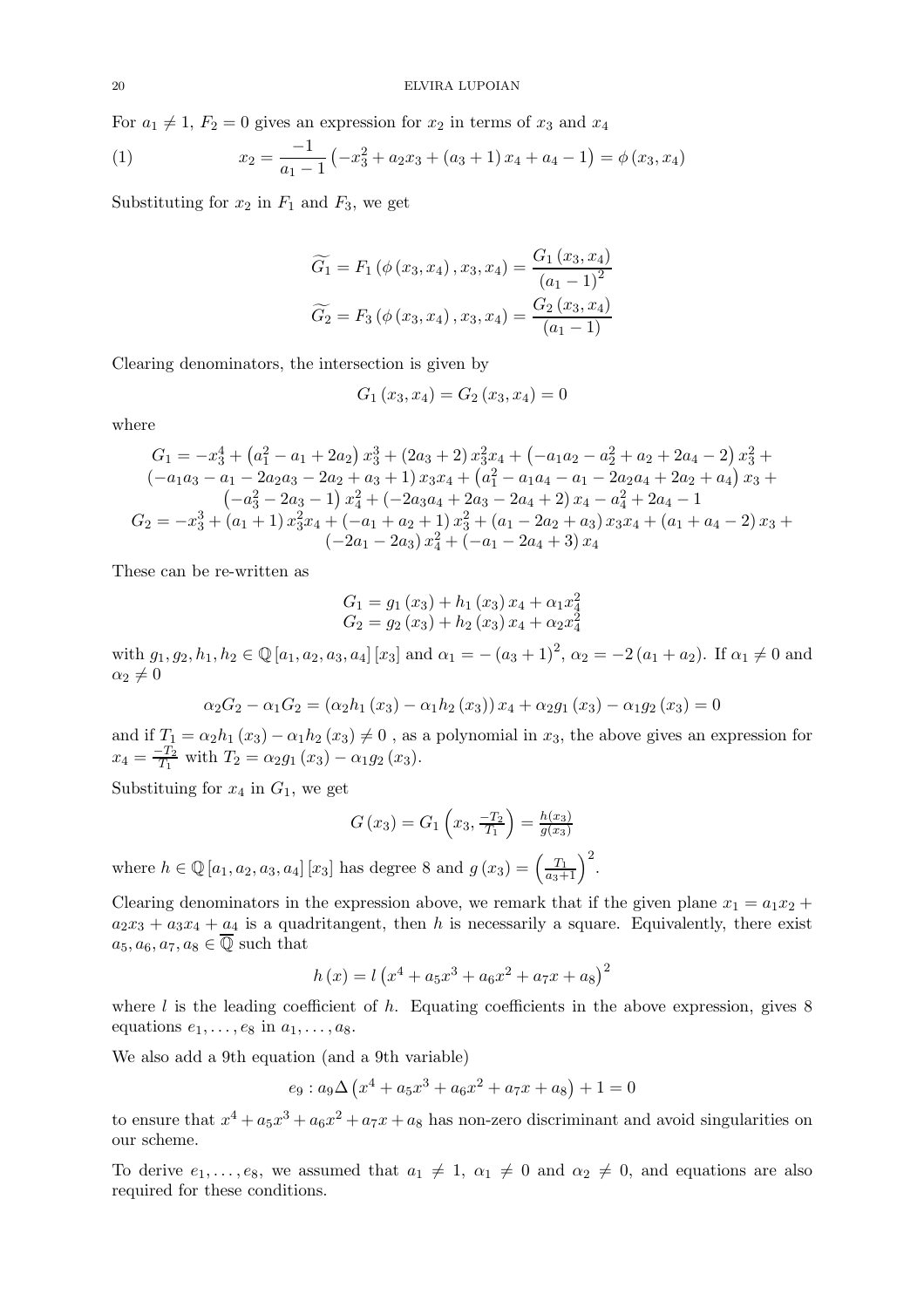For $a_1 \neq 1$, $F_2 = 0$ gives an expression for $x_2$ in terms of $x_3$ and $x_4$

$$x_2 = \frac{-1}{a_1 - 1}\left(-x_3^2 + a_2 x_3 + (a_3+1)x_4 + a_4 - 1\right) = \phi(x_3, x_4) \tag{1}$$

Substituting for $x_2$ in $F_1$ and $F_3$, we get

$$\widetilde{G_1} = F_1\left(\phi(x_3, x_4), x_3, x_4\right) = \frac{G_1(x_3, x_4)}{(a_1-1)^2}$$
$$\widetilde{G_2} = F_3\left(\phi(x_3, x_4), x_3, x_4\right) = \frac{G_2(x_3, x_4)}{(a_1-1)}$$

Clearing denominators, the intersection is given by

$$G_1(x_3, x_4) = G_2(x_3, x_4) = 0$$

where

$$\begin{gathered}
G_1 = -x_3^4 + \left(a_1^2 - a_1 + 2a_2\right)x_3^3 + (2a_3+2)x_3^2 x_4 + \left(-a_1 a_2 - a_2^2 + a_2 + 2a_4 - 2\right)x_3^2 + \\
(-a_1 a_3 - a_1 - 2a_2 a_3 - 2a_2 + a_3 + 1)x_3 x_4 + \left(a_1^2 - a_1 a_4 - a_1 - 2a_2 a_4 + 2a_2 + a_4\right)x_3 + \\
\left(-a_3^2 - 2a_3 - 1\right)x_4^2 + (-2a_3 a_4 + 2a_3 - 2a_4 + 2)x_4 - a_4^2 + 2a_4 - 1 \\
G_2 = -x_3^3 + (a_1+1)x_3^2 x_4 + (-a_1 + a_2 + 1)x_3^2 + (a_1 - 2a_2 + a_3)x_3 x_4 + (a_1 + a_4 - 2)x_3 + \\
(-2a_1 - 2a_3)x_4^2 + (-a_1 - 2a_4 + 3)x_4
\end{gathered}$$

These can be re-written as

$$\begin{aligned}
G_1 &= g_1(x_3) + h_1(x_3)x_4 + \alpha_1 x_4^2 \\
G_2 &= g_2(x_3) + h_2(x_3)x_4 + \alpha_2 x_4^2
\end{aligned}$$

with $g_1, g_2, h_1, h_2 \in \mathbb{Q}[a_1, a_2, a_3, a_4][x_3]$ and $\alpha_1 = -(a_3+1)^2$, $\alpha_2 = -2(a_1 + a_2)$. If $\alpha_1 \neq 0$ and $\alpha_2 \neq 0$

$$\alpha_2 G_2 - \alpha_1 G_2 = \left(\alpha_2 h_1(x_3) - \alpha_1 h_2(x_3)\right)x_4 + \alpha_2 g_1(x_3) - \alpha_1 g_2(x_3) = 0$$

and if $T_1 = \alpha_2 h_1(x_3) - \alpha_1 h_2(x_3) \neq 0$ , as a polynomial in $x_3$, the above gives an expression for $x_4 = \frac{-T_2}{T_1}$ with $T_2 = \alpha_2 g_1(x_3) - \alpha_1 g_2(x_3)$.

Substituing for $x_4$ in $G_1$, we get

$$G(x_3) = G_1\left(x_3, \tfrac{-T_2}{T_1}\right) = \tfrac{h(x_3)}{g(x_3)}$$

where $h \in \mathbb{Q}[a_1, a_2, a_3, a_4][x_3]$ has degree 8 and $g(x_3) = \left(\frac{T_1}{a_3+1}\right)^2$.

Clearing denominators in the expression above, we remark that if the given plane $x_1 = a_1 x_2 + a_2 x_3 + a_3 x_4 + a_4$ is a quadritangent, then $h$ is necessarily a square. Equivalently, there exist $a_5, a_6, a_7, a_8 \in \overline{\mathbb{Q}}$ such that

$$h(x) = l\left(x^4 + a_5 x^3 + a_6 x^2 + a_7 x + a_8\right)^2$$

where $l$ is the leading coefficient of $h$. Equating coefficients in the above expression, gives 8 equations $e_1, \ldots, e_8$ in $a_1, \ldots, a_8$.

We also add a 9th equation (and a 9th variable)

$$e_9 : a_9 \Delta\left(x^4 + a_5 x^3 + a_6 x^2 + a_7 x + a_8\right) + 1 = 0$$

to ensure that $x^4 + a_5 x^3 + a_6 x^2 + a_7 x + a_8$ has non-zero discriminant and avoid singularities on our scheme.

To derive $e_1, \ldots, e_8$, we assumed that $a_1 \neq 1$, $\alpha_1 \neq 0$ and $\alpha_2 \neq 0$, and equations are also required for these conditions.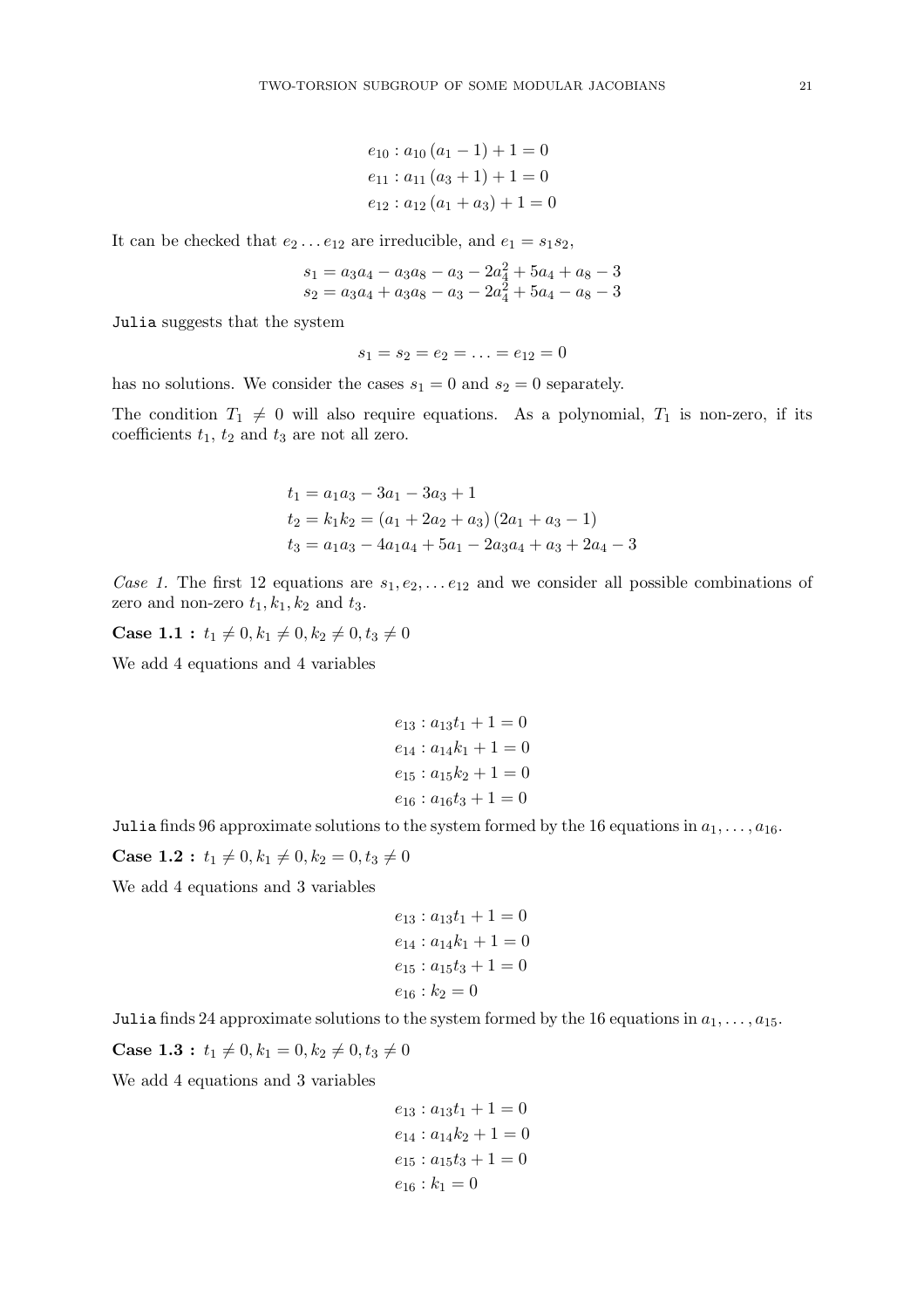$$e_{10} : a_{10}\,(a_1 - 1) + 1 = 0$$
$$e_{11} : a_{11}\,(a_3 + 1) + 1 = 0$$
$$e_{12} : a_{12}\,(a_1 + a_3) + 1 = 0$$

It can be checked that $e_2 \dots e_{12}$ are irreducible, and $e_1 = s_1 s_2$,

$$s_1 = a_3a_4 - a_3a_8 - a_3 - 2a_4^2 + 5a_4 + a_8 - 3$$
$$s_2 = a_3a_4 + a_3a_8 - a_3 - 2a_4^2 + 5a_4 - a_8 - 3$$

`Julia` suggests that the system

$$s_1 = s_2 = e_2 = \ldots = e_{12} = 0$$

has no solutions. We consider the cases $s_1 = 0$ and $s_2 = 0$ separately.

The condition $T_1 \neq 0$ will also require equations. As a polynomial, $T_1$ is non-zero, if its coefficients $t_1$, $t_2$ and $t_3$ are not all zero.

$$t_1 = a_1a_3 - 3a_1 - 3a_3 + 1$$
$$t_2 = k_1k_2 = (a_1 + 2a_2 + a_3)\,(2a_1 + a_3 - 1)$$
$$t_3 = a_1a_3 - 4a_1a_4 + 5a_1 - 2a_3a_4 + a_3 + 2a_4 - 3$$

*Case 1.* The first 12 equations are $s_1, e_2, \ldots e_{12}$ and we consider all possible combinations of zero and non-zero $t_1, k_1, k_2$ and $t_3$.

**Case 1.1 :** $t_1 \neq 0, k_1 \neq 0, k_2 \neq 0, t_3 \neq 0$

We add 4 equations and 4 variables

$$e_{13} : a_{13}t_1 + 1 = 0$$
$$e_{14} : a_{14}k_1 + 1 = 0$$
$$e_{15} : a_{15}k_2 + 1 = 0$$
$$e_{16} : a_{16}t_3 + 1 = 0$$

`Julia` finds 96 approximate solutions to the system formed by the 16 equations in $a_1, \ldots, a_{16}$.

**Case 1.2 :** $t_1 \neq 0, k_1 \neq 0, k_2 = 0, t_3 \neq 0$

We add 4 equations and 3 variables

$$e_{13} : a_{13}t_1 + 1 = 0$$
$$e_{14} : a_{14}k_1 + 1 = 0$$
$$e_{15} : a_{15}t_3 + 1 = 0$$
$$e_{16} : k_2 = 0$$

`Julia` finds 24 approximate solutions to the system formed by the 16 equations in $a_1, \ldots, a_{15}$.

**Case 1.3 :** $t_1 \neq 0, k_1 = 0, k_2 \neq 0, t_3 \neq 0$

We add 4 equations and 3 variables

$$e_{13} : a_{13}t_1 + 1 = 0$$
$$e_{14} : a_{14}k_2 + 1 = 0$$
$$e_{15} : a_{15}t_3 + 1 = 0$$
$$e_{16} : k_1 = 0$$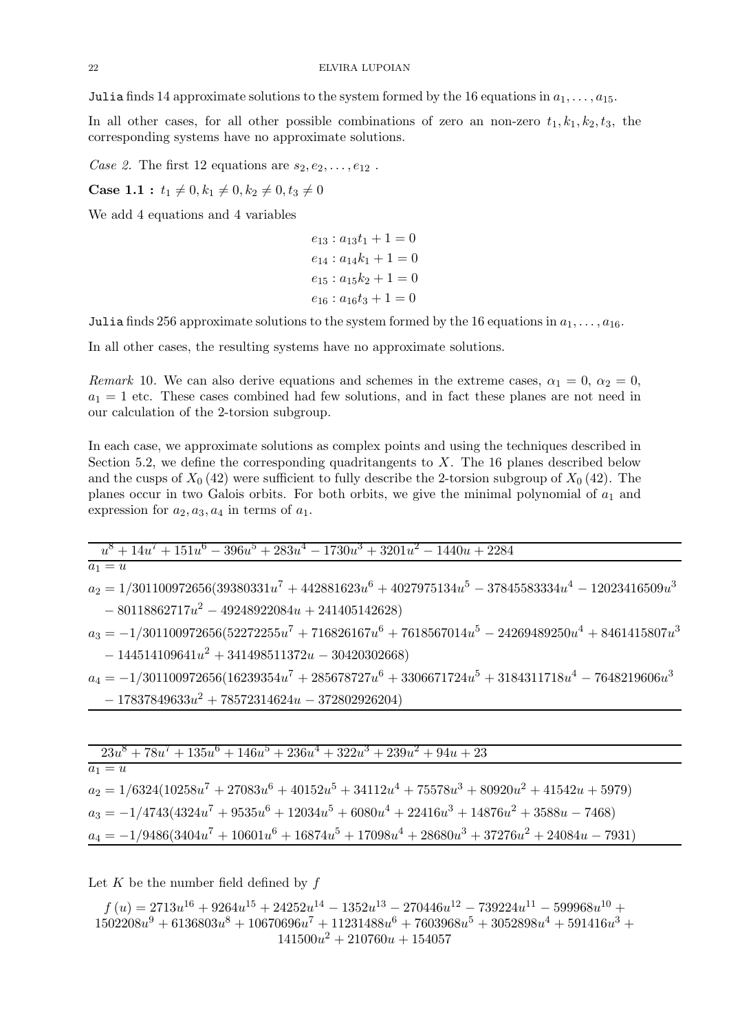Julia finds 14 approximate solutions to the system formed by the 16 equations in $a_1, \ldots, a_{15}$.

In all other cases, for all other possible combinations of zero an non-zero $t_1, k_1, k_2, t_3$, the corresponding systems have no approximate solutions.

*Case 2.* The first 12 equations are $s_2, e_2, \ldots, e_{12}$ .

**Case 1.1 :** $t_1 \neq 0, k_1 \neq 0, k_2 \neq 0, t_3 \neq 0$

We add 4 equations and 4 variables

$$
\begin{aligned}
e_{13} &: a_{13}t_1 + 1 = 0 \\
e_{14} &: a_{14}k_1 + 1 = 0 \\
e_{15} &: a_{15}k_2 + 1 = 0 \\
e_{16} &: a_{16}t_3 + 1 = 0
\end{aligned}
$$

Julia finds 256 approximate solutions to the system formed by the 16 equations in $a_1, \ldots, a_{16}$.

In all other cases, the resulting systems have no approximate solutions.

*Remark* 10. We can also derive equations and schemes in the extreme cases, $\alpha_1 = 0$, $\alpha_2 = 0$, $a_1 = 1$ etc. These cases combined had few solutions, and in fact these planes are not need in our calculation of the 2-torsion subgroup.

In each case, we approximate solutions as complex points and using the techniques described in Section 5.2, we define the corresponding quadritangents to $X$. The 16 planes described below and the cusps of $X_0(42)$ were sufficient to fully describe the 2-torsion subgroup of $X_0(42)$. The planes occur in two Galois orbits. For both orbits, we give the minimal polynomial of $a_1$ and expression for $a_2, a_3, a_4$ in terms of $a_1$.

| $u^8 + 14u^7 + 151u^6 - 396u^5 + 283u^4 - 1730u^3 + 3201u^2 - 1440u + 2284$ |
|---|
| $a_1 = u$ |
| $a_2 = 1/301100972656(39380331u^7 + 442881623u^6 + 4027975134u^5 - 37845583334u^4 - 12023416509u^3 - 80118862717u^2 - 49248922084u + 241405142628)$ |
| $a_3 = -1/301100972656(52272255u^7 + 716826167u^6 + 7618567014u^5 - 24269489250u^4 + 8461415807u^3 - 144514109641u^2 + 341498511372u - 30420302668)$ |
| $a_4 = -1/301100972656(16239354u^7 + 285678727u^6 + 3306671724u^5 + 3184311718u^4 - 7648219606u^3 - 17837849633u^2 + 78572314624u - 372802926204)$ |

| $23u^8 + 78u^7 + 135u^6 + 146u^5 + 236u^4 + 322u^3 + 239u^2 + 94u + 23$ |
|---|
| $a_1 = u$ |
| $a_2 = 1/6324(10258u^7 + 27083u^6 + 40152u^5 + 34112u^4 + 75578u^3 + 80920u^2 + 41542u + 5979)$ |
| $a_3 = -1/4743(4324u^7 + 9535u^6 + 12034u^5 + 6080u^4 + 22416u^3 + 14876u^2 + 3588u - 7468)$ |
| $a_4 = -1/9486(3404u^7 + 10601u^6 + 16874u^5 + 17098u^4 + 28680u^3 + 37276u^2 + 24084u - 7931)$ |

Let $K$ be the number field defined by $f$

$$
f(u) = 2713u^{16} + 9264u^{15} + 24252u^{14} - 1352u^{13} - 270446u^{12} - 739224u^{11} - 599968u^{10} + 1502208u^9 + 6136803u^8 + 10670696u^7 + 11231488u^6 + 7603968u^5 + 3052898u^4 + 591416u^3 + 141500u^2 + 210760u + 154057
$$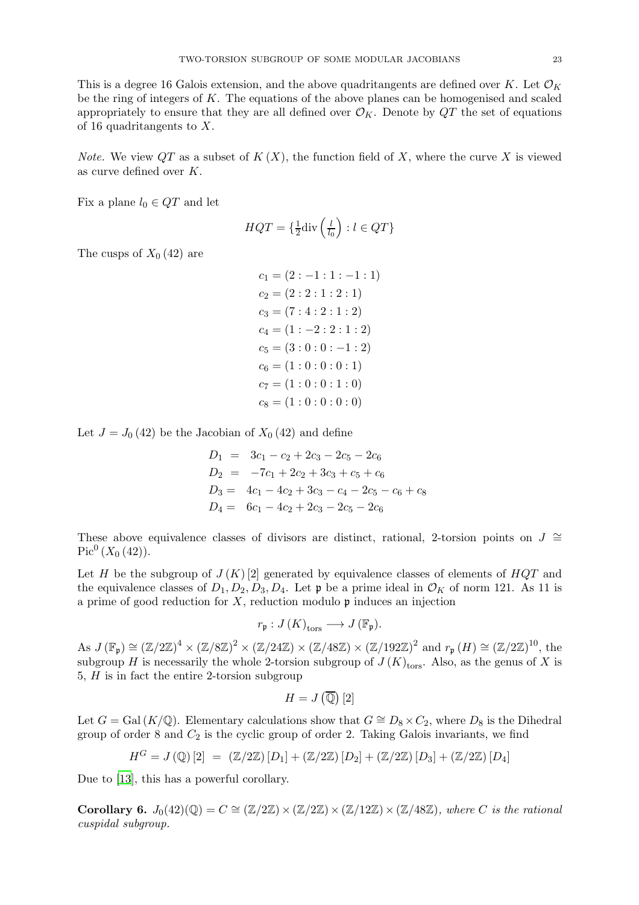This is a degree 16 Galois extension, and the above quadritangents are defined over $K$. Let $\mathcal{O}_K$ be the ring of integers of $K$. The equations of the above planes can be homogenised and scaled appropriately to ensure that they are all defined over $\mathcal{O}_K$. Denote by $QT$ the set of equations of 16 quadritangents to $X$.

*Note.* We view $QT$ as a subset of $K(X)$, the function field of $X$, where the curve $X$ is viewed as curve defined over $K$.

Fix a plane $l_0 \in QT$ and let

$$HQT = \{\tfrac{1}{2}\mathrm{div}\left(\tfrac{l}{l_0}\right) : l \in QT\}$$

The cusps of $X_0(42)$ are

$$\begin{aligned}
c_1 &= (2 : -1 : 1 : -1 : 1)\\
c_2 &= (2 : 2 : 1 : 2 : 1)\\
c_3 &= (7 : 4 : 2 : 1 : 2)\\
c_4 &= (1 : -2 : 2 : 1 : 2)\\
c_5 &= (3 : 0 : 0 : -1 : 2)\\
c_6 &= (1 : 0 : 0 : 0 : 1)\\
c_7 &= (1 : 0 : 0 : 1 : 0)\\
c_8 &= (1 : 0 : 0 : 0 : 0)
\end{aligned}$$

Let $J = J_0(42)$ be the Jacobian of $X_0(42)$ and define

$$\begin{aligned}
D_1 &= 3c_1 - c_2 + 2c_3 - 2c_5 - 2c_6\\
D_2 &= -7c_1 + 2c_2 + 3c_3 + c_5 + c_6\\
D_3 &= 4c_1 - 4c_2 + 3c_3 - c_4 - 2c_5 - c_6 + c_8\\
D_4 &= 6c_1 - 4c_2 + 2c_3 - 2c_5 - 2c_6
\end{aligned}$$

These above equivalence classes of divisors are distinct, rational, 2-torsion points on $J \cong \mathrm{Pic}^0(X_0(42))$.

Let $H$ be the subgroup of $J(K)[2]$ generated by equivalence classes of elements of $HQT$ and the equivalence classes of $D_1, D_2, D_3, D_4$. Let $\mathfrak{p}$ be a prime ideal in $\mathcal{O}_K$ of norm 121. As 11 is a prime of good reduction for $X$, reduction modulo $\mathfrak{p}$ induces an injection

$$r_{\mathfrak{p}} : J(K)_{\mathrm{tors}} \longrightarrow J(\mathbb{F}_{\mathfrak{p}}).$$

As $J(\mathbb{F}_{\mathfrak{p}}) \cong (\mathbb{Z}/2\mathbb{Z})^4 \times (\mathbb{Z}/8\mathbb{Z})^2 \times (\mathbb{Z}/24\mathbb{Z}) \times (\mathbb{Z}/48\mathbb{Z}) \times (\mathbb{Z}/192\mathbb{Z})^2$ and $r_{\mathfrak{p}}(H) \cong (\mathbb{Z}/2\mathbb{Z})^{10}$, the subgroup $H$ is necessarily the whole 2-torsion subgroup of $J(K)_{\mathrm{tors}}$. Also, as the genus of $X$ is 5, $H$ is in fact the entire 2-torsion subgroup

$$H = J\left(\overline{\mathbb{Q}}\right)[2]$$

Let $G = \mathrm{Gal}(K/\mathbb{Q})$. Elementary calculations show that $G \cong D_8 \times C_2$, where $D_8$ is the Dihedral group of order 8 and $C_2$ is the cyclic group of order 2. Taking Galois invariants, we find

$$H^G = J(\mathbb{Q})[2] \;=\; (\mathbb{Z}/2\mathbb{Z})[D_1] + (\mathbb{Z}/2\mathbb{Z})[D_2] + (\mathbb{Z}/2\mathbb{Z})[D_3] + (\mathbb{Z}/2\mathbb{Z})[D_4]$$

Due to [13], this has a powerful corollary.

**Corollary 6.** *$J_0(42)(\mathbb{Q}) = C \cong (\mathbb{Z}/2\mathbb{Z}) \times (\mathbb{Z}/2\mathbb{Z}) \times (\mathbb{Z}/12\mathbb{Z}) \times (\mathbb{Z}/48\mathbb{Z})$, where $C$ is the rational cuspidal subgroup.*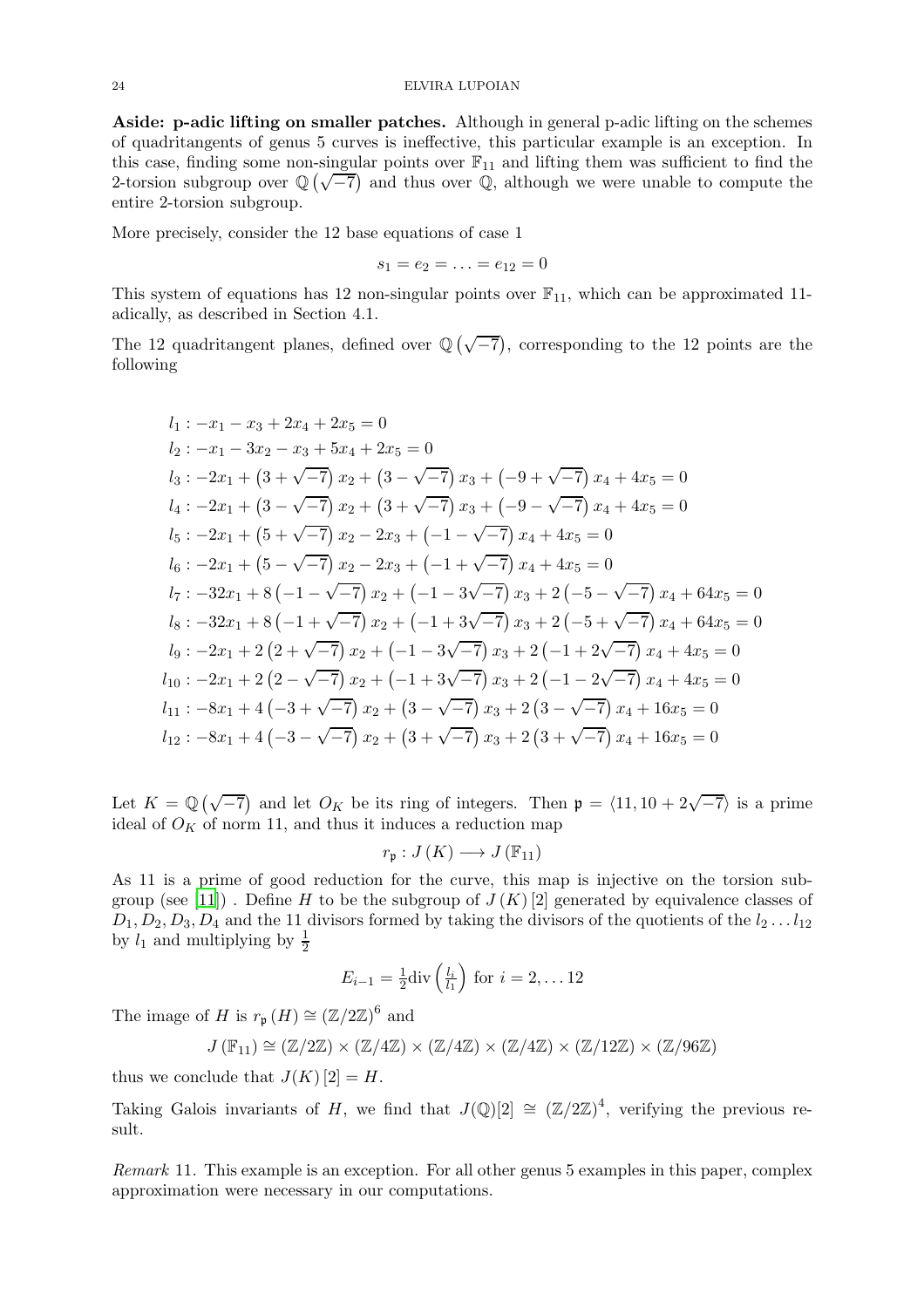**Aside: p-adic lifting on smaller patches.** Although in general p-adic lifting on the schemes of quadritangents of genus 5 curves is ineffective, this particular example is an exception. In this case, finding some non-singular points over $\mathbb{F}_{11}$ and lifting them was sufficient to find the 2-torsion subgroup over $\mathbb{Q}\left(\sqrt{-7}\right)$ and thus over $\mathbb{Q}$, although we were unable to compute the entire 2-torsion subgroup.

More precisely, consider the 12 base equations of case 1

$$s_1 = e_2 = \ldots = e_{12} = 0$$

This system of equations has 12 non-singular points over $\mathbb{F}_{11}$, which can be approximated 11-adically, as described in Section 4.1.

The 12 quadritangent planes, defined over $\mathbb{Q}\left(\sqrt{-7}\right)$, corresponding to the 12 points are the following

$$\begin{aligned}
&l_1 : -x_1 - x_3 + 2x_4 + 2x_5 = 0\\
&l_2 : -x_1 - 3x_2 - x_3 + 5x_4 + 2x_5 = 0\\
&l_3 : -2x_1 + \left(3+\sqrt{-7}\right)x_2 + \left(3-\sqrt{-7}\right)x_3 + \left(-9+\sqrt{-7}\right)x_4 + 4x_5 = 0\\
&l_4 : -2x_1 + \left(3-\sqrt{-7}\right)x_2 + \left(3+\sqrt{-7}\right)x_3 + \left(-9-\sqrt{-7}\right)x_4 + 4x_5 = 0\\
&l_5 : -2x_1 + \left(5+\sqrt{-7}\right)x_2 - 2x_3 + \left(-1-\sqrt{-7}\right)x_4 + 4x_5 = 0\\
&l_6 : -2x_1 + \left(5-\sqrt{-7}\right)x_2 - 2x_3 + \left(-1+\sqrt{-7}\right)x_4 + 4x_5 = 0\\
&l_7 : -32x_1 + 8\left(-1-\sqrt{-7}\right)x_2 + \left(-1-3\sqrt{-7}\right)x_3 + 2\left(-5-\sqrt{-7}\right)x_4 + 64x_5 = 0\\
&l_8 : -32x_1 + 8\left(-1+\sqrt{-7}\right)x_2 + \left(-1+3\sqrt{-7}\right)x_3 + 2\left(-5+\sqrt{-7}\right)x_4 + 64x_5 = 0\\
&l_9 : -2x_1 + 2\left(2+\sqrt{-7}\right)x_2 + \left(-1-3\sqrt{-7}\right)x_3 + 2\left(-1+2\sqrt{-7}\right)x_4 + 4x_5 = 0\\
&l_{10} : -2x_1 + 2\left(2-\sqrt{-7}\right)x_2 + \left(-1+3\sqrt{-7}\right)x_3 + 2\left(-1-2\sqrt{-7}\right)x_4 + 4x_5 = 0\\
&l_{11} : -8x_1 + 4\left(-3+\sqrt{-7}\right)x_2 + \left(3-\sqrt{-7}\right)x_3 + 2\left(3-\sqrt{-7}\right)x_4 + 16x_5 = 0\\
&l_{12} : -8x_1 + 4\left(-3-\sqrt{-7}\right)x_2 + \left(3+\sqrt{-7}\right)x_3 + 2\left(3+\sqrt{-7}\right)x_4 + 16x_5 = 0
\end{aligned}$$

Let $K = \mathbb{Q}\left(\sqrt{-7}\right)$ and let $O_K$ be its ring of integers. Then $\mathfrak{p} = \langle 11, 10 + 2\sqrt{-7}\rangle$ is a prime ideal of $O_K$ of norm 11, and thus it induces a reduction map

$$r_{\mathfrak{p}} : J(K) \longrightarrow J(\mathbb{F}_{11})$$

As 11 is a prime of good reduction for the curve, this map is injective on the torsion subgroup (see [11]) . Define $H$ to be the subgroup of $J(K)[2]$ generated by equivalence classes of $D_1, D_2, D_3, D_4$ and the 11 divisors formed by taking the divisors of the quotients of the $l_2 \ldots l_{12}$ by $l_1$ and multiplying by $\frac{1}{2}$

$$E_{i-1} = \tfrac{1}{2}\mathrm{div}\left(\tfrac{l_i}{l_1}\right) \text{ for } i = 2, \ldots 12$$

The image of $H$ is $r_{\mathfrak{p}}(H) \cong (\mathbb{Z}/2\mathbb{Z})^6$ and

$$J(\mathbb{F}_{11}) \cong (\mathbb{Z}/2\mathbb{Z}) \times (\mathbb{Z}/4\mathbb{Z}) \times (\mathbb{Z}/4\mathbb{Z}) \times (\mathbb{Z}/4\mathbb{Z}) \times (\mathbb{Z}/12\mathbb{Z}) \times (\mathbb{Z}/96\mathbb{Z})$$

thus we conclude that $J(K)[2] = H$.

Taking Galois invariants of $H$, we find that $J(\mathbb{Q})[2] \cong (\mathbb{Z}/2\mathbb{Z})^4$, verifying the previous result.

*Remark* 11. This example is an exception. For all other genus 5 examples in this paper, complex approximation were necessary in our computations.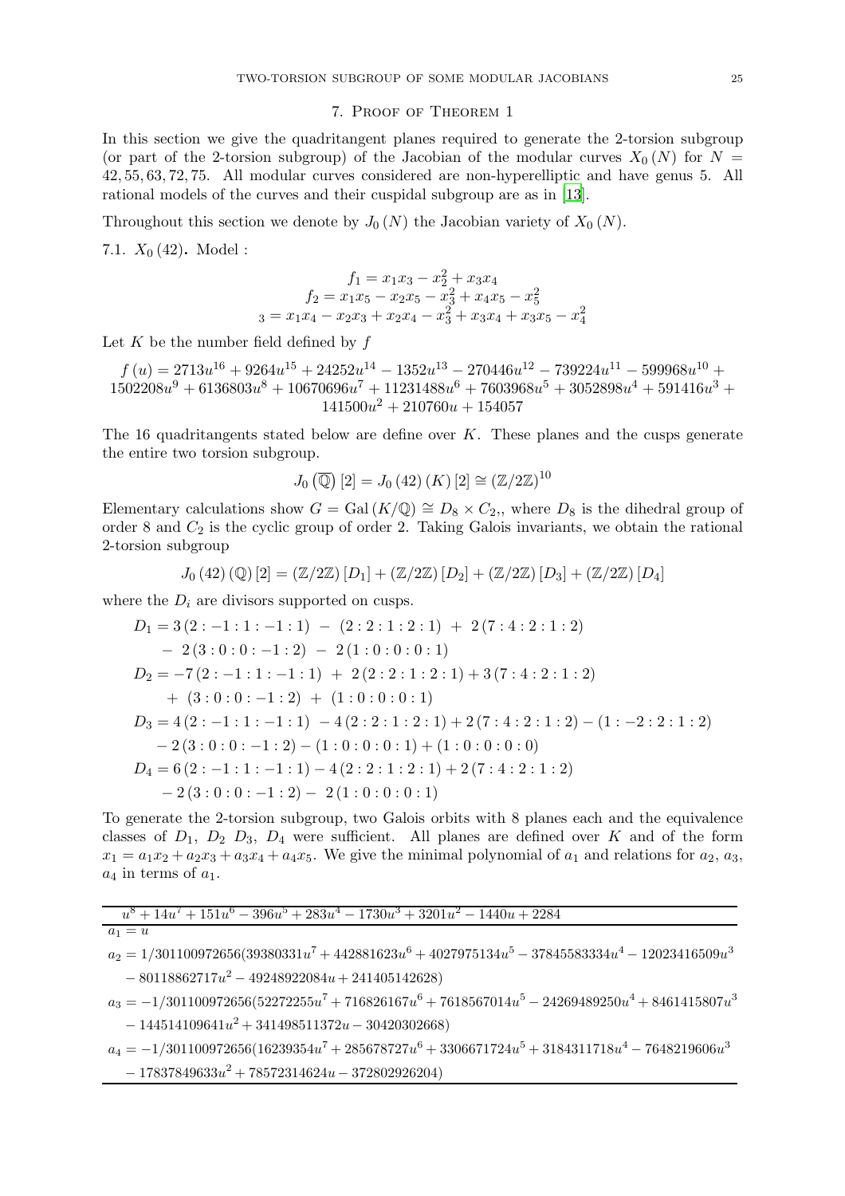## 7. Proof of Theorem 1

In this section we give the quadritangent planes required to generate the 2-torsion subgroup (or part of the 2-torsion subgroup) of the Jacobian of the modular curves $X_0(N)$ for $N = 42, 55, 63, 72, 75$. All modular curves considered are non-hyperelliptic and have genus 5. All rational models of the curves and their cuspidal subgroup are as in [13].

Throughout this section we denote by $J_0(N)$ the Jacobian variety of $X_0(N)$.

### 7.1. $X_0(42)$.

Model :

$$f_1 = x_1x_3 - x_2^2 + x_3x_4$$
$$f_2 = x_1x_5 - x_2x_5 - x_3^2 + x_4x_5 - x_5^2$$
$$_3 = x_1x_4 - x_2x_3 + x_2x_4 - x_3^2 + x_3x_4 + x_3x_5 - x_4^2$$

Let $K$ be the number field defined by $f$

$$f(u) = 2713u^{16} + 9264u^{15} + 24252u^{14} - 1352u^{13} - 270446u^{12} - 739224u^{11} - 599968u^{10} + 1502208u^9 + 6136803u^8 + 10670696u^7 + 11231488u^6 + 7603968u^5 + 3052898u^4 + 591416u^3 + 141500u^2 + 210760u + 154057$$

The 16 quadritangents stated below are define over $K$. These planes and the cusps generate the entire two torsion subgroup.

$$J_0(\overline{\mathbb{Q}})[2] = J_0(42)(K)[2] \cong (\mathbb{Z}/2\mathbb{Z})^{10}$$

Elementary calculations show $G = \mathrm{Gal}(K/\mathbb{Q}) \cong D_8 \times C_2$,, where $D_8$ is the dihedral group of order 8 and $C_2$ is the cyclic group of order 2. Taking Galois invariants, we obtain the rational 2-torsion subgroup

$$J_0(42)(\mathbb{Q})[2] = (\mathbb{Z}/2\mathbb{Z})[D_1] + (\mathbb{Z}/2\mathbb{Z})[D_2] + (\mathbb{Z}/2\mathbb{Z})[D_3] + (\mathbb{Z}/2\mathbb{Z})[D_4]$$

where the $D_i$ are divisors supported on cusps.

$$\begin{aligned}
D_1 &= 3(2:-1:1:-1:1) - (2:2:1:2:1) + 2(7:4:2:1:2) \\
&\quad - 2(3:0:0:-1:2) - 2(1:0:0:0:1) \\
D_2 &= -7(2:-1:1:-1:1) + 2(2:2:1:2:1) + 3(7:4:2:1:2) \\
&\quad + (3:0:0:-1:2) + (1:0:0:0:1) \\
D_3 &= 4(2:-1:1:-1:1) - 4(2:2:1:2:1) + 2(7:4:2:1:2) - (1:-2:2:1:2) \\
&\quad - 2(3:0:0:-1:2) - (1:0:0:0:1) + (1:0:0:0:0) \\
D_4 &= 6(2:-1:1:-1:1) - 4(2:2:1:2:1) + 2(7:4:2:1:2) \\
&\quad - 2(3:0:0:-1:2) - 2(1:0:0:0:1)
\end{aligned}$$

To generate the 2-torsion subgroup, two Galois orbits with 8 planes each and the equivalence classes of $D_1$, $D_2$ $D_3$, $D_4$ were sufficient. All planes are defined over $K$ and of the form $x_1 = a_1x_2 + a_2x_3 + a_3x_4 + a_4x_5$. We give the minimal polynomial of $a_1$ and relations for $a_2$, $a_3$, $a_4$ in terms of $a_1$.

| $u^8 + 14u^7 + 151u^6 - 396u^5 + 283u^4 - 1730u^3 + 3201u^2 - 1440u + 2284$ |
|---|
| $a_1 = u$ |
| $a_2 = 1/301100972656(39380331u^7 + 442881623u^6 + 4027975134u^5 - 37845583334u^4 - 12023416509u^3 - 80118862717u^2 - 49248922084u + 241405142628)$ |
| $a_3 = -1/301100972656(52272255u^7 + 716826167u^6 + 7618567014u^5 - 24269489250u^4 + 8461415807u^3 - 144514109641u^2 + 341498511372u - 30420302668)$ |
| $a_4 = -1/301100972656(16239354u^7 + 285678727u^6 + 3306671724u^5 + 3184311718u^4 - 7648219606u^3 - 17837849633u^2 + 78572314624u - 372802926204)$ |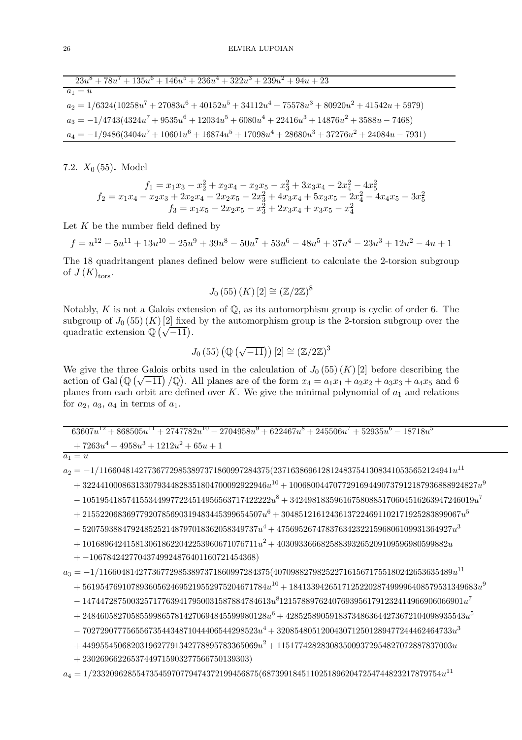| $23u^8 + 78u^7 + 135u^6 + 146u^5 + 236u^4 + 322u^3 + 239u^2 + 94u + 23$ |
|---|
| $a_1 = u$ |
| $a_2 = 1/6324(10258u^7 + 27083u^6 + 40152u^5 + 34112u^4 + 75578u^3 + 80920u^2 + 41542u + 5979)$ |
| $a_3 = -1/4743(4324u^7 + 9535u^6 + 12034u^5 + 6080u^4 + 22416u^3 + 14876u^2 + 3588u - 7468)$ |
| $a_4 = -1/9486(3404u^7 + 10601u^6 + 16874u^5 + 17098u^4 + 28680u^3 + 37276u^2 + 24084u - 7931)$ |

7.2. $X_0(55)$. Model

$$f_1 = x_1x_3 - x_2^2 + x_2x_4 - x_2x_5 - x_3^2 + 3x_3x_4 - 2x_4^2 - 4x_5^2$$
$$f_2 = x_1x_4 - x_2x_3 + 2x_2x_4 - 2x_2x_5 - 2x_3^2 + 4x_3x_4 + 5x_3x_5 - 2x_4^2 - 4x_4x_5 - 3x_5^2$$
$$f_3 = x_1x_5 - 2x_2x_5 - x_3^2 + 2x_3x_4 + x_3x_5 - x_4^2$$

Let $K$ be the number field defined by

$$f = u^{12} - 5u^{11} + 13u^{10} - 25u^9 + 39u^8 - 50u^7 + 53u^6 - 48u^5 + 37u^4 - 23u^3 + 12u^2 - 4u + 1$$

The 18 quadritangent planes defined below were sufficient to calculate the 2-torsion subgroup of $J(K)_{\text{tors}}$.

$$J_0(55)(K)[2] \cong (\mathbb{Z}/2\mathbb{Z})^8$$

Notably, $K$ is not a Galois extension of $\mathbb{Q}$, as its automorphism group is cyclic of order 6. The subgroup of $J_0(55)(K)[2]$ fixed by the automorphism group is the 2-torsion subgroup over the quadratic extension $\mathbb{Q}(\sqrt{-11})$.

$$J_0(55)\left(\mathbb{Q}\left(\sqrt{-11}\right)\right)[2] \cong (\mathbb{Z}/2\mathbb{Z})^3$$

We give the three Galois orbits used in the calculation of $J_0(55)(K)[2]$ before describing the action of $\text{Gal}\left(\mathbb{Q}\left(\sqrt{-11}\right)/\mathbb{Q}\right)$. All planes are of the form $x_4 = a_1x_1 + a_2x_2 + a_3x_3 + a_4x_5$ and 6 planes from each orbit are defined over $K$. We give the minimal polynomial of $a_1$ and relations for $a_2$, $a_3$, $a_4$ in terms of $a_1$.

| $63607u^{12} + 868505u^{11} + 2747782u^{10} - 2704958u^9 + 622467u^8 + 245506u^7 + 52935u^6 - 18718u^5$ $+ 7263u^4 + 4958u^3 + 1212u^2 + 65u + 1$ |
|---|
| $a_1 = u$ |

$a_2 = -1/11660481427736772985389737186099728437 5(23716386961281248375413083410535652124941u^{11}$
$+ 32244100086313307934482835180470009292294 6u^{10} + 10068004470772916944907379121879368889248 27u^9$
$- 10519541857415534499772245149565637174222 22u^8 + 34249818359616758088517060451626394724601 9u^7$
$+ 21552206836977920785690319483445399654507u^6 + 30485121612436137224691102171925283899067u^5$
$- 520759388479248525214879701836205834973 7u^4 + 475695267478376342322159680610993136492 7u^3$
$+ 1016896424158130618622042253960671076711u^2 + 403093366682588393265209109596980599882u$
$+ -1067842427704374992487640116072145436 8)$

$a_3 = -1/11660481427736772985389737186099728437 5(40709882798252271615671755180242653635489u^{11}$
$+ 56195476910789360562469521955297520467178 4u^{10} + 18413394265171252202874999964085795313496 83u^9$
$- 14744728750032571776394179500315878847846 13u^8 12157889762407693956179123241496690606690 1u^7$
$+ 24846058270585599865781427069484559998012 8u^6 + 42852589059183734863644273672104098935543u^5$
$- 702729077756556735443487104440654429852 3u^4 + 320854805120043071250128947724446246473 3u^3$
$+ 449955450682031962779134277889578336506 9u^2 + 115177428283083500937295482707288783700 3u$
$+ 230269662265374497159032775667501393 03)$

$a_4 = 1/23320962855473545970779474372199456875(68739918451102518962047254744823217879754u^{11}$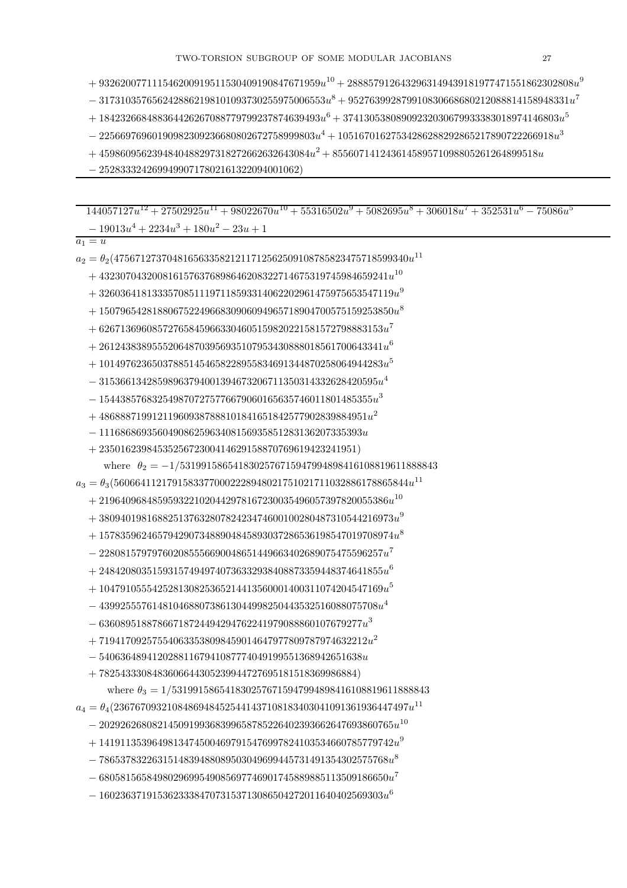$+ 9326200771115462009195115304091908476719 59u^{10} + 2888579126432963149439181977471551862302808u^9$

$- 3173103576562428862198101093730255975006553u^8 + 9527639928799108306686802120888141589483 31u^7$

$+ 1842326684883644262670887797992378746394 93u^6 + 3741305380890923203067993338301897414680 3u^5$

$- 2256697696019098230923668080267275899980 3u^4 + 1051670162753428628829286521789072226691 8u^3$

$+ 4598609562394840488297318272662632643084u^2 + 8556071412436145895710988052612648995 18u$

$- 2528333242699499071780216132209400106 2)$

---

$144057127u^{12} + 27502925u^{11} + 98022670u^{10} + 55316502u^9 + 5082695u^8 + 306018u^7 + 352531u^6 - 75086u^5$

$- 19013u^4 + 2234u^3 + 180u^2 - 23u + 1$

---

$a_1 = u$

$a_2 = \theta_2(4756712737048165633582121171256250910878582347571859934 0u^{11}$

$+ 4323070432008161576376898646208322714675319745984659241u^{10}$

$+ 3260364181333570851119711859331406220296147597565354711 9u^9$

$+ 1507965428188067522496683090609496571890470057515925385 0u^8$

$+ 6267136960857276584596633046051598202215815727988831 53u^7$

$+ 2612438389555206487039569351079534308880185617006433 41u^6$

$+ 1014976236503788514546582289558346913448702580649442 83u^5$

$- 3153661342859896379400139467320671135031433262842059 5u^4$

$- 1544385768325498707275776679060165635746011801485355u^3$

$+ 4868887199121196093878881018416518425779028398849 51u^2$

$- 1116868693560490862596340815693585128313620733539 3u$

$+ 2350162398453525672300414629158870769619423241951)$

where $\theta_2 = -1/5319915865418302576715947994898416108819611888843$

$a_3 = \theta_3(5606641121791583377000228948021751021711032886178865844u^{11}$

$+ 2196409684859593221020442978167230035496057397820055386u^{10}$

$+ 3809401981688251376328078242347460010028048731054421697 3u^9$

$+ 1578359624657942907348890484589303728653619854701970897 4u^8$

$- 2280815797976020855566900486514496634026890754755962 57u^7$

$+ 2484208035159315749497407363329384088733594483746418 55u^6$

$+ 1047910555425281308253652144135600014003110742045471 69u^5$

$- 4399255576148104688073861304499825044353251608807570 8u^4$

$- 6360895188786671872449429476224197908886010767927 7u^3$

$+ 7194170925755406335380984590146479778097879749632212u^2$

$- 5406364894120288116794108777404919955136894265163 8u$

$+ 7825433308483606644305239944727695181518369986884)$

where $\theta_3 = 1/5319915865418302576715947994898416108819611888843$

$a_4 = \theta_4(2367670932108486948452544143710818340304109136193644749 7u^{11}$

$- 2029262680821450919936839965878522640239366264769386076 5u^{10}$

$+ 1419113539649813474500469791547699782410353466078577974 2u^9$

$- 7865378322631514839488089503049699445731491354302575768u^8$

$- 6805815658498029699549085697746901745889885113509186650u^7$

$- 1602363719153623338470731537130865042720116404025693 03u^6$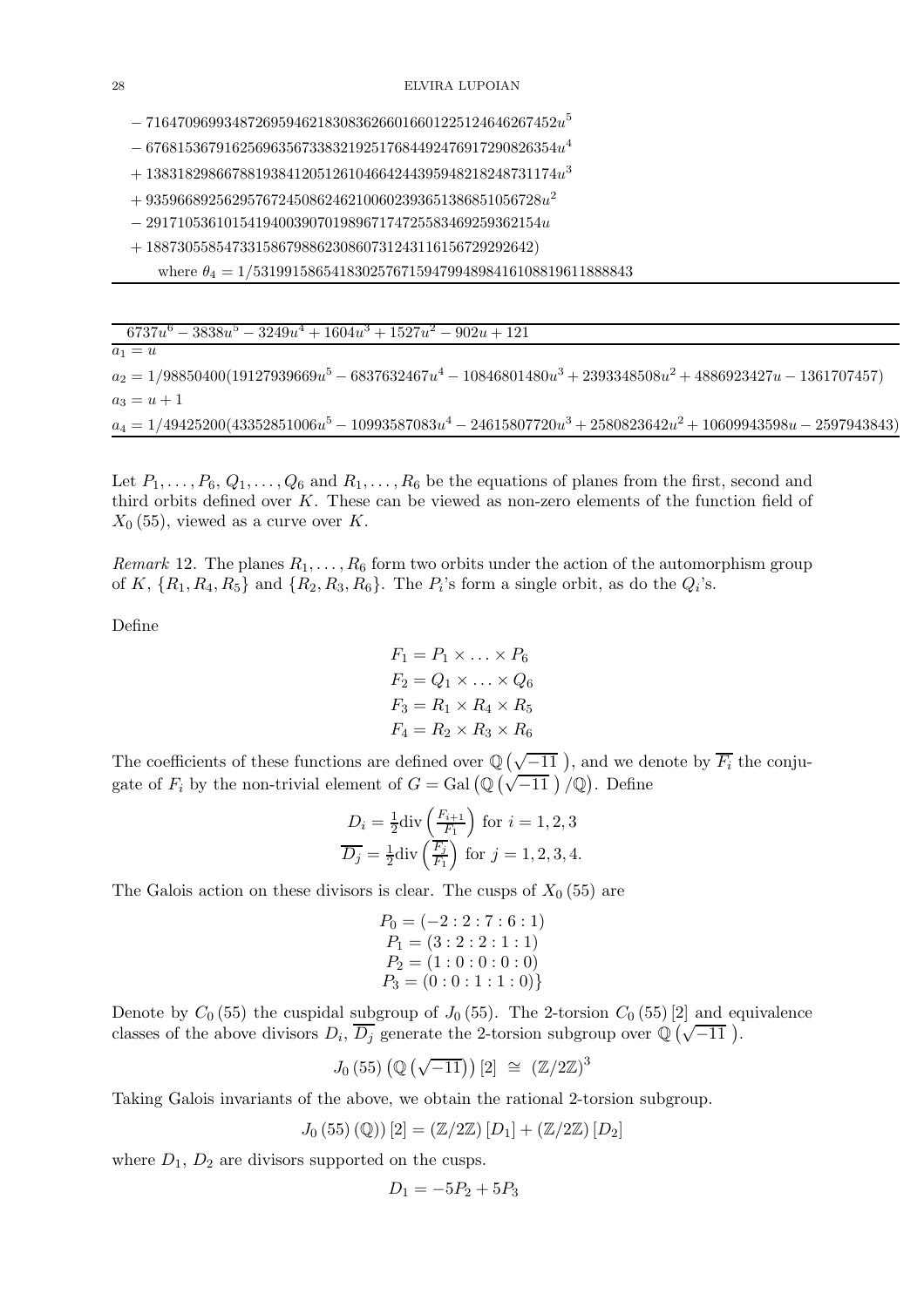$- 716470969934872695946218308362660166012251246462674 52u^5$

$- 6768153679162569635673383219251768449247691729082 6354u^4$

$+ 13831829866788193841205126104664244395948218248731174u^3$

$+ 93596689256295767245086246210060239365138685105672 8u^2$

$- 29171053610154194003907019896717472558346925936215 4u$

$+ 1887305585473315867988623086073124311615672929264 2)$

where $\theta_4 = 1/531991586541830257671594799489841610881961188884 3$

---

| $6737u^6 - 3838u^5 - 3249u^4 + 1604u^3 + 1527u^2 - 902u + 121$ |
|---|
| $a_1 = u$ |
| $a_2 = 1/98850400(19127939669u^5 - 6837632467u^4 - 10846801480u^3 + 2393348508u^2 + 4886923427u - 1361707457)$ |
| $a_3 = u + 1$ |
| $a_4 = 1/49425200(43352851006u^5 - 10993587083u^4 - 24615807720u^3 + 2580823642u^2 + 10609943598u - 2597943843)$ |

Let $P_1, \ldots, P_6$, $Q_1, \ldots, Q_6$ and $R_1, \ldots, R_6$ be the equations of planes from the first, second and third orbits defined over $K$. These can be viewed as non-zero elements of the function field of $X_0(55)$, viewed as a curve over $K$.

*Remark* 12. The planes $R_1, \ldots, R_6$ form two orbits under the action of the automorphism group of $K$, $\{R_1, R_4, R_5\}$ and $\{R_2, R_3, R_6\}$. The $P_i$'s form a single orbit, as do the $Q_i$'s.

Define

$$F_1 = P_1 \times \ldots \times P_6$$
$$F_2 = Q_1 \times \ldots \times Q_6$$
$$F_3 = R_1 \times R_4 \times R_5$$
$$F_4 = R_2 \times R_3 \times R_6$$

The coefficients of these functions are defined over $\mathbb{Q}\left(\sqrt{-11}\,\right)$, and we denote by $\overline{F_i}$ the conjugate of $F_i$ by the non-trivial element of $G = \mathrm{Gal}\left(\mathbb{Q}\left(\sqrt{-11}\,\right)/\mathbb{Q}\right)$. Define

$$D_i = \tfrac{1}{2}\mathrm{div}\left(\tfrac{F_{i+1}}{F_1}\right) \text{ for } i = 1, 2, 3$$
$$\overline{D_j} = \tfrac{1}{2}\mathrm{div}\left(\tfrac{\overline{F_j}}{F_1}\right) \text{ for } j = 1, 2, 3, 4.$$

The Galois action on these divisors is clear. The cusps of $X_0(55)$ are

$$P_0 = (-2 : 2 : 7 : 6 : 1)$$
$$P_1 = (3 : 2 : 2 : 1 : 1)$$
$$P_2 = (1 : 0 : 0 : 0 : 0)$$
$$P_3 = (0 : 0 : 1 : 1 : 0)\}$$

Denote by $C_0(55)$ the cuspidal subgroup of $J_0(55)$. The 2-torsion $C_0(55)[2]$ and equivalence classes of the above divisors $D_i$, $\overline{D_j}$ generate the 2-torsion subgroup over $\mathbb{Q}\left(\sqrt{-11}\,\right)$.

$$J_0(55)\left(\mathbb{Q}\left(\sqrt{-11}\right)\right)[2] \;\cong\; (\mathbb{Z}/2\mathbb{Z})^3$$

Taking Galois invariants of the above, we obtain the rational 2-torsion subgroup.

$$J_0(55)(\mathbb{Q})[2] = (\mathbb{Z}/2\mathbb{Z})[D_1] + (\mathbb{Z}/2\mathbb{Z})[D_2]$$

where $D_1$, $D_2$ are divisors supported on the cusps.

$$D_1 = -5P_2 + 5P_3$$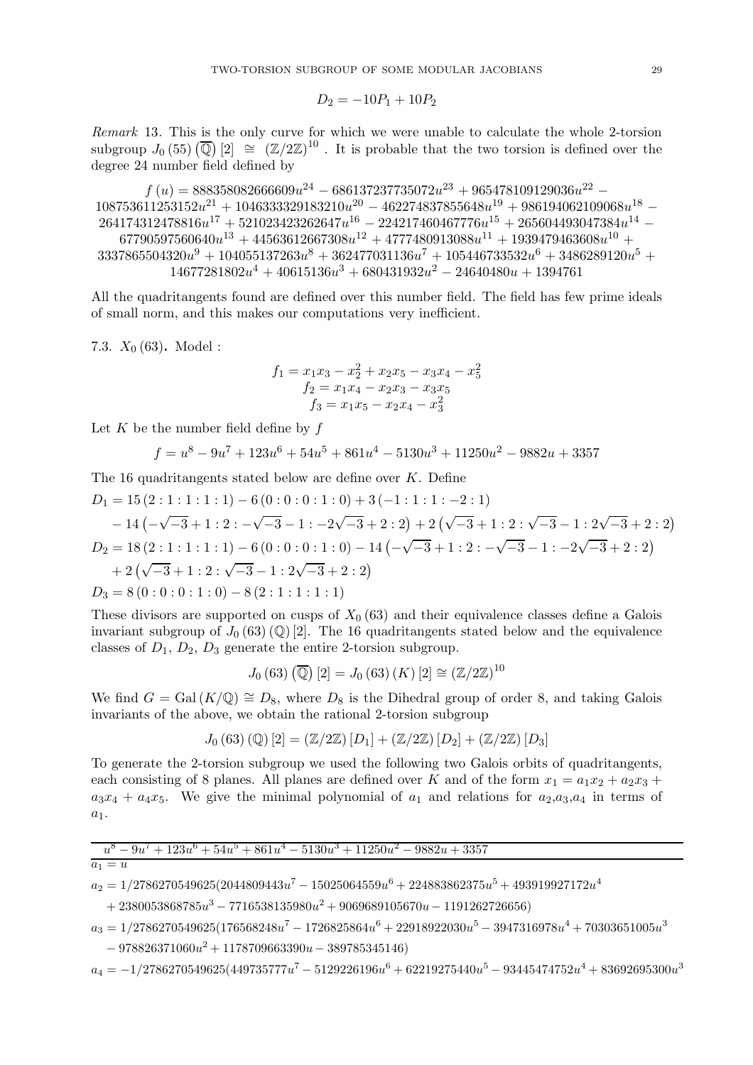$$D_2 = -10P_1 + 10P_2$$

*Remark* 13. This is the only curve for which we were unable to calculate the whole 2-torsion subgroup $J_0(55)(\overline{\mathbb{Q}})[2] \cong (\mathbb{Z}/2\mathbb{Z})^{10}$. It is probable that the two torsion is defined over the degree 24 number field defined by

$$f(u) = 888358082666609u^{24} - 686137237735072u^{23} + 965478109129036u^{22} - 108753611253152u^{21} + 1046333329183210u^{20} - 462274837855648u^{19} + 986194062109068u^{18} - 264174312478816u^{17} + 521023423262647u^{16} - 224217460467776u^{15} + 265604493047384u^{14} - 67790597560640u^{13} + 44563612667308u^{12} + 4777480913088u^{11} + 1939479463608u^{10} + 3337865504320u^{9} + 104055137263u^{8} + 362477031136u^{7} + 105446733532u^{6} + 3486289120u^{5} + 14677281802u^{4} + 40615136u^{3} + 680431932u^{2} - 24640480u + 1394761$$

All the quadritangents found are defined over this number field. The field has few prime ideals of small norm, and this makes our computations very inefficient.

## 7.3. $X_0(63)$.

Model :

$$\begin{aligned} f_1 &= x_1x_3 - x_2^2 + x_2x_5 - x_3x_4 - x_5^2 \\ f_2 &= x_1x_4 - x_2x_3 - x_3x_5 \\ f_3 &= x_1x_5 - x_2x_4 - x_3^2 \end{aligned}$$

Let $K$ be the number field define by $f$

$$f = u^8 - 9u^7 + 123u^6 + 54u^5 + 861u^4 - 5130u^3 + 11250u^2 - 9882u + 3357$$

The 16 quadritangents stated below are define over $K$. Define

$$\begin{aligned} D_1 &= 15(2:1:1:1:1) - 6(0:0:0:1:0) + 3(-1:1:1:-2:1) \\ &\quad - 14\left(-\sqrt{-3}+1:2:-\sqrt{-3}-1:-2\sqrt{-3}+2:2\right) + 2\left(\sqrt{-3}+1:2:\sqrt{-3}-1:2\sqrt{-3}+2:2\right) \\ D_2 &= 18(2:1:1:1:1) - 6(0:0:0:1:0) - 14\left(-\sqrt{-3}+1:2:-\sqrt{-3}-1:-2\sqrt{-3}+2:2\right) \\ &\quad + 2\left(\sqrt{-3}+1:2:\sqrt{-3}-1:2\sqrt{-3}+2:2\right) \\ D_3 &= 8(0:0:0:1:0) - 8(2:1:1:1:1) \end{aligned}$$

These divisors are supported on cusps of $X_0(63)$ and their equivalence classes define a Galois invariant subgroup of $J_0(63)(\mathbb{Q})[2]$. The 16 quadritangents stated below and the equivalence classes of $D_1$, $D_2$, $D_3$ generate the entire 2-torsion subgroup.

$$J_0(63)(\overline{\mathbb{Q}})[2] = J_0(63)(K)[2] \cong (\mathbb{Z}/2\mathbb{Z})^{10}$$

We find $G = \mathrm{Gal}(K/\mathbb{Q}) \cong D_8$, where $D_8$ is the Dihedral group of order 8, and taking Galois invariants of the above, we obtain the rational 2-torsion subgroup

$$J_0(63)(\mathbb{Q})[2] = (\mathbb{Z}/2\mathbb{Z})[D_1] + (\mathbb{Z}/2\mathbb{Z})[D_2] + (\mathbb{Z}/2\mathbb{Z})[D_3]$$

To generate the 2-torsion subgroup we used the following two Galois orbits of quadritangents, each consisting of 8 planes. All planes are defined over $K$ and of the form $x_1 = a_1x_2 + a_2x_3 + a_3x_4 + a_4x_5$. We give the minimal polynomial of $a_1$ and relations for $a_2$,$a_3$,$a_4$ in terms of $a_1$.

$u^8 - 9u^7 + 123u^6 + 54u^5 + 861u^4 - 5130u^3 + 11250u^2 - 9882u + 3357$

$a_1 = u$

$$\begin{aligned} a_2 &= 1/2786270549625(2044809443u^7 - 15025064559u^6 + 224883862375u^5 + 493919927172u^4 \\ &\quad + 2380053868785u^3 - 7716538135980u^2 + 9069689105670u - 1191262726656) \end{aligned}$$

$$\begin{aligned} a_3 &= 1/2786270549625(176568248u^7 - 1726825864u^6 + 22918922030u^5 - 3947316978u^4 + 70303651005u^3 \\ &\quad - 978826371060u^2 + 1178709663390u - 389785345146) \end{aligned}$$

$$a_4 = -1/2786270549625(449735777u^7 - 5129226196u^6 + 62219275440u^5 - 93445474752u^4 + 83692695300u^3$$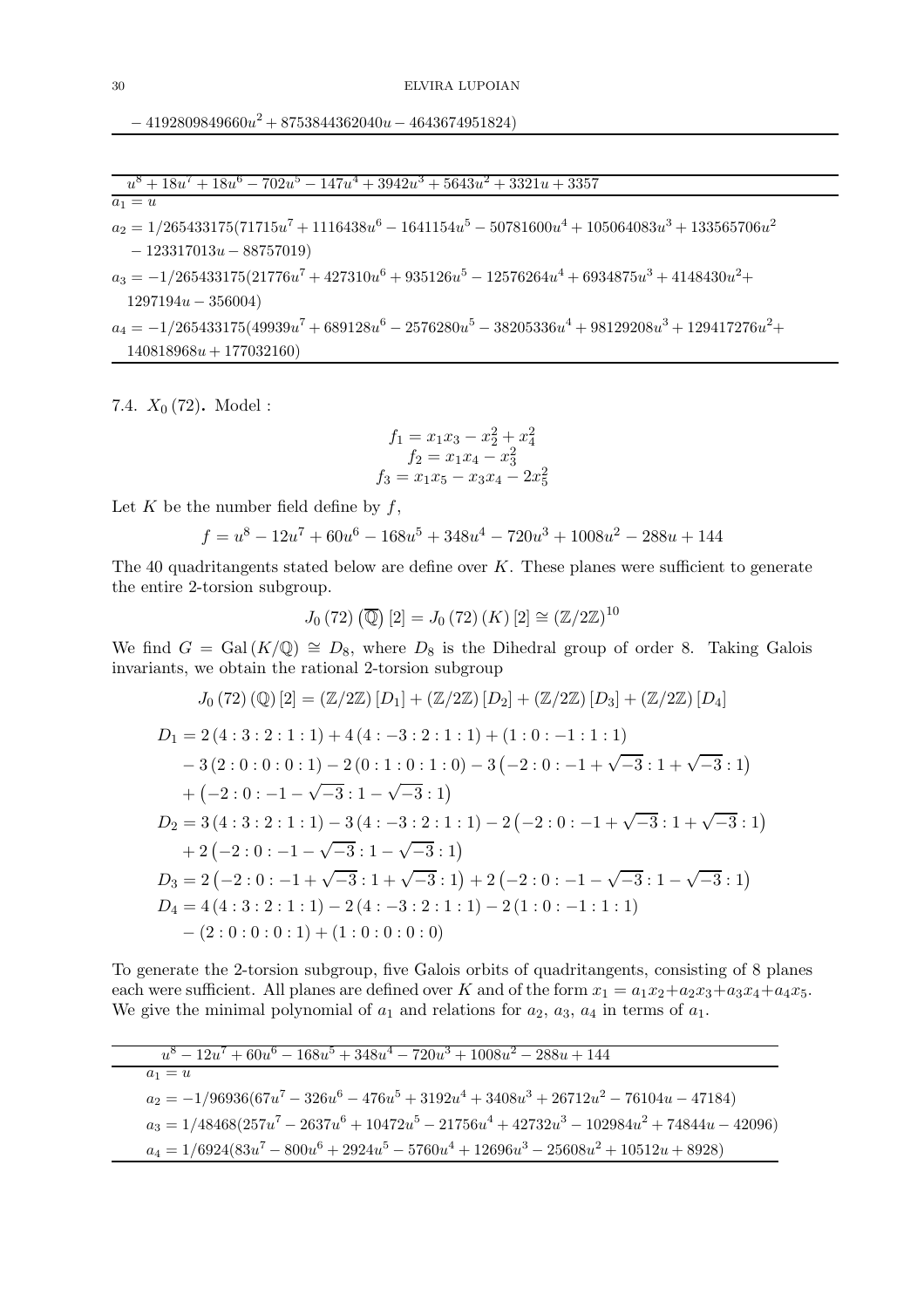$- 4192809849660u^2 + 8753844362040u - 4643674951824)$

| $u^8 + 18u^7 + 18u^6 - 702u^5 - 147u^4 + 3942u^3 + 5643u^2 + 3321u + 3357$ |
|---|
| $a_1 = u$ |
| $a_2 = 1/265433175(71715u^7 + 1116438u^6 - 1641154u^5 - 50781600u^4 + 105064083u^3 + 133565706u^2 - 123317013u - 88757019)$ |
| $a_3 = -1/265433175(21776u^7 + 427310u^6 + 935126u^5 - 12576264u^4 + 6934875u^3 + 4148430u^2 + 1297194u - 356004)$ |
| $a_4 = -1/265433175(49939u^7 + 689128u^6 - 2576280u^5 - 38205336u^4 + 98129208u^3 + 129417276u^2 + 140818968u + 177032160)$ |

**7.4.** $X_0(72)$**.** Model :

$$f_1 = x_1x_3 - x_2^2 + x_4^2$$
$$f_2 = x_1x_4 - x_3^2$$
$$f_3 = x_1x_5 - x_3x_4 - 2x_5^2$$

Let $K$ be the number field define by $f$,

$$f = u^8 - 12u^7 + 60u^6 - 168u^5 + 348u^4 - 720u^3 + 1008u^2 - 288u + 144$$

The 40 quadritangents stated below are define over $K$. These planes were sufficient to generate the entire 2-torsion subgroup.

$$J_0(72)\left(\overline{\mathbb{Q}}\right)[2] = J_0(72)(K)[2] \cong (\mathbb{Z}/2\mathbb{Z})^{10}$$

We find $G = \mathrm{Gal}(K/\mathbb{Q}) \cong D_8$, where $D_8$ is the Dihedral group of order 8. Taking Galois invariants, we obtain the rational 2-torsion subgroup

$$J_0(72)(\mathbb{Q})[2] = (\mathbb{Z}/2\mathbb{Z})[D_1] + (\mathbb{Z}/2\mathbb{Z})[D_2] + (\mathbb{Z}/2\mathbb{Z})[D_3] + (\mathbb{Z}/2\mathbb{Z})[D_4]$$

$$\begin{aligned}
D_1 &= 2(4:3:2:1:1) + 4(4:-3:2:1:1) + (1:0:-1:1:1) \\
&\quad - 3(2:0:0:0:1) - 2(0:1:0:1:0) - 3\left(-2:0:-1+\sqrt{-3}:1+\sqrt{-3}:1\right) \\
&\quad + \left(-2:0:-1-\sqrt{-3}:1-\sqrt{-3}:1\right) \\
D_2 &= 3(4:3:2:1:1) - 3(4:-3:2:1:1) - 2\left(-2:0:-1+\sqrt{-3}:1+\sqrt{-3}:1\right) \\
&\quad + 2\left(-2:0:-1-\sqrt{-3}:1-\sqrt{-3}:1\right) \\
D_3 &= 2\left(-2:0:-1+\sqrt{-3}:1+\sqrt{-3}:1\right) + 2\left(-2:0:-1-\sqrt{-3}:1-\sqrt{-3}:1\right) \\
D_4 &= 4(4:3:2:1:1) - 2(4:-3:2:1:1) - 2(1:0:-1:1:1) \\
&\quad - (2:0:0:0:1) + (1:0:0:0:0)
\end{aligned}$$

To generate the 2-torsion subgroup, five Galois orbits of quadritangents, consisting of 8 planes each were sufficient. All planes are defined over $K$ and of the form $x_1 = a_1x_2 + a_2x_3 + a_3x_4 + a_4x_5$. We give the minimal polynomial of $a_1$ and relations for $a_2$, $a_3$, $a_4$ in terms of $a_1$.

| $u^8 - 12u^7 + 60u^6 - 168u^5 + 348u^4 - 720u^3 + 1008u^2 - 288u + 144$ |
|---|
| $a_1 = u$ |
| $a_2 = -1/96936(67u^7 - 326u^6 - 476u^5 + 3192u^4 + 3408u^3 + 26712u^2 - 76104u - 47184)$ |
| $a_3 = 1/48468(257u^7 - 2637u^6 + 10472u^5 - 21756u^4 + 42732u^3 - 102984u^2 + 74844u - 42096)$ |
| $a_4 = 1/6924(83u^7 - 800u^6 + 2924u^5 - 5760u^4 + 12696u^3 - 25608u^2 + 10512u + 8928)$ |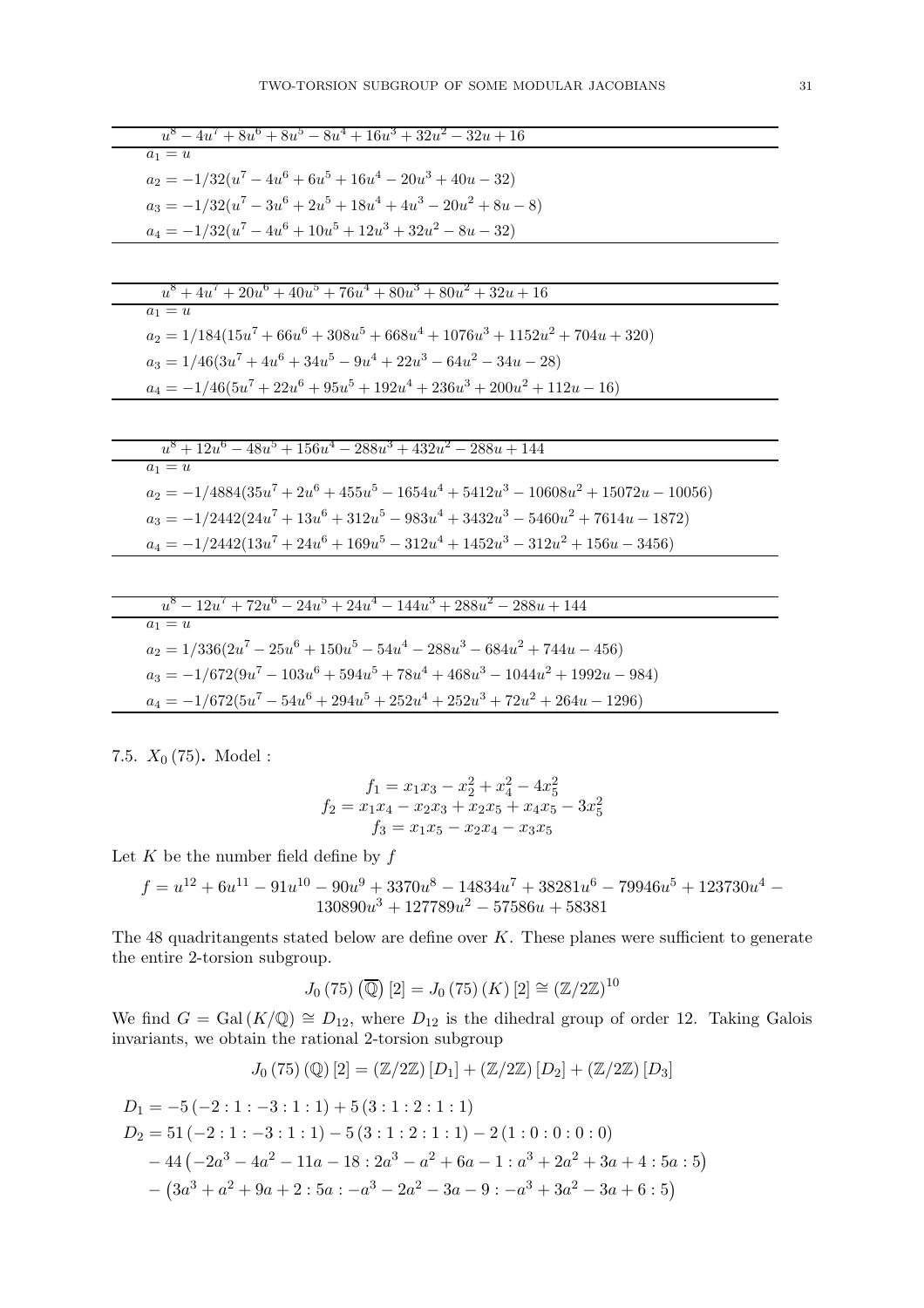| $u^8 - 4u^7 + 8u^6 + 8u^5 - 8u^4 + 16u^3 + 32u^2 - 32u + 16$ |
|---|
| $a_1 = u$ |
| $a_2 = -1/32(u^7 - 4u^6 + 6u^5 + 16u^4 - 20u^3 + 40u - 32)$ |
| $a_3 = -1/32(u^7 - 3u^6 + 2u^5 + 18u^4 + 4u^3 - 20u^2 + 8u - 8)$ |
| $a_4 = -1/32(u^7 - 4u^6 + 10u^5 + 12u^3 + 32u^2 - 8u - 32)$ |

| $u^8 + 4u^7 + 20u^6 + 40u^5 + 76u^4 + 80u^3 + 80u^2 + 32u + 16$ |
|---|
| $a_1 = u$ |
| $a_2 = 1/184(15u^7 + 66u^6 + 308u^5 + 668u^4 + 1076u^3 + 1152u^2 + 704u + 320)$ |
| $a_3 = 1/46(3u^7 + 4u^6 + 34u^5 - 9u^4 + 22u^3 - 64u^2 - 34u - 28)$ |
| $a_4 = -1/46(5u^7 + 22u^6 + 95u^5 + 192u^4 + 236u^3 + 200u^2 + 112u - 16)$ |

| $u^8 + 12u^6 - 48u^5 + 156u^4 - 288u^3 + 432u^2 - 288u + 144$ |
|---|
| $a_1 = u$ |
| $a_2 = -1/4884(35u^7 + 2u^6 + 455u^5 - 1654u^4 + 5412u^3 - 10608u^2 + 15072u - 10056)$ |
| $a_3 = -1/2442(24u^7 + 13u^6 + 312u^5 - 983u^4 + 3432u^3 - 5460u^2 + 7614u - 1872)$ |
| $a_4 = -1/2442(13u^7 + 24u^6 + 169u^5 - 312u^4 + 1452u^3 - 312u^2 + 156u - 3456)$ |

| $u^8 - 12u^7 + 72u^6 - 24u^5 + 24u^4 - 144u^3 + 288u^2 - 288u + 144$ |
|---|
| $a_1 = u$ |
| $a_2 = 1/336(2u^7 - 25u^6 + 150u^5 - 54u^4 - 288u^3 - 684u^2 + 744u - 456)$ |
| $a_3 = -1/672(9u^7 - 103u^6 + 594u^5 + 78u^4 + 468u^3 - 1044u^2 + 1992u - 984)$ |
| $a_4 = -1/672(5u^7 - 54u^6 + 294u^5 + 252u^4 + 252u^3 + 72u^2 + 264u - 1296)$ |

7.5. $X_0(75)$. Model :

$$f_1 = x_1x_3 - x_2^2 + x_4^2 - 4x_5^2$$
$$f_2 = x_1x_4 - x_2x_3 + x_2x_5 + x_4x_5 - 3x_5^2$$
$$f_3 = x_1x_5 - x_2x_4 - x_3x_5$$

Let $K$ be the number field define by $f$

$$f = u^{12} + 6u^{11} - 91u^{10} - 90u^9 + 3370u^8 - 14834u^7 + 38281u^6 - 79946u^5 + 123730u^4 - 130890u^3 + 127789u^2 - 57586u + 58381$$

The 48 quadritangents stated below are define over $K$. These planes were sufficient to generate the entire 2-torsion subgroup.

$$J_0(75)\left(\overline{\mathbb{Q}}\right)[2] = J_0(75)(K)[2] \cong (\mathbb{Z}/2\mathbb{Z})^{10}$$

We find $G = \mathrm{Gal}(K/\mathbb{Q}) \cong D_{12}$, where $D_{12}$ is the dihedral group of order 12. Taking Galois invariants, we obtain the rational 2-torsion subgroup

$$J_0(75)(\mathbb{Q})[2] = (\mathbb{Z}/2\mathbb{Z})[D_1] + (\mathbb{Z}/2\mathbb{Z})[D_2] + (\mathbb{Z}/2\mathbb{Z})[D_3]$$

$$D_1 = -5(-2:1:-3:1:1) + 5(3:1:2:1:1)$$

$$\begin{aligned}D_2 = &\ 51(-2:1:-3:1:1) - 5(3:1:2:1:1) - 2(1:0:0:0:0)\\ &- 44\left(-2a^3 - 4a^2 - 11a - 18 : 2a^3 - a^2 + 6a - 1 : a^3 + 2a^2 + 3a + 4 : 5a : 5\right)\\ &- \left(3a^3 + a^2 + 9a + 2 : 5a : -a^3 - 2a^2 - 3a - 9 : -a^3 + 3a^2 - 3a + 6 : 5\right)\end{aligned}$$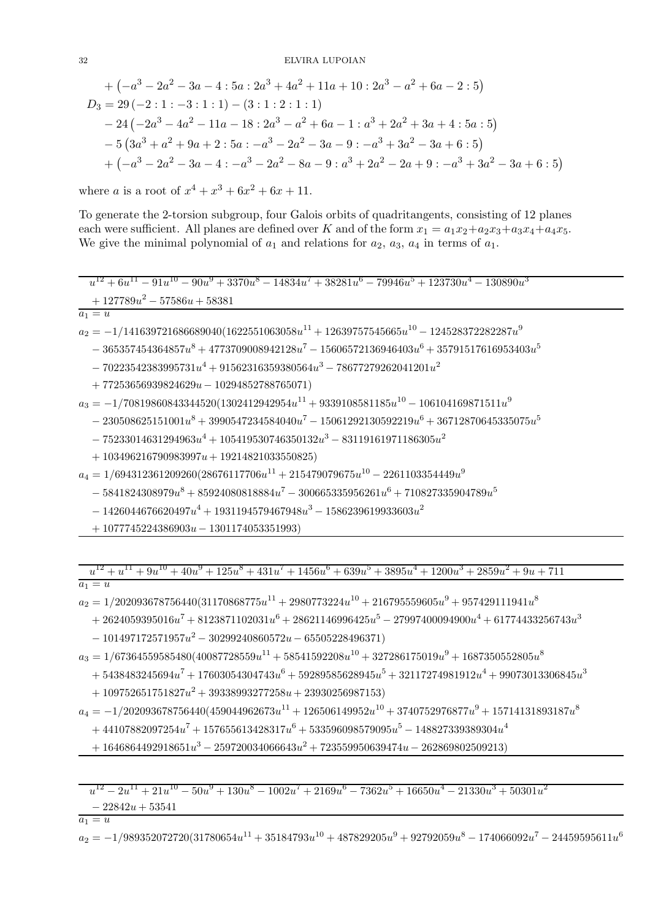$$
\begin{aligned}
&+ \left(-a^3 - 2a^2 - 3a - 4 : 5a : 2a^3 + 4a^2 + 11a + 10 : 2a^3 - a^2 + 6a - 2 : 5\right)\\
D_3 =\ & 29\left(-2 : 1 : -3 : 1 : 1\right) - (3 : 1 : 2 : 1 : 1)\\
&- 24\left(-2a^3 - 4a^2 - 11a - 18 : 2a^3 - a^2 + 6a - 1 : a^3 + 2a^2 + 3a + 4 : 5a : 5\right)\\
&- 5\left(3a^3 + a^2 + 9a + 2 : 5a : -a^3 - 2a^2 - 3a - 9 : -a^3 + 3a^2 - 3a + 6 : 5\right)\\
&+ \left(-a^3 - 2a^2 - 3a - 4 : -a^3 - 2a^2 - 8a - 9 : a^3 + 2a^2 - 2a + 9 : -a^3 + 3a^2 - 3a + 6 : 5\right)
\end{aligned}
$$

where $a$ is a root of $x^4 + x^3 + 6x^2 + 6x + 11$.

To generate the 2-torsion subgroup, four Galois orbits of quadritangents, consisting of 12 planes each were sufficient. All planes are defined over $K$ and of the form $x_1 = a_1x_2 + a_2x_3 + a_3x_4 + a_4x_5$. We give the minimal polynomial of $a_1$ and relations for $a_2$, $a_3$, $a_4$ in terms of $a_1$.

$$u^{12} + 6u^{11} - 91u^{10} - 90u^9 + 3370u^8 - 14834u^7 + 38281u^6 - 79946u^5 + 123730u^4 - 130890u^3 + 127789u^2 - 57586u + 58381$$

$$
\begin{aligned}
a_1 =\ & u\\
a_2 =\ & -1/141639721686689040(1622551063058u^{11} + 12639757545665u^{10} - 124528372282287u^9\\
&- 365357454364857u^8 + 4773709008942128u^7 - 15606572136946403u^6 + 35791517616953403u^5\\
&- 70223542383995731u^4 + 91562316359380564u^3 - 78677279262041201u^2\\
&+ 77253656939824629u - 10294852788765071)\\
a_3 =\ & -1/70819860843344520(1302412942954u^{11} + 9339108581185u^{10} - 106104169871511u^9\\
&- 230508625151001u^8 + 3990547234584040u^7 - 15061292130592219u^6 + 36712870645335075u^5\\
&- 75233014631294963u^4 + 105419530746350132u^3 - 83119161971186305u^2\\
&+ 103496216790983997u + 19214821033550825)\\
a_4 =\ & 1/694312361209260(28676117706u^{11} + 215479079675u^{10} - 2261103354449u^9\\
&- 5841824308979u^8 + 85924080818884u^7 - 300665335956261u^6 + 710827335904789u^5\\
&- 1426044676620497u^4 + 1931194579467948u^3 - 1586239619933603u^2\\
&+ 1077745224386903u - 1301174053351993)
\end{aligned}
$$

$$u^{12} + u^{11} + 9u^{10} + 40u^9 + 125u^8 + 431u^7 + 1456u^6 + 639u^5 + 3895u^4 + 1200u^3 + 2859u^2 + 9u + 711$$

$$
\begin{aligned}
a_1 =\ & u\\
a_2 =\ & 1/202093678756440(31170868775u^{11} + 2980773224u^{10} + 216795559605u^9 + 957429111941u^8\\
&+ 2624059395016u^7 + 8123871102031u^6 + 28621146996425u^5 - 27997400094900u^4 + 61774433256743u^3\\
&- 101497172571957u^2 - 30299240860572u - 65505228496371)\\
a_3 =\ & 1/67364559585480(40087728559u^{11} + 58541592208u^{10} + 327286175019u^9 + 1687350552805u^8\\
&+ 5438483245694u^7 + 17603054304743u^6 + 59289585628945u^5 + 32117274981912u^4 + 99073013306845u^3\\
&+ 109752651751827u^2 + 39338993277258u + 23930256987153)\\
a_4 =\ & -1/202093678756440(459044962673u^{11} + 126506149952u^{10} + 3740752976877u^9 + 15714131893187u^8\\
&+ 44107882097254u^7 + 157655613428317u^6 + 533596098579095u^5 - 148827339389304u^4\\
&+ 1646864492918651u^3 - 259720034066643u^2 + 723559950639474u - 262869802509213)
\end{aligned}
$$

$$u^{12} - 2u^{11} + 21u^{10} - 50u^9 + 130u^8 - 1002u^7 + 2169u^6 - 7362u^5 + 16650u^4 - 21330u^3 + 50301u^2 - 22842u + 53541$$

$$
\begin{aligned}
a_1 =\ & u\\
a_2 =\ & -1/989352072720(31780654u^{11} + 35184793u^{10} + 487829205u^9 + 92792059u^8 - 174066092u^7 - 24459595611u^6
\end{aligned}
$$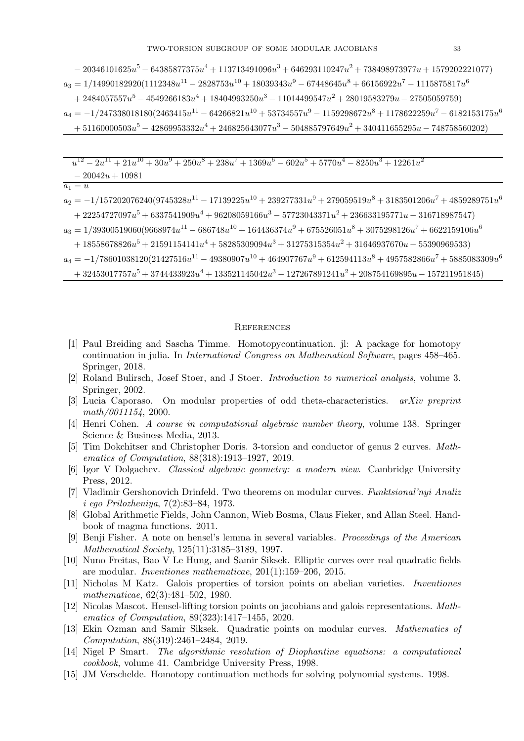$- 20346101625u^5 - 64385877375u^4 + 113713491096u^3 + 646293110247u^2 + 738498973977u + 1579202221077)$

$a_3 = 1/14990182920(1112348u^{11} - 2828753u^{10} + 18039343u^9 - 67448645u^8 + 66156922u^7 - 1115875817u^6$
$+ 2484057557u^5 - 4549266183u^4 + 18404993250u^3 - 11014499547u^2 + 28019583279u - 27505059759)$

$a_4 = -1/247338018180(2463415u^{11} - 64266821u^{10} + 53734557u^9 - 1159298672u^8 + 1178622259u^7 - 6182153175u^6$
$+ 51160000503u^5 - 42869953332u^4 + 246825643077u^3 - 504885797649u^2 + 340411655295u - 748758560202)$

---

$u^{12} - 2u^{11} + 21u^{10} + 30u^9 + 250u^8 + 238u^7 + 1369u^6 - 602u^5 + 5770u^4 - 8250u^3 + 12261u^2$
$- 20042u + 10981$

---

$a_1 = u$

$a_2 = -1/157202076240(9745328u^{11} - 17139225u^{10} + 239277331u^9 + 279059519u^8 + 3183501206u^7 + 4859289751u^6$
$+ 22254727097u^5 + 6337541909u^4 + 96208059166u^3 - 57723043371u^2 + 236633195771u - 316718987547)$

$a_3 = 1/39300519060(9668974u^{11} - 686748u^{10} + 164436374u^9 + 675526051u^8 + 3075298126u^7 + 6622159106u^6$
$+ 18558678826u^5 + 21591154141u^4 + 58285309094u^3 + 31275315354u^2 + 31646937670u - 55390969533)$

$a_4 = -1/78601038120(21427516u^{11} - 49380907u^{10} + 464907767u^9 + 612594113u^8 + 4957582866u^7 + 5885083309u^6$
$+ 32453017757u^5 + 3744433923u^4 + 133521145042u^3 - 127267891241u^2 + 208754169895u - 157211951845)$

## References

[1] Paul Breiding and Sascha Timme. Homotopycontinuation. jl: A package for homotopy continuation in julia. In *International Congress on Mathematical Software*, pages 458–465. Springer, 2018.

[2] Roland Bulirsch, Josef Stoer, and J Stoer. *Introduction to numerical analysis*, volume 3. Springer, 2002.

[3] Lucia Caporaso. On modular properties of odd theta-characteristics. *arXiv preprint math/0011154*, 2000.

[4] Henri Cohen. *A course in computational algebraic number theory*, volume 138. Springer Science & Business Media, 2013.

[5] Tim Dokchitser and Christopher Doris. 3-torsion and conductor of genus 2 curves. *Mathematics of Computation*, 88(318):1913–1927, 2019.

[6] Igor V Dolgachev. *Classical algebraic geometry: a modern view*. Cambridge University Press, 2012.

[7] Vladimir Gershonovich Drinfeld. Two theorems on modular curves. *Funktsional'nyi Analiz i ego Prilozheniya*, 7(2):83–84, 1973.

[8] Global Arithmetic Fields, John Cannon, Wieb Bosma, Claus Fieker, and Allan Steel. Handbook of magma functions. 2011.

[9] Benji Fisher. A note on hensel's lemma in several variables. *Proceedings of the American Mathematical Society*, 125(11):3185–3189, 1997.

[10] Nuno Freitas, Bao V Le Hung, and Samir Siksek. Elliptic curves over real quadratic fields are modular. *Inventiones mathematicae*, 201(1):159–206, 2015.

[11] Nicholas M Katz. Galois properties of torsion points on abelian varieties. *Inventiones mathematicae*, 62(3):481–502, 1980.

[12] Nicolas Mascot. Hensel-lifting torsion points on jacobians and galois representations. *Mathematics of Computation*, 89(323):1417–1455, 2020.

[13] Ekin Ozman and Samir Siksek. Quadratic points on modular curves. *Mathematics of Computation*, 88(319):2461–2484, 2019.

[14] Nigel P Smart. *The algorithmic resolution of Diophantine equations: a computational cookbook*, volume 41. Cambridge University Press, 1998.

[15] JM Verschelde. Homotopy continuation methods for solving polynomial systems. 1998.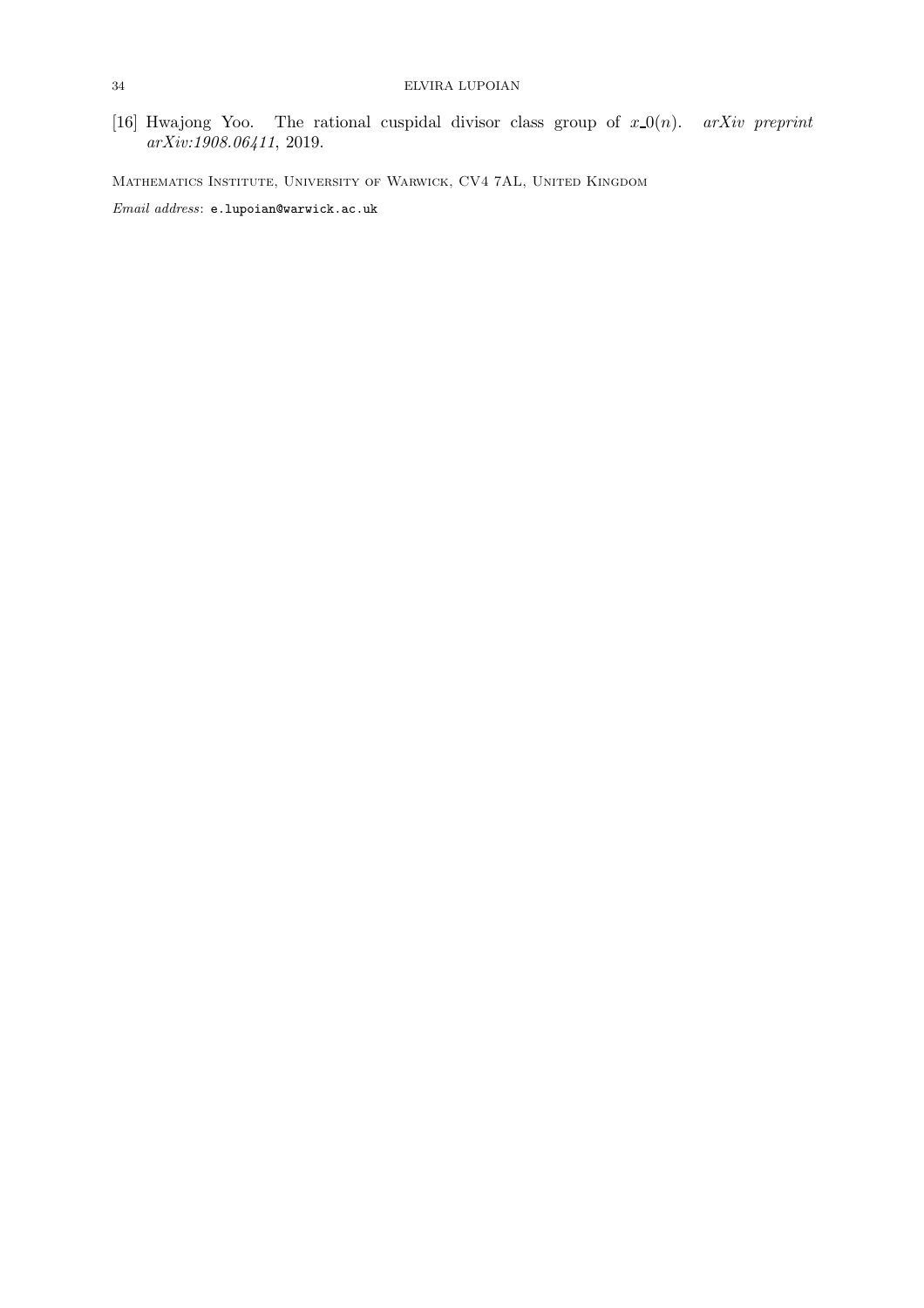[16] Hwajong Yoo. The rational cuspidal divisor class group of $x\_0(n)$. *arXiv preprint arXiv:1908.06411*, 2019.

Mathematics Institute, University of Warwick, CV4 7AL, United Kingdom

*Email address*: `e.lupoian@warwick.ac.uk`